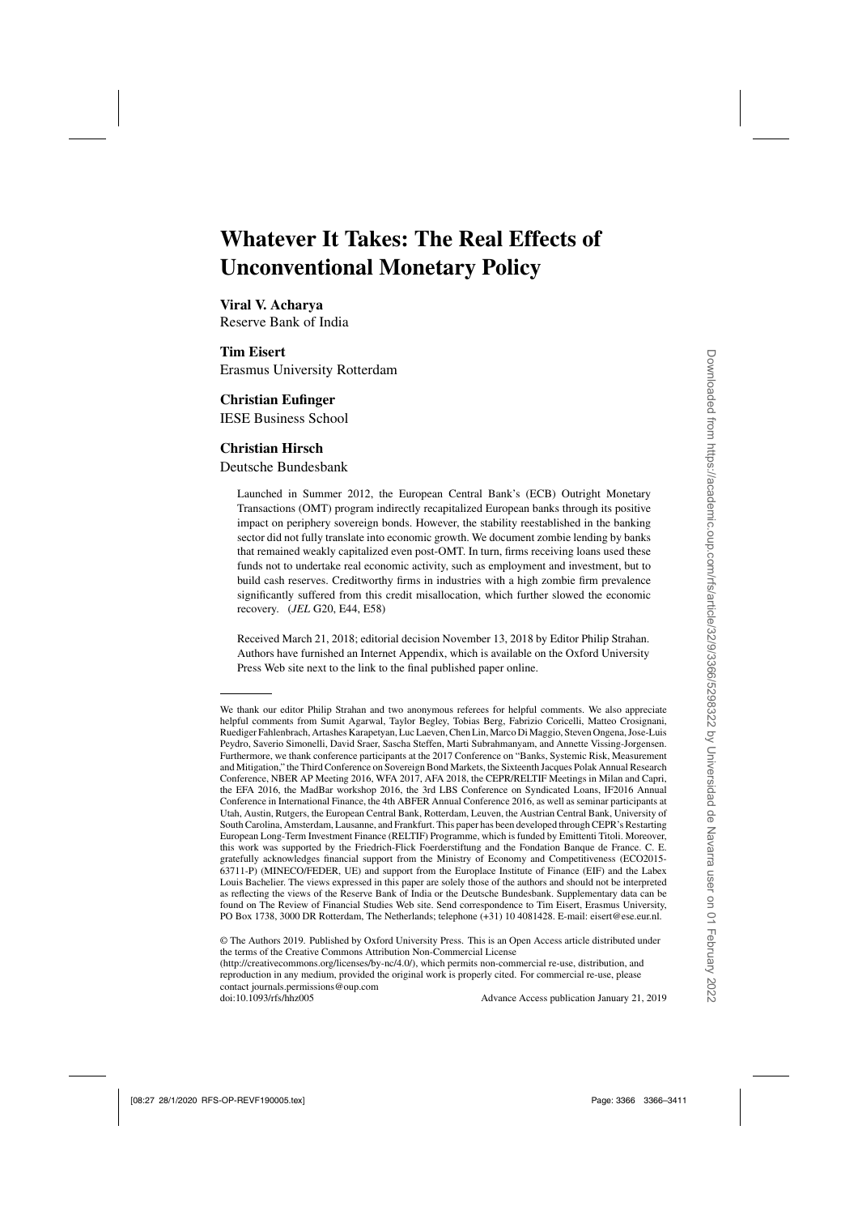# Whatever It Takes: The Real Effects of Unconventional Monetary Policy

**Viral V. Acharya**
Reserve Bank of India

**Tim Eisert**
Erasmus University Rotterdam

**Christian Eufinger**
IESE Business School

**Christian Hirsch**
Deutsche Bundesbank

Launched in Summer 2012, the European Central Bank's (ECB) Outright Monetary Transactions (OMT) program indirectly recapitalized European banks through its positive impact on periphery sovereign bonds. However, the stability reestablished in the banking sector did not fully translate into economic growth. We document zombie lending by banks that remained weakly capitalized even post-OMT. In turn, firms receiving loans used these funds not to undertake real economic activity, such as employment and investment, but to build cash reserves. Creditworthy firms in industries with a high zombie firm prevalence significantly suffered from this credit misallocation, which further slowed the economic recovery. (*JEL* G20, E44, E58)

Received March 21, 2018; editorial decision November 13, 2018 by Editor Philip Strahan. Authors have furnished an Internet Appendix, which is available on the Oxford University Press Web site next to the link to the final published paper online.

---

We thank our editor Philip Strahan and two anonymous referees for helpful comments. We also appreciate helpful comments from Sumit Agarwal, Taylor Begley, Tobias Berg, Fabrizio Coricelli, Matteo Crosignani, Ruediger Fahlenbrach, Artashes Karapetyan, Luc Laeven, Chen Lin, Marco Di Maggio, Steven Ongena, Jose-Luis Peydro, Saverio Simonelli, David Sraer, Sascha Steffen, Marti Subrahmanyam, and Annette Vissing-Jorgensen. Furthermore, we thank conference participants at the 2017 Conference on "Banks, Systemic Risk, Measurement and Mitigation," the Third Conference on Sovereign Bond Markets, the Sixteenth Jacques Polak Annual Research Conference, NBER AP Meeting 2016, WFA 2017, AFA 2018, the CEPR/RELTIF Meetings in Milan and Capri, the EFA 2016, the MadBar workshop 2016, the 3rd LBS Conference on Syndicated Loans, IF2016 Annual Conference in International Finance, the 4th ABFER Annual Conference 2016, as well as seminar participants at Utah, Austin, Rutgers, the European Central Bank, Rotterdam, Leuven, the Austrian Central Bank, University of South Carolina, Amsterdam, Lausanne, and Frankfurt. This paper has been developed through CEPR's Restarting European Long-Term Investment Finance (RELTIF) Programme, which is funded by Emittenti Titoli. Moreover, this work was supported by the Friedrich-Flick Foerderstiftung and the Fondation Banque de France. C. E. gratefully acknowledges financial support from the Ministry of Economy and Competitiveness (ECO2015-63711-P) (MINECO/FEDER, UE) and support from the Europlace Institute of Finance (EIF) and the Labex Louis Bachelier. The views expressed in this paper are solely those of the authors and should not be interpreted as reflecting the views of the Reserve Bank of India or the Deutsche Bundesbank. Supplementary data can be found on The Review of Financial Studies Web site. Send correspondence to Tim Eisert, Erasmus University, PO Box 1738, 3000 DR Rotterdam, The Netherlands; telephone (+31) 10 4081428. E-mail: eisert@ese.eur.nl.

© The Authors 2019. Published by Oxford University Press. This is an Open Access article distributed under the terms of the Creative Commons Attribution Non-Commercial License (http://creativecommons.org/licenses/by-nc/4.0/), which permits non-commercial re-use, distribution, and reproduction in any medium, provided the original work is properly cited. For commercial re-use, please contact journals.permissions@oup.com
doi:10.1093/rfs/hhz005 Advance Access publication January 21, 2019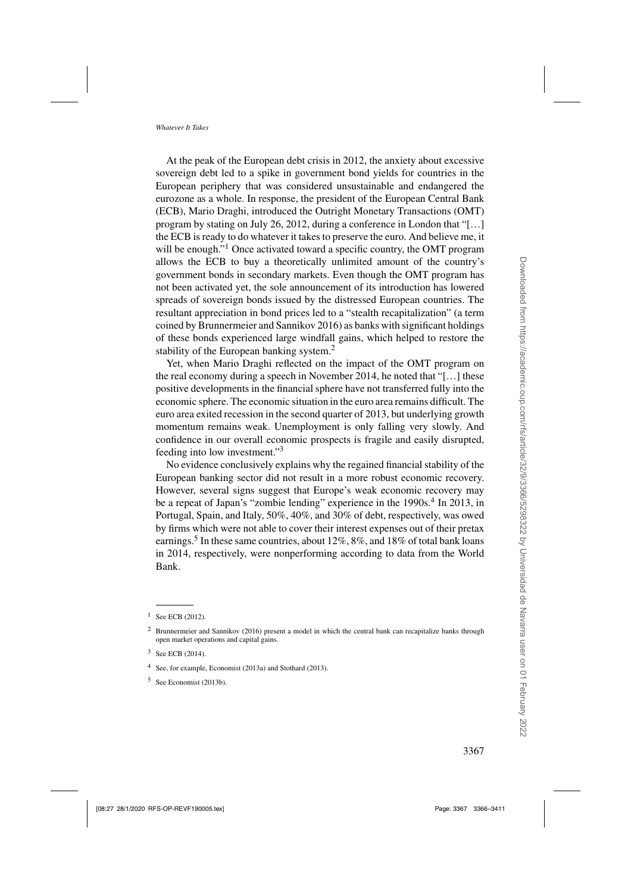At the peak of the European debt crisis in 2012, the anxiety about excessive sovereign debt led to a spike in government bond yields for countries in the European periphery that was considered unsustainable and endangered the eurozone as a whole. In response, the president of the European Central Bank (ECB), Mario Draghi, introduced the Outright Monetary Transactions (OMT) program by stating on July 26, 2012, during a conference in London that "[…] the ECB is ready to do whatever it takes to preserve the euro. And believe me, it will be enough."[1] Once activated toward a specific country, the OMT program allows the ECB to buy a theoretically unlimited amount of the country's government bonds in secondary markets. Even though the OMT program has not been activated yet, the sole announcement of its introduction has lowered spreads of sovereign bonds issued by the distressed European countries. The resultant appreciation in bond prices led to a "stealth recapitalization" (a term coined by Brunnermeier and Sannikov 2016) as banks with significant holdings of these bonds experienced large windfall gains, which helped to restore the stability of the European banking system.[2]

Yet, when Mario Draghi reflected on the impact of the OMT program on the real economy during a speech in November 2014, he noted that "[…] these positive developments in the financial sphere have not transferred fully into the economic sphere. The economic situation in the euro area remains difficult. The euro area exited recession in the second quarter of 2013, but underlying growth momentum remains weak. Unemployment is only falling very slowly. And confidence in our overall economic prospects is fragile and easily disrupted, feeding into low investment."[3]

No evidence conclusively explains why the regained financial stability of the European banking sector did not result in a more robust economic recovery. However, several signs suggest that Europe's weak economic recovery may be a repeat of Japan's "zombie lending" experience in the 1990s.[4] In 2013, in Portugal, Spain, and Italy, 50%, 40%, and 30% of debt, respectively, was owed by firms which were not able to cover their interest expenses out of their pretax earnings.[5] In these same countries, about 12%, 8%, and 18% of total bank loans in 2014, respectively, were nonperforming according to data from the World Bank.

---

[1] See ECB (2012).

[2] Brunnermeier and Sannikov (2016) present a model in which the central bank can recapitalize banks through open market operations and capital gains.

[3] See ECB (2014).

[4] See, for example, Economist (2013a) and Stothard (2013).

[5] See Economist (2013b).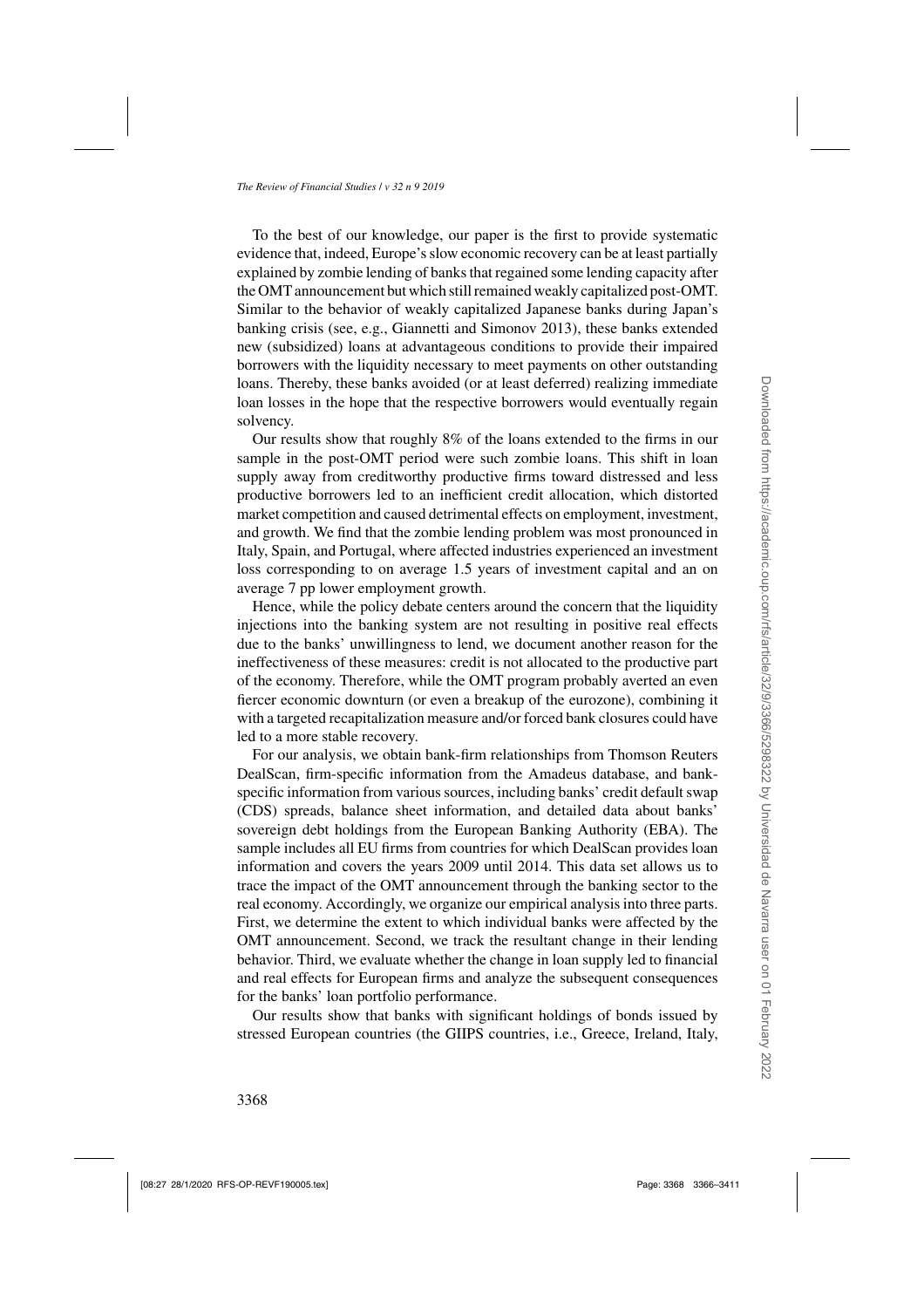To the best of our knowledge, our paper is the first to provide systematic evidence that, indeed, Europe's slow economic recovery can be at least partially explained by zombie lending of banks that regained some lending capacity after the OMT announcement but which still remained weakly capitalized post-OMT. Similar to the behavior of weakly capitalized Japanese banks during Japan's banking crisis (see, e.g., Giannetti and Simonov 2013), these banks extended new (subsidized) loans at advantageous conditions to provide their impaired borrowers with the liquidity necessary to meet payments on other outstanding loans. Thereby, these banks avoided (or at least deferred) realizing immediate loan losses in the hope that the respective borrowers would eventually regain solvency.

Our results show that roughly 8% of the loans extended to the firms in our sample in the post-OMT period were such zombie loans. This shift in loan supply away from creditworthy productive firms toward distressed and less productive borrowers led to an inefficient credit allocation, which distorted market competition and caused detrimental effects on employment, investment, and growth. We find that the zombie lending problem was most pronounced in Italy, Spain, and Portugal, where affected industries experienced an investment loss corresponding to on average 1.5 years of investment capital and an on average 7 pp lower employment growth.

Hence, while the policy debate centers around the concern that the liquidity injections into the banking system are not resulting in positive real effects due to the banks' unwillingness to lend, we document another reason for the ineffectiveness of these measures: credit is not allocated to the productive part of the economy. Therefore, while the OMT program probably averted an even fiercer economic downturn (or even a breakup of the eurozone), combining it with a targeted recapitalization measure and/or forced bank closures could have led to a more stable recovery.

For our analysis, we obtain bank-firm relationships from Thomson Reuters DealScan, firm-specific information from the Amadeus database, and bank-specific information from various sources, including banks' credit default swap (CDS) spreads, balance sheet information, and detailed data about banks' sovereign debt holdings from the European Banking Authority (EBA). The sample includes all EU firms from countries for which DealScan provides loan information and covers the years 2009 until 2014. This data set allows us to trace the impact of the OMT announcement through the banking sector to the real economy. Accordingly, we organize our empirical analysis into three parts. First, we determine the extent to which individual banks were affected by the OMT announcement. Second, we track the resultant change in their lending behavior. Third, we evaluate whether the change in loan supply led to financial and real effects for European firms and analyze the subsequent consequences for the banks' loan portfolio performance.

Our results show that banks with significant holdings of bonds issued by stressed European countries (the GIIPS countries, i.e., Greece, Ireland, Italy,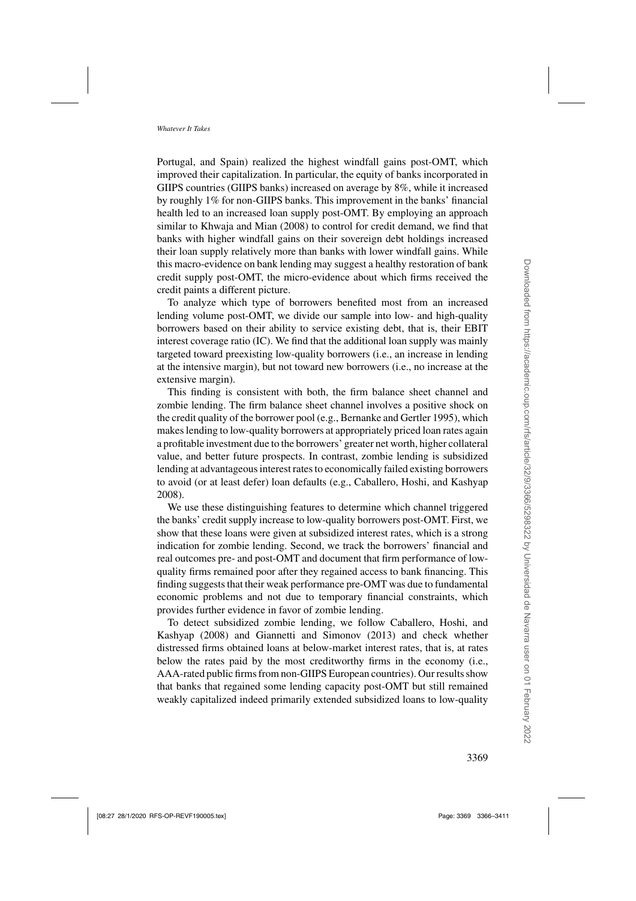Portugal, and Spain) realized the highest windfall gains post-OMT, which improved their capitalization. In particular, the equity of banks incorporated in GIIPS countries (GIIPS banks) increased on average by 8%, while it increased by roughly 1% for non-GIIPS banks. This improvement in the banks' financial health led to an increased loan supply post-OMT. By employing an approach similar to Khwaja and Mian (2008) to control for credit demand, we find that banks with higher windfall gains on their sovereign debt holdings increased their loan supply relatively more than banks with lower windfall gains. While this macro-evidence on bank lending may suggest a healthy restoration of bank credit supply post-OMT, the micro-evidence about which firms received the credit paints a different picture.

To analyze which type of borrowers benefited most from an increased lending volume post-OMT, we divide our sample into low- and high-quality borrowers based on their ability to service existing debt, that is, their EBIT interest coverage ratio (IC). We find that the additional loan supply was mainly targeted toward preexisting low-quality borrowers (i.e., an increase in lending at the intensive margin), but not toward new borrowers (i.e., no increase at the extensive margin).

This finding is consistent with both, the firm balance sheet channel and zombie lending. The firm balance sheet channel involves a positive shock on the credit quality of the borrower pool (e.g., Bernanke and Gertler 1995), which makes lending to low-quality borrowers at appropriately priced loan rates again a profitable investment due to the borrowers' greater net worth, higher collateral value, and better future prospects. In contrast, zombie lending is subsidized lending at advantageous interest rates to economically failed existing borrowers to avoid (or at least defer) loan defaults (e.g., Caballero, Hoshi, and Kashyap 2008).

We use these distinguishing features to determine which channel triggered the banks' credit supply increase to low-quality borrowers post-OMT. First, we show that these loans were given at subsidized interest rates, which is a strong indication for zombie lending. Second, we track the borrowers' financial and real outcomes pre- and post-OMT and document that firm performance of low-quality firms remained poor after they regained access to bank financing. This finding suggests that their weak performance pre-OMT was due to fundamental economic problems and not due to temporary financial constraints, which provides further evidence in favor of zombie lending.

To detect subsidized zombie lending, we follow Caballero, Hoshi, and Kashyap (2008) and Giannetti and Simonov (2013) and check whether distressed firms obtained loans at below-market interest rates, that is, at rates below the rates paid by the most creditworthy firms in the economy (i.e., AAA-rated public firms from non-GIIPS European countries). Our results show that banks that regained some lending capacity post-OMT but still remained weakly capitalized indeed primarily extended subsidized loans to low-quality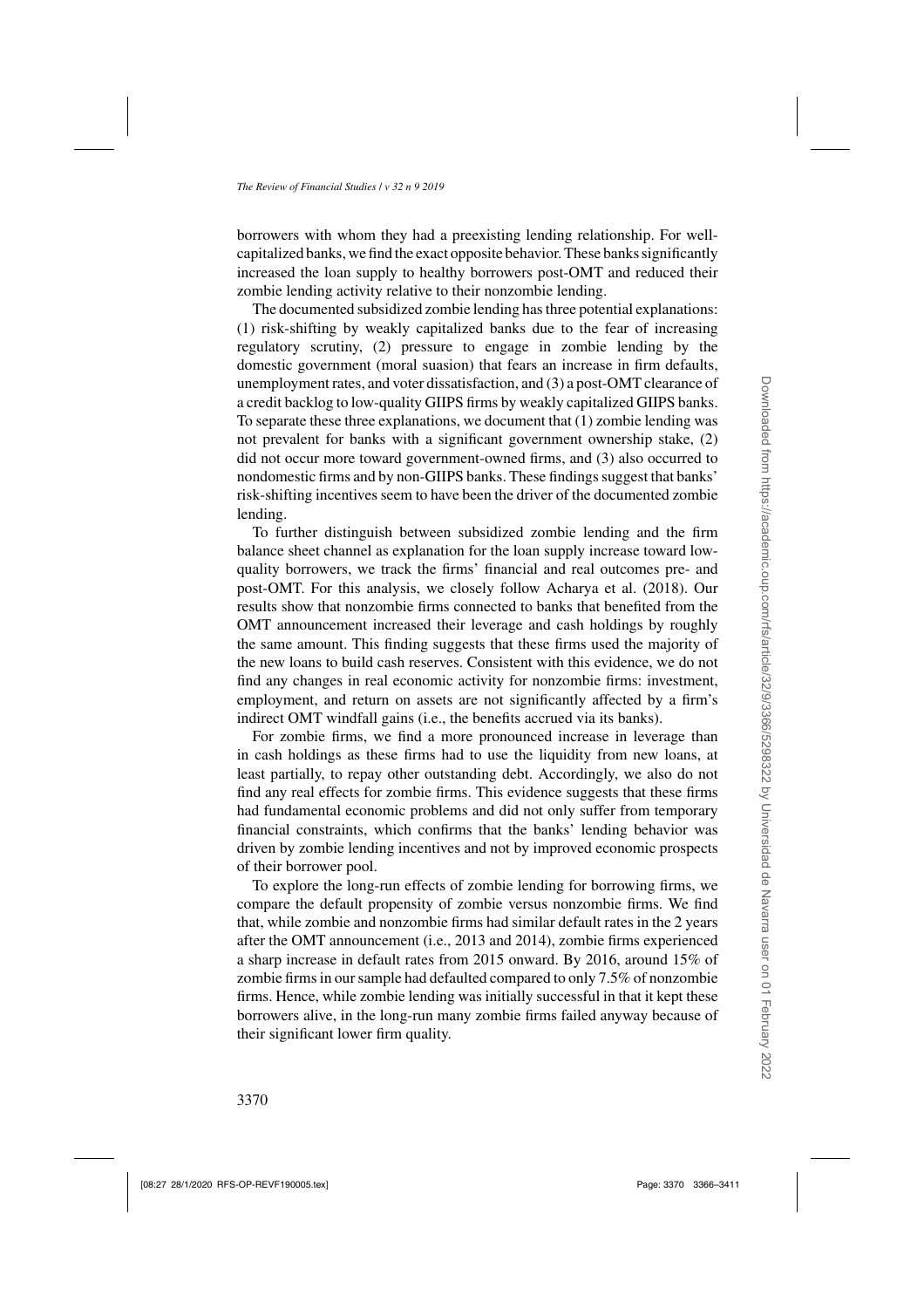borrowers with whom they had a preexisting lending relationship. For well-capitalized banks, we find the exact opposite behavior. These banks significantly increased the loan supply to healthy borrowers post-OMT and reduced their zombie lending activity relative to their nonzombie lending.

The documented subsidized zombie lending has three potential explanations: (1) risk-shifting by weakly capitalized banks due to the fear of increasing regulatory scrutiny, (2) pressure to engage in zombie lending by the domestic government (moral suasion) that fears an increase in firm defaults, unemployment rates, and voter dissatisfaction, and (3) a post-OMT clearance of a credit backlog to low-quality GIIPS firms by weakly capitalized GIIPS banks. To separate these three explanations, we document that (1) zombie lending was not prevalent for banks with a significant government ownership stake, (2) did not occur more toward government-owned firms, and (3) also occurred to nondomestic firms and by non-GIIPS banks. These findings suggest that banks' risk-shifting incentives seem to have been the driver of the documented zombie lending.

To further distinguish between subsidized zombie lending and the firm balance sheet channel as explanation for the loan supply increase toward low-quality borrowers, we track the firms' financial and real outcomes pre- and post-OMT. For this analysis, we closely follow Acharya et al. (2018). Our results show that nonzombie firms connected to banks that benefited from the OMT announcement increased their leverage and cash holdings by roughly the same amount. This finding suggests that these firms used the majority of the new loans to build cash reserves. Consistent with this evidence, we do not find any changes in real economic activity for nonzombie firms: investment, employment, and return on assets are not significantly affected by a firm's indirect OMT windfall gains (i.e., the benefits accrued via its banks).

For zombie firms, we find a more pronounced increase in leverage than in cash holdings as these firms had to use the liquidity from new loans, at least partially, to repay other outstanding debt. Accordingly, we also do not find any real effects for zombie firms. This evidence suggests that these firms had fundamental economic problems and did not only suffer from temporary financial constraints, which confirms that the banks' lending behavior was driven by zombie lending incentives and not by improved economic prospects of their borrower pool.

To explore the long-run effects of zombie lending for borrowing firms, we compare the default propensity of zombie versus nonzombie firms. We find that, while zombie and nonzombie firms had similar default rates in the 2 years after the OMT announcement (i.e., 2013 and 2014), zombie firms experienced a sharp increase in default rates from 2015 onward. By 2016, around 15% of zombie firms in our sample had defaulted compared to only 7.5% of nonzombie firms. Hence, while zombie lending was initially successful in that it kept these borrowers alive, in the long-run many zombie firms failed anyway because of their significant lower firm quality.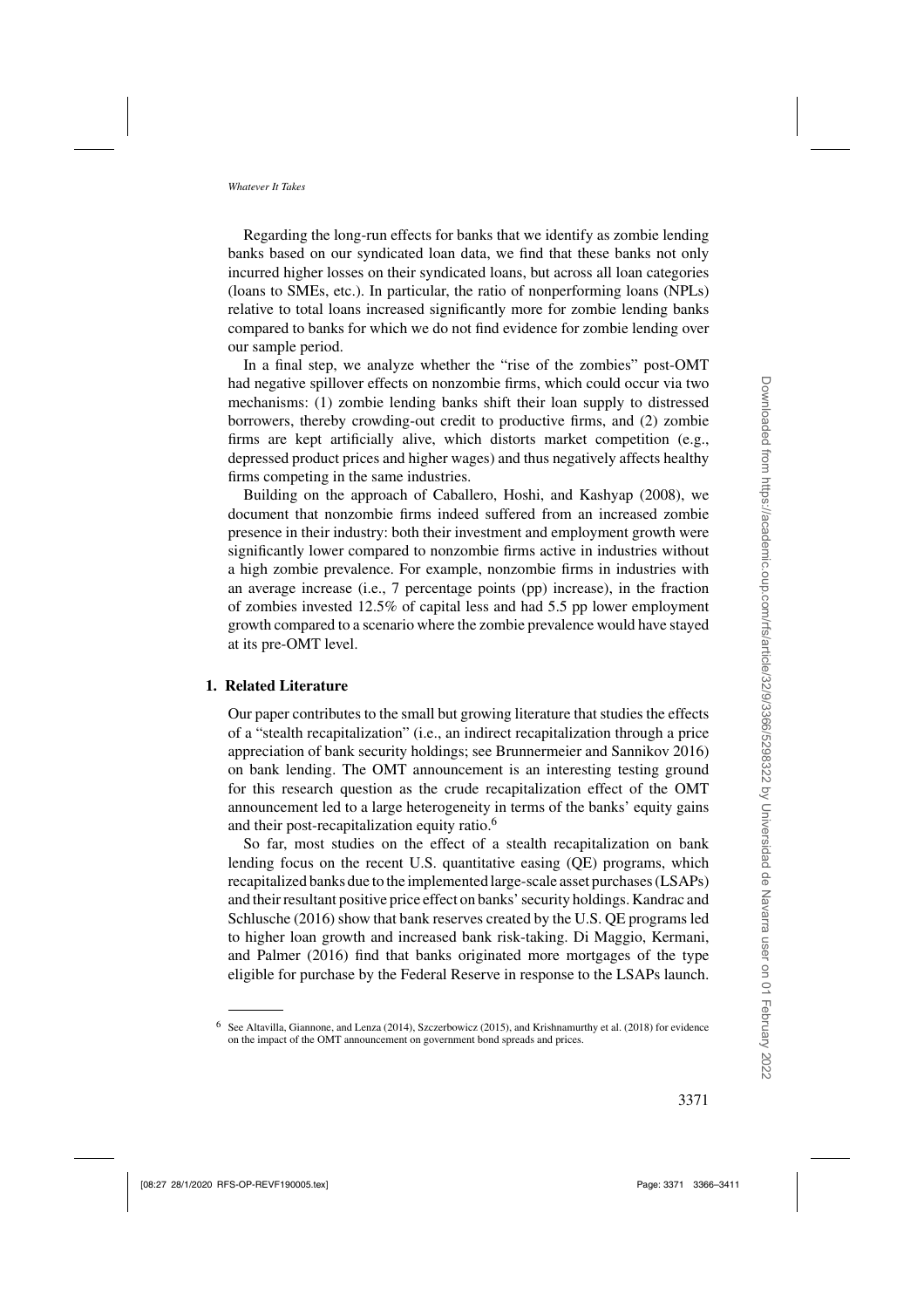Regarding the long-run effects for banks that we identify as zombie lending banks based on our syndicated loan data, we find that these banks not only incurred higher losses on their syndicated loans, but across all loan categories (loans to SMEs, etc.). In particular, the ratio of nonperforming loans (NPLs) relative to total loans increased significantly more for zombie lending banks compared to banks for which we do not find evidence for zombie lending over our sample period.

In a final step, we analyze whether the "rise of the zombies" post-OMT had negative spillover effects on nonzombie firms, which could occur via two mechanisms: (1) zombie lending banks shift their loan supply to distressed borrowers, thereby crowding-out credit to productive firms, and (2) zombie firms are kept artificially alive, which distorts market competition (e.g., depressed product prices and higher wages) and thus negatively affects healthy firms competing in the same industries.

Building on the approach of Caballero, Hoshi, and Kashyap (2008), we document that nonzombie firms indeed suffered from an increased zombie presence in their industry: both their investment and employment growth were significantly lower compared to nonzombie firms active in industries without a high zombie prevalence. For example, nonzombie firms in industries with an average increase (i.e., 7 percentage points (pp) increase), in the fraction of zombies invested 12.5% of capital less and had 5.5 pp lower employment growth compared to a scenario where the zombie prevalence would have stayed at its pre-OMT level.

## 1. Related Literature

Our paper contributes to the small but growing literature that studies the effects of a "stealth recapitalization" (i.e., an indirect recapitalization through a price appreciation of bank security holdings; see Brunnermeier and Sannikov 2016) on bank lending. The OMT announcement is an interesting testing ground for this research question as the crude recapitalization effect of the OMT announcement led to a large heterogeneity in terms of the banks' equity gains and their post-recapitalization equity ratio.[6]

So far, most studies on the effect of a stealth recapitalization on bank lending focus on the recent U.S. quantitative easing (QE) programs, which recapitalized banks due to the implemented large-scale asset purchases (LSAPs) and their resultant positive price effect on banks' security holdings. Kandrac and Schlusche (2016) show that bank reserves created by the U.S. QE programs led to higher loan growth and increased bank risk-taking. Di Maggio, Kermani, and Palmer (2016) find that banks originated more mortgages of the type eligible for purchase by the Federal Reserve in response to the LSAPs launch.

[6] See Altavilla, Giannone, and Lenza (2014), Szczerbowicz (2015), and Krishnamurthy et al. (2018) for evidence on the impact of the OMT announcement on government bond spreads and prices.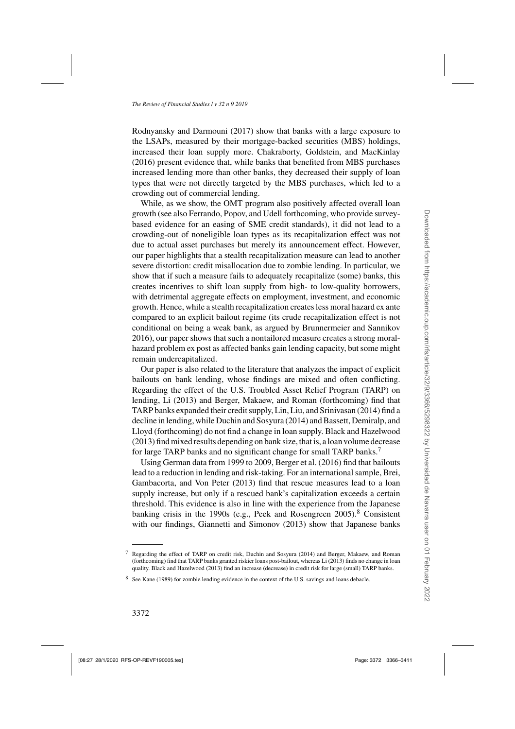Rodnyansky and Darmouni (2017) show that banks with a large exposure to the LSAPs, measured by their mortgage-backed securities (MBS) holdings, increased their loan supply more. Chakraborty, Goldstein, and MacKinlay (2016) present evidence that, while banks that benefited from MBS purchases increased lending more than other banks, they decreased their supply of loan types that were not directly targeted by the MBS purchases, which led to a crowding out of commercial lending.

While, as we show, the OMT program also positively affected overall loan growth (see also Ferrando, Popov, and Udell forthcoming, who provide survey-based evidence for an easing of SME credit standards), it did not lead to a crowding-out of noneligible loan types as its recapitalization effect was not due to actual asset purchases but merely its announcement effect. However, our paper highlights that a stealth recapitalization measure can lead to another severe distortion: credit misallocation due to zombie lending. In particular, we show that if such a measure fails to adequately recapitalize (some) banks, this creates incentives to shift loan supply from high- to low-quality borrowers, with detrimental aggregate effects on employment, investment, and economic growth. Hence, while a stealth recapitalization creates less moral hazard ex ante compared to an explicit bailout regime (its crude recapitalization effect is not conditional on being a weak bank, as argued by Brunnermeier and Sannikov 2016), our paper shows that such a nontailored measure creates a strong moral-hazard problem ex post as affected banks gain lending capacity, but some might remain undercapitalized.

Our paper is also related to the literature that analyzes the impact of explicit bailouts on bank lending, whose findings are mixed and often conflicting. Regarding the effect of the U.S. Troubled Asset Relief Program (TARP) on lending, Li (2013) and Berger, Makaew, and Roman (forthcoming) find that TARP banks expanded their credit supply, Lin, Liu, and Srinivasan (2014) find a decline in lending, while Duchin and Sosyura (2014) and Bassett, Demiralp, and Lloyd (forthcoming) do not find a change in loan supply. Black and Hazelwood (2013) find mixed results depending on bank size, that is, a loan volume decrease for large TARP banks and no significant change for small TARP banks.[7]

Using German data from 1999 to 2009, Berger et al. (2016) find that bailouts lead to a reduction in lending and risk-taking. For an international sample, Brei, Gambacorta, and Von Peter (2013) find that rescue measures lead to a loan supply increase, but only if a rescued bank's capitalization exceeds a certain threshold. This evidence is also in line with the experience from the Japanese banking crisis in the 1990s (e.g., Peek and Rosengreen 2005).[8] Consistent with our findings, Giannetti and Simonov (2013) show that Japanese banks

---

[7] Regarding the effect of TARP on credit risk, Duchin and Sosyura (2014) and Berger, Makaew, and Roman (forthcoming) find that TARP banks granted riskier loans post-bailout, whereas Li (2013) finds no change in loan quality. Black and Hazelwood (2013) find an increase (decrease) in credit risk for large (small) TARP banks.

[8] See Kane (1989) for zombie lending evidence in the context of the U.S. savings and loans debacle.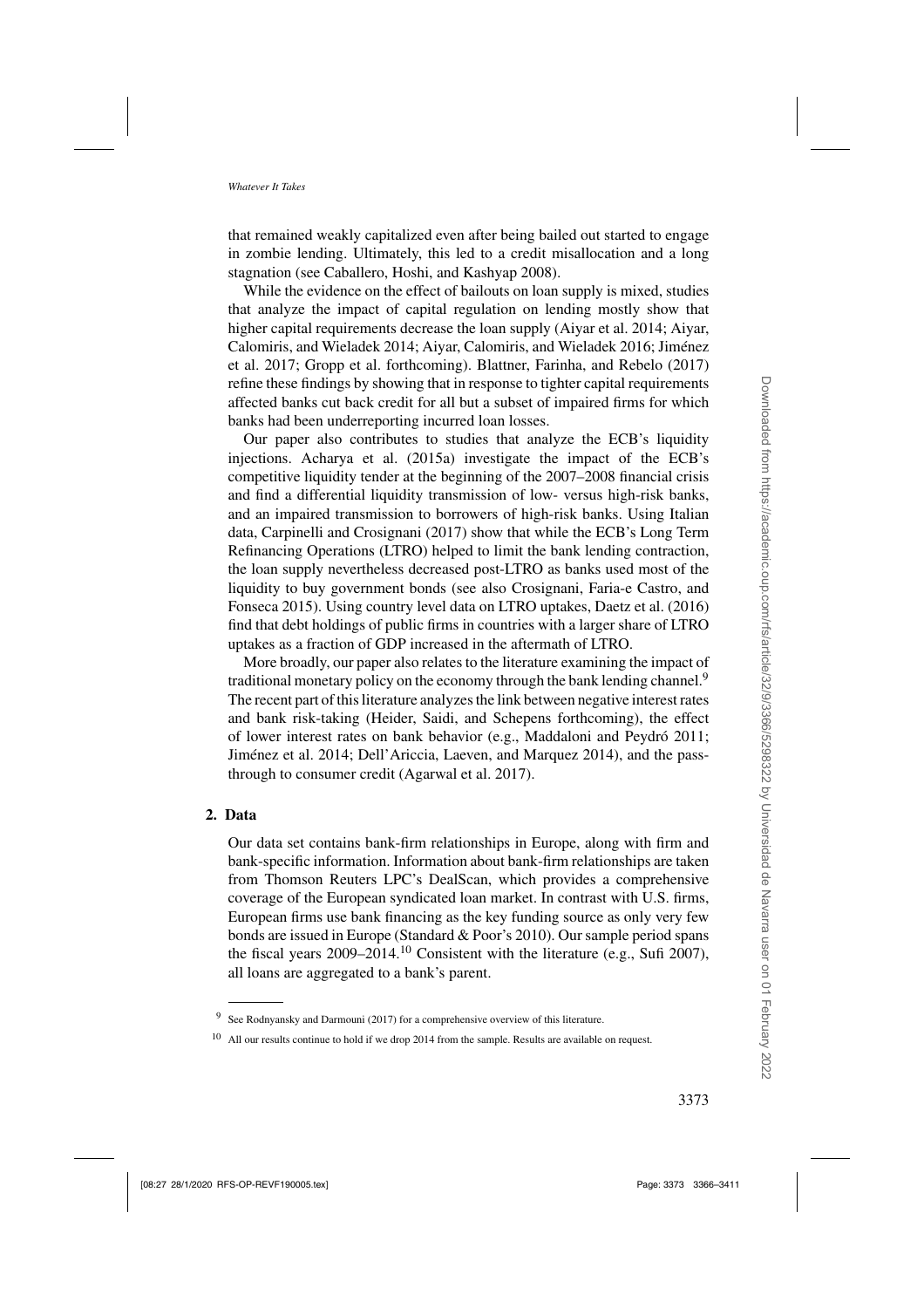that remained weakly capitalized even after being bailed out started to engage in zombie lending. Ultimately, this led to a credit misallocation and a long stagnation (see Caballero, Hoshi, and Kashyap 2008).

While the evidence on the effect of bailouts on loan supply is mixed, studies that analyze the impact of capital regulation on lending mostly show that higher capital requirements decrease the loan supply (Aiyar et al. 2014; Aiyar, Calomiris, and Wieladek 2014; Aiyar, Calomiris, and Wieladek 2016; Jiménez et al. 2017; Gropp et al. forthcoming). Blattner, Farinha, and Rebelo (2017) refine these findings by showing that in response to tighter capital requirements affected banks cut back credit for all but a subset of impaired firms for which banks had been underreporting incurred loan losses.

Our paper also contributes to studies that analyze the ECB's liquidity injections. Acharya et al. (2015a) investigate the impact of the ECB's competitive liquidity tender at the beginning of the 2007–2008 financial crisis and find a differential liquidity transmission of low- versus high-risk banks, and an impaired transmission to borrowers of high-risk banks. Using Italian data, Carpinelli and Crosignani (2017) show that while the ECB's Long Term Refinancing Operations (LTRO) helped to limit the bank lending contraction, the loan supply nevertheless decreased post-LTRO as banks used most of the liquidity to buy government bonds (see also Crosignani, Faria-e Castro, and Fonseca 2015). Using country level data on LTRO uptakes, Daetz et al. (2016) find that debt holdings of public firms in countries with a larger share of LTRO uptakes as a fraction of GDP increased in the aftermath of LTRO.

More broadly, our paper also relates to the literature examining the impact of traditional monetary policy on the economy through the bank lending channel.[9] The recent part of this literature analyzes the link between negative interest rates and bank risk-taking (Heider, Saidi, and Schepens forthcoming), the effect of lower interest rates on bank behavior (e.g., Maddaloni and Peydró 2011; Jiménez et al. 2014; Dell'Ariccia, Laeven, and Marquez 2014), and the pass-through to consumer credit (Agarwal et al. 2017).

## 2. Data

Our data set contains bank-firm relationships in Europe, along with firm and bank-specific information. Information about bank-firm relationships are taken from Thomson Reuters LPC's DealScan, which provides a comprehensive coverage of the European syndicated loan market. In contrast with U.S. firms, European firms use bank financing as the key funding source as only very few bonds are issued in Europe (Standard & Poor's 2010). Our sample period spans the fiscal years 2009–2014.[10] Consistent with the literature (e.g., Sufi 2007), all loans are aggregated to a bank's parent.

---

[9] See Rodnyansky and Darmouni (2017) for a comprehensive overview of this literature.

[10] All our results continue to hold if we drop 2014 from the sample. Results are available on request.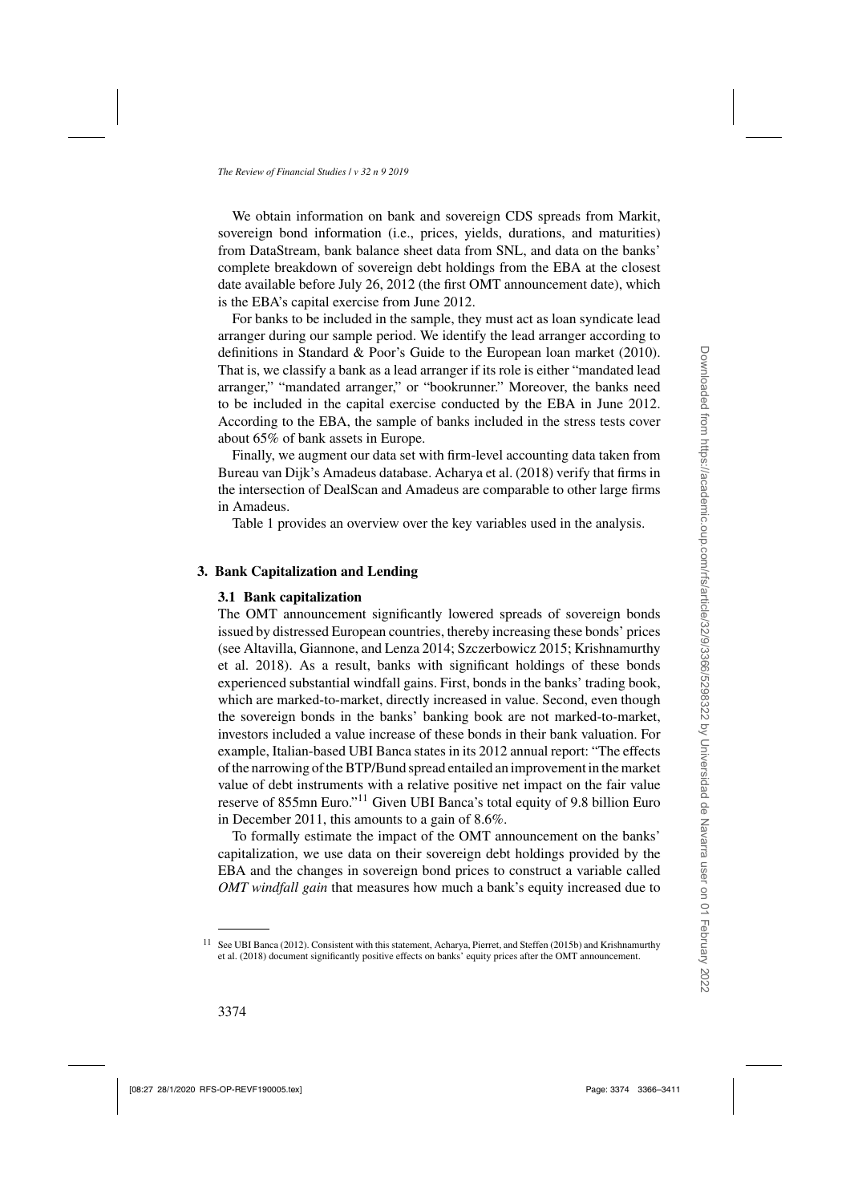We obtain information on bank and sovereign CDS spreads from Markit, sovereign bond information (i.e., prices, yields, durations, and maturities) from DataStream, bank balance sheet data from SNL, and data on the banks' complete breakdown of sovereign debt holdings from the EBA at the closest date available before July 26, 2012 (the first OMT announcement date), which is the EBA's capital exercise from June 2012.

For banks to be included in the sample, they must act as loan syndicate lead arranger during our sample period. We identify the lead arranger according to definitions in Standard & Poor's Guide to the European loan market (2010). That is, we classify a bank as a lead arranger if its role is either "mandated lead arranger," "mandated arranger," or "bookrunner." Moreover, the banks need to be included in the capital exercise conducted by the EBA in June 2012. According to the EBA, the sample of banks included in the stress tests cover about 65% of bank assets in Europe.

Finally, we augment our data set with firm-level accounting data taken from Bureau van Dijk's Amadeus database. Acharya et al. (2018) verify that firms in the intersection of DealScan and Amadeus are comparable to other large firms in Amadeus.

Table 1 provides an overview over the key variables used in the analysis.

## 3. Bank Capitalization and Lending

### 3.1 Bank capitalization

The OMT announcement significantly lowered spreads of sovereign bonds issued by distressed European countries, thereby increasing these bonds' prices (see Altavilla, Giannone, and Lenza 2014; Szczerbowicz 2015; Krishnamurthy et al. 2018). As a result, banks with significant holdings of these bonds experienced substantial windfall gains. First, bonds in the banks' trading book, which are marked-to-market, directly increased in value. Second, even though the sovereign bonds in the banks' banking book are not marked-to-market, investors included a value increase of these bonds in their bank valuation. For example, Italian-based UBI Banca states in its 2012 annual report: "The effects of the narrowing of the BTP/Bund spread entailed an improvement in the market value of debt instruments with a relative positive net impact on the fair value reserve of 855mn Euro."[11] Given UBI Banca's total equity of 9.8 billion Euro in December 2011, this amounts to a gain of 8.6%.

To formally estimate the impact of the OMT announcement on the banks' capitalization, we use data on their sovereign debt holdings provided by the EBA and the changes in sovereign bond prices to construct a variable called *OMT windfall gain* that measures how much a bank's equity increased due to

[11] See UBI Banca (2012). Consistent with this statement, Acharya, Pierret, and Steffen (2015b) and Krishnamurthy et al. (2018) document significantly positive effects on banks' equity prices after the OMT announcement.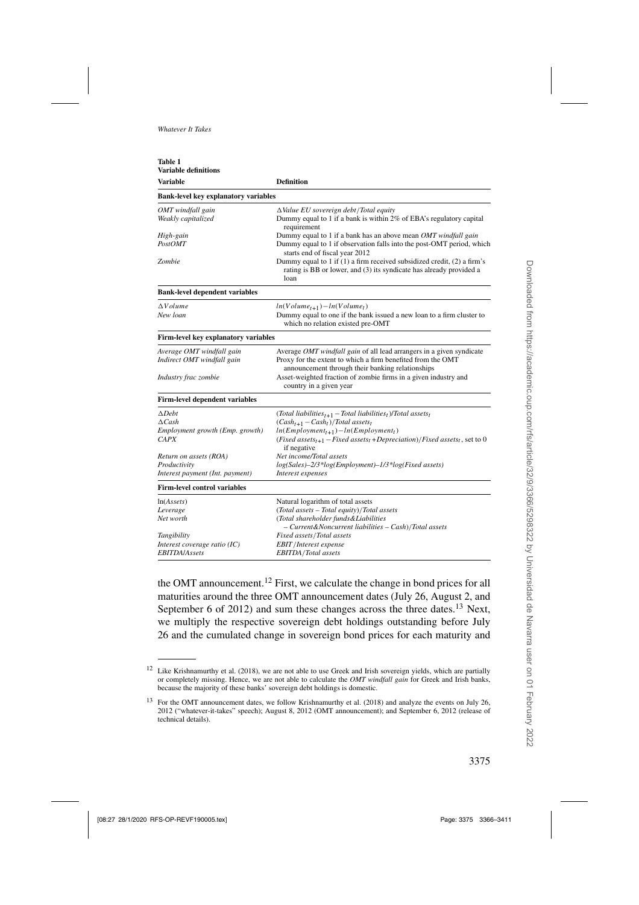**Table 1**
**Variable definitions**

| Variable | Definition |
|---|---|
| **Bank-level key explanatory variables** | |
| *OMT windfall gain* | *$\Delta$Value EU sovereign debt/Total equity* |
| *Weakly capitalized* | Dummy equal to 1 if a bank is within 2% of EBA's regulatory capital requirement |
| *High-gain* | Dummy equal to 1 if a bank has an above mean *OMT windfall gain* |
| *PostOMT* | Dummy equal to 1 if observation falls into the post-OMT period, which starts end of fiscal year 2012 |
| *Zombie* | Dummy equal to 1 if (1) a firm received subsidized credit, (2) a firm's rating is BB or lower, and (3) its syndicate has already provided a loan |
| **Bank-level dependent variables** | |
| *$\Delta$Volume* | $ln(Volume_{t+1})-ln(Volume_t)$ |
| *New loan* | Dummy equal to one if the bank issued a new loan to a firm cluster to which no relation existed pre-OMT |
| **Firm-level key explanatory variables** | |
| *Average OMT windfall gain* | Average *OMT windfall gain* of all lead arrangers in a given syndicate |
| *Indirect OMT windfall gain* | Proxy for the extent to which a firm benefited from the OMT announcement through their banking relationships |
| *Industry frac zombie* | Asset-weighted fraction of zombie firms in a given industry and country in a given year |
| **Firm-level dependent variables** | |
| *$\Delta$Debt* | $(Total\ liabilities_{t+1} - Total\ liabilities_t)/Total\ assets_t$ |
| *$\Delta$Cash* | $(Cash_{t+1} - Cash_t)/Total\ assets_t$ |
| *Employment growth (Emp. growth)* | $ln(Employment_{t+1})-ln(Employment_t)$ |
| *CAPX* | $(Fixed\ assets_{t+1} - Fixed\ assets_t + Depreciation)/Fixed\ assets_t$, set to 0 if negative |
| *Return on assets (ROA)* | *Net income/Total assets* |
| *Productivity* | *log(Sales)–2/3\*log(Employment)–1/3\*log(Fixed assets)* |
| *Interest payment (Int. payment)* | *Interest expenses* |
| **Firm-level control variables** | |
| ln(*Assets*) | Natural logarithm of total assets |
| *Leverage* | *(Total assets – Total equity)/Total assets* |
| *Net worth* | *(Total shareholder funds&Liabilities – Current&Noncurrent liabilities – Cash)/Total assets* |
| *Tangibility* | *Fixed assets/Total assets* |
| *Interest coverage ratio (IC)* | *EBIT/Interest expense* |
| *EBITDA/Assets* | *EBITDA/Total assets* |

the OMT announcement.[12] First, we calculate the change in bond prices for all maturities around the three OMT announcement dates (July 26, August 2, and September 6 of 2012) and sum these changes across the three dates.[13] Next, we multiply the respective sovereign debt holdings outstanding before July 26 and the cumulated change in sovereign bond prices for each maturity and

[12] Like Krishnamurthy et al. (2018), we are not able to use Greek and Irish sovereign yields, which are partially or completely missing. Hence, we are not able to calculate the *OMT windfall gain* for Greek and Irish banks, because the majority of these banks' sovereign debt holdings is domestic.

[13] For the OMT announcement dates, we follow Krishnamurthy et al. (2018) and analyze the events on July 26, 2012 ("whatever-it-takes" speech); August 8, 2012 (OMT announcement); and September 6, 2012 (release of technical details).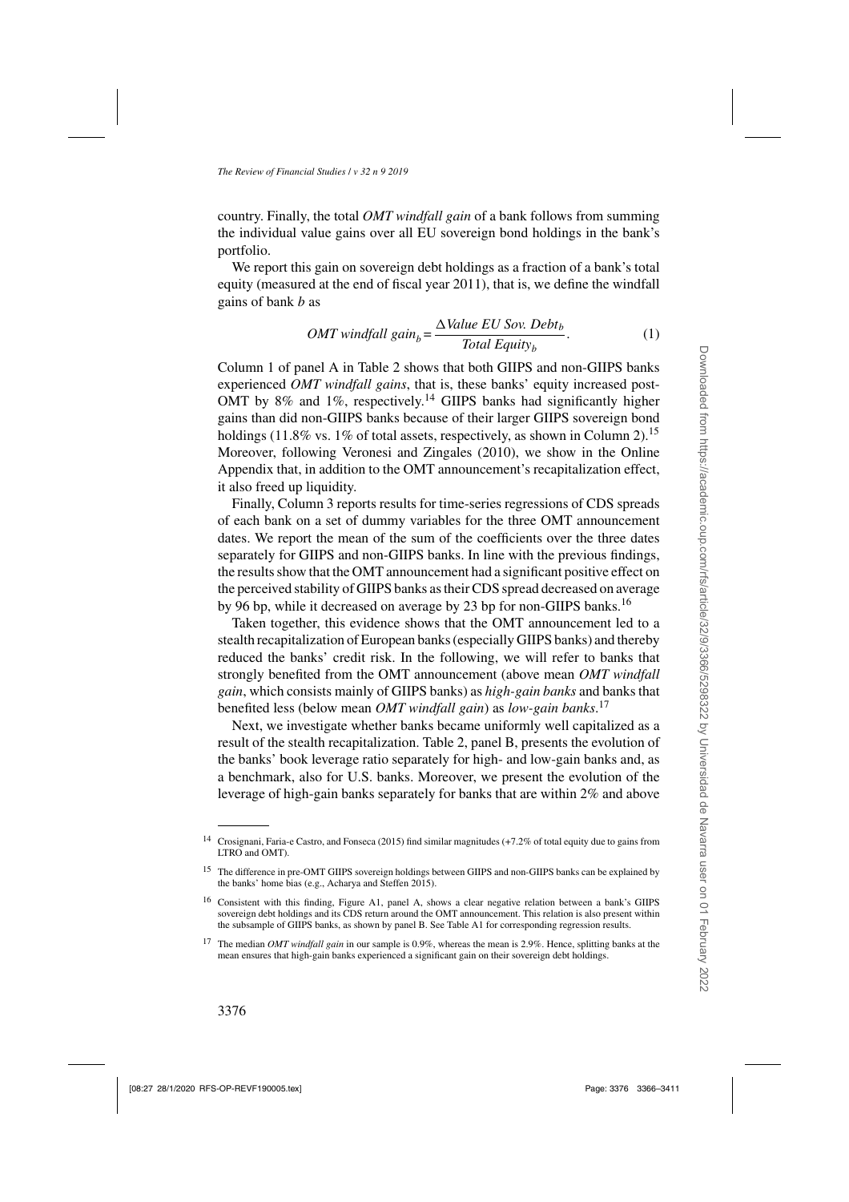country. Finally, the total *OMT windfall gain* of a bank follows from summing the individual value gains over all EU sovereign bond holdings in the bank's portfolio.

We report this gain on sovereign debt holdings as a fraction of a bank's total equity (measured at the end of fiscal year 2011), that is, we define the windfall gains of bank $b$ as

$$OMT\ windfall\ gain_b = \frac{\Delta Value\ EU\ Sov.\ Debt_b}{Total\ Equity_b}. \tag{1}$$

Column 1 of panel A in Table 2 shows that both GIIPS and non-GIIPS banks experienced *OMT windfall gains*, that is, these banks' equity increased post-OMT by 8% and 1%, respectively.[14] GIIPS banks had significantly higher gains than did non-GIIPS banks because of their larger GIIPS sovereign bond holdings (11.8% vs. 1% of total assets, respectively, as shown in Column 2).[15] Moreover, following Veronesi and Zingales (2010), we show in the Online Appendix that, in addition to the OMT announcement's recapitalization effect, it also freed up liquidity.

Finally, Column 3 reports results for time-series regressions of CDS spreads of each bank on a set of dummy variables for the three OMT announcement dates. We report the mean of the sum of the coefficients over the three dates separately for GIIPS and non-GIIPS banks. In line with the previous findings, the results show that the OMT announcement had a significant positive effect on the perceived stability of GIIPS banks as their CDS spread decreased on average by 96 bp, while it decreased on average by 23 bp for non-GIIPS banks.[16]

Taken together, this evidence shows that the OMT announcement led to a stealth recapitalization of European banks (especially GIIPS banks) and thereby reduced the banks' credit risk. In the following, we will refer to banks that strongly benefited from the OMT announcement (above mean *OMT windfall gain*, which consists mainly of GIIPS banks) as *high-gain banks* and banks that benefited less (below mean *OMT windfall gain*) as *low-gain banks*.[17]

Next, we investigate whether banks became uniformly well capitalized as a result of the stealth recapitalization. Table 2, panel B, presents the evolution of the banks' book leverage ratio separately for high- and low-gain banks and, as a benchmark, also for U.S. banks. Moreover, we present the evolution of the leverage of high-gain banks separately for banks that are within 2% and above

---

[14] Crosignani, Faria-e Castro, and Fonseca (2015) find similar magnitudes (+7.2% of total equity due to gains from LTRO and OMT).

[15] The difference in pre-OMT GIIPS sovereign holdings between GIIPS and non-GIIPS banks can be explained by the banks' home bias (e.g., Acharya and Steffen 2015).

[16] Consistent with this finding, Figure A1, panel A, shows a clear negative relation between a bank's GIIPS sovereign debt holdings and its CDS return around the OMT announcement. This relation is also present within the subsample of GIIPS banks, as shown by panel B. See Table A1 for corresponding regression results.

[17] The median *OMT windfall gain* in our sample is 0.9%, whereas the mean is 2.9%. Hence, splitting banks at the mean ensures that high-gain banks experienced a significant gain on their sovereign debt holdings.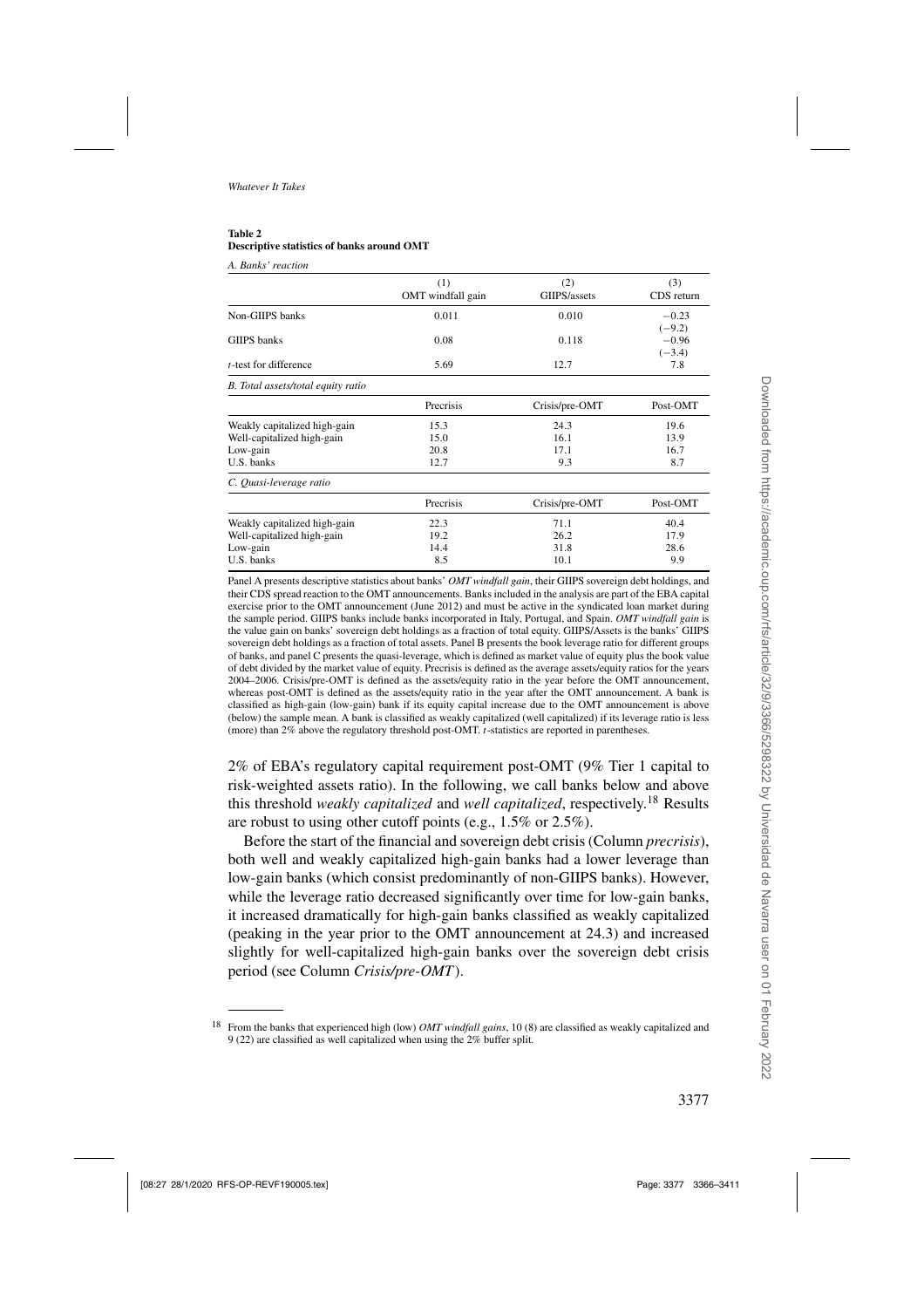**Table 2**
**Descriptive statistics of banks around OMT**

*A. Banks' reaction*

| | (1) OMT windfall gain | (2) GIIPS/assets | (3) CDS return |
|---|---|---|---|
| Non-GIIPS banks | 0.011 | 0.010 | −0.23 (−9.2) |
| GIIPS banks | 0.08 | 0.118 | −0.96 (−3.4) |
| *t*-test for difference | 5.69 | 12.7 | 7.8 |

*B. Total assets/total equity ratio*

| | Precrisis | Crisis/pre-OMT | Post-OMT |
|---|---|---|---|
| Weakly capitalized high-gain | 15.3 | 24.3 | 19.6 |
| Well-capitalized high-gain | 15.0 | 16.1 | 13.9 |
| Low-gain | 20.8 | 17.1 | 16.7 |
| U.S. banks | 12.7 | 9.3 | 8.7 |

*C. Quasi-leverage ratio*

| | Precrisis | Crisis/pre-OMT | Post-OMT |
|---|---|---|---|
| Weakly capitalized high-gain | 22.3 | 71.1 | 40.4 |
| Well-capitalized high-gain | 19.2 | 26.2 | 17.9 |
| Low-gain | 14.4 | 31.8 | 28.6 |
| U.S. banks | 8.5 | 10.1 | 9.9 |

Panel A presents descriptive statistics about banks' *OMT windfall gain*, their GIIPS sovereign debt holdings, and their CDS spread reaction to the OMT announcements. Banks included in the analysis are part of the EBA capital exercise prior to the OMT announcement (June 2012) and must be active in the syndicated loan market during the sample period. GIIPS banks include banks incorporated in Italy, Portugal, and Spain. *OMT windfall gain* is the value gain on banks' sovereign debt holdings as a fraction of total equity. GIIPS/Assets is the banks' GIIPS sovereign debt holdings as a fraction of total assets. Panel B presents the book leverage ratio for different groups of banks, and panel C presents the quasi-leverage, which is defined as market value of equity plus the book value of debt divided by the market value of equity. Precrisis is defined as the average assets/equity ratios for the years 2004–2006. Crisis/pre-OMT is defined as the assets/equity ratio in the year before the OMT announcement, whereas post-OMT is defined as the assets/equity ratio in the year after the OMT announcement. A bank is classified as high-gain (low-gain) bank if its equity capital increase due to the OMT announcement is above (below) the sample mean. A bank is classified as weakly capitalized (well capitalized) if its leverage ratio is less (more) than 2% above the regulatory threshold post-OMT. *t*-statistics are reported in parentheses.

2% of EBA's regulatory capital requirement post-OMT (9% Tier 1 capital to risk-weighted assets ratio). In the following, we call banks below and above this threshold *weakly capitalized* and *well capitalized*, respectively.[18] Results are robust to using other cutoff points (e.g., 1.5% or 2.5%).

Before the start of the financial and sovereign debt crisis (Column *precrisis*), both well and weakly capitalized high-gain banks had a lower leverage than low-gain banks (which consist predominantly of non-GIIPS banks). However, while the leverage ratio decreased significantly over time for low-gain banks, it increased dramatically for high-gain banks classified as weakly capitalized (peaking in the year prior to the OMT announcement at 24.3) and increased slightly for well-capitalized high-gain banks over the sovereign debt crisis period (see Column *Crisis/pre-OMT*).

[18] From the banks that experienced high (low) *OMT windfall gains*, 10 (8) are classified as weakly capitalized and 9 (22) are classified as well capitalized when using the 2% buffer split.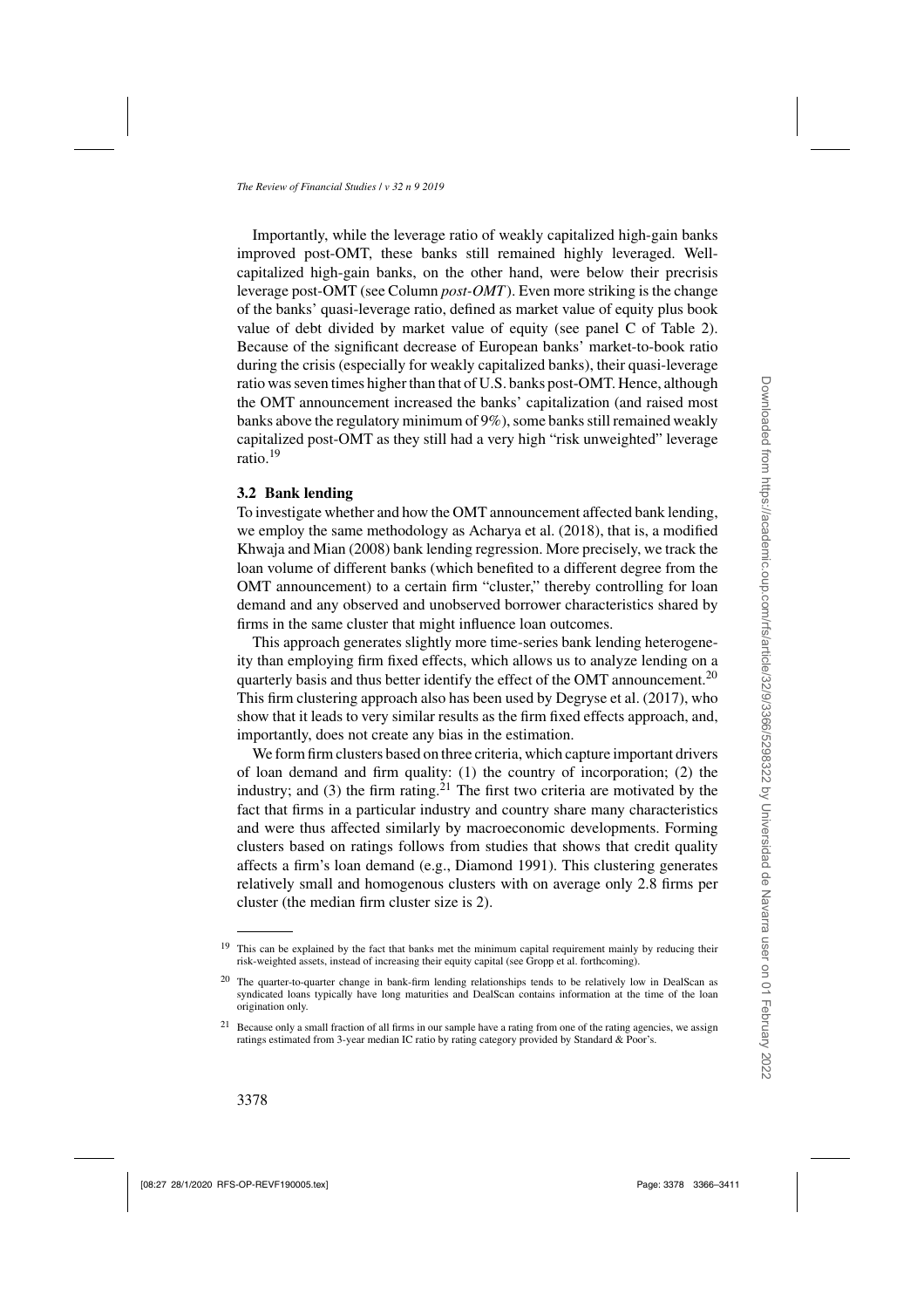Importantly, while the leverage ratio of weakly capitalized high-gain banks improved post-OMT, these banks still remained highly leveraged. Well-capitalized high-gain banks, on the other hand, were below their precrisis leverage post-OMT (see Column *post-OMT*). Even more striking is the change of the banks' quasi-leverage ratio, defined as market value of equity plus book value of debt divided by market value of equity (see panel C of Table 2). Because of the significant decrease of European banks' market-to-book ratio during the crisis (especially for weakly capitalized banks), their quasi-leverage ratio was seven times higher than that of U.S. banks post-OMT. Hence, although the OMT announcement increased the banks' capitalization (and raised most banks above the regulatory minimum of 9%), some banks still remained weakly capitalized post-OMT as they still had a very high "risk unweighted" leverage ratio.[19]

### 3.2 Bank lending

To investigate whether and how the OMT announcement affected bank lending, we employ the same methodology as Acharya et al. (2018), that is, a modified Khwaja and Mian (2008) bank lending regression. More precisely, we track the loan volume of different banks (which benefited to a different degree from the OMT announcement) to a certain firm "cluster," thereby controlling for loan demand and any observed and unobserved borrower characteristics shared by firms in the same cluster that might influence loan outcomes.

This approach generates slightly more time-series bank lending heterogeneity than employing firm fixed effects, which allows us to analyze lending on a quarterly basis and thus better identify the effect of the OMT announcement.[20] This firm clustering approach also has been used by Degryse et al. (2017), who show that it leads to very similar results as the firm fixed effects approach, and, importantly, does not create any bias in the estimation.

We form firm clusters based on three criteria, which capture important drivers of loan demand and firm quality: (1) the country of incorporation; (2) the industry; and (3) the firm rating.[21] The first two criteria are motivated by the fact that firms in a particular industry and country share many characteristics and were thus affected similarly by macroeconomic developments. Forming clusters based on ratings follows from studies that shows that credit quality affects a firm's loan demand (e.g., Diamond 1991). This clustering generates relatively small and homogenous clusters with on average only 2.8 firms per cluster (the median firm cluster size is 2).

---

[19] This can be explained by the fact that banks met the minimum capital requirement mainly by reducing their risk-weighted assets, instead of increasing their equity capital (see Gropp et al. forthcoming).

[20] The quarter-to-quarter change in bank-firm lending relationships tends to be relatively low in DealScan as syndicated loans typically have long maturities and DealScan contains information at the time of the loan origination only.

[21] Because only a small fraction of all firms in our sample have a rating from one of the rating agencies, we assign ratings estimated from 3-year median IC ratio by rating category provided by Standard & Poor's.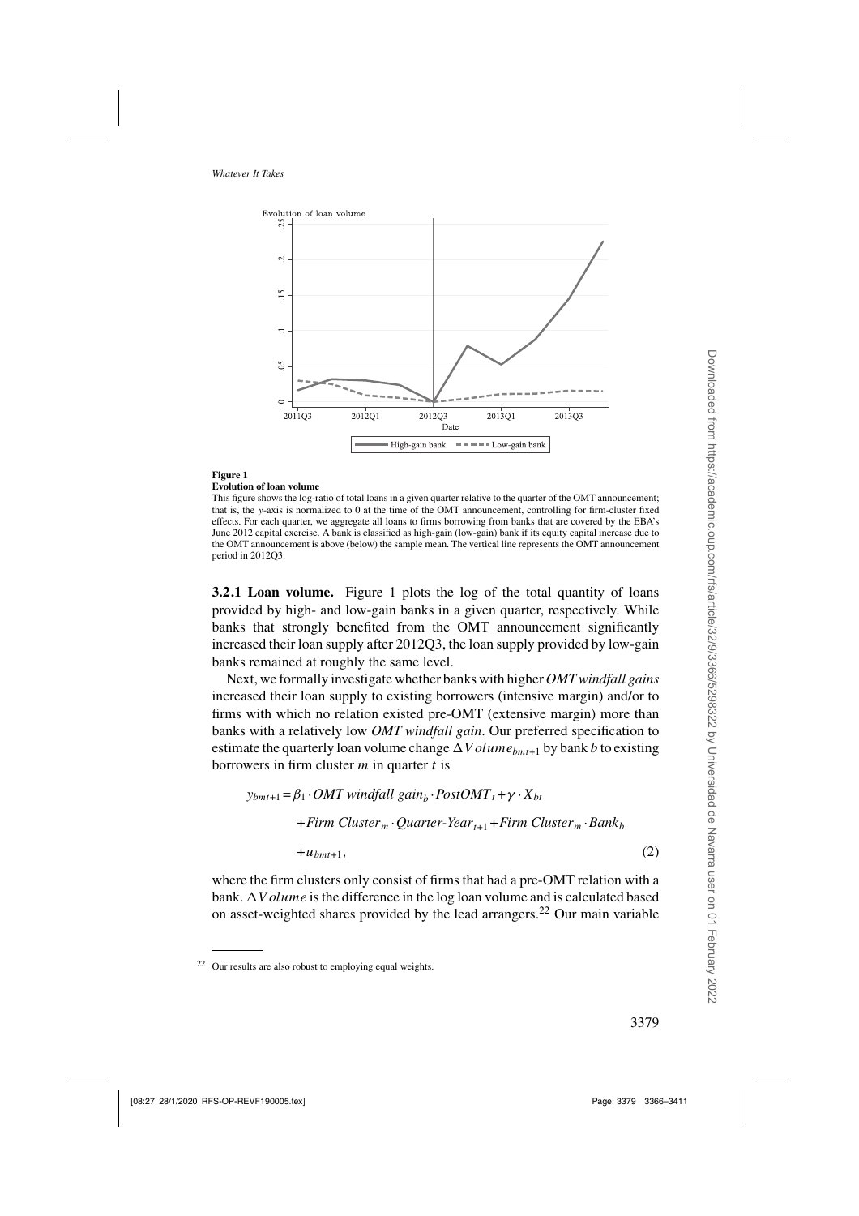**Figure 1**

**Evolution of loan volume**

This figure shows the log-ratio of total loans in a given quarter relative to the quarter of the OMT announcement; that is, the y-axis is normalized to 0 at the time of the OMT announcement, controlling for firm-cluster fixed effects. For each quarter, we aggregate all loans to firms borrowing from banks that are covered by the EBA's June 2012 capital exercise. A bank is classified as high-gain (low-gain) bank if its equity capital increase due to the OMT announcement is above (below) the sample mean. The vertical line represents the OMT announcement period in 2012Q3.

**3.2.1 Loan volume.** Figure 1 plots the log of the total quantity of loans provided by high- and low-gain banks in a given quarter, respectively. While banks that strongly benefited from the OMT announcement significantly increased their loan supply after 2012Q3, the loan supply provided by low-gain banks remained at roughly the same level.

Next, we formally investigate whether banks with higher *OMT windfall gains* increased their loan supply to existing borrowers (intensive margin) and/or to firms with which no relation existed pre-OMT (extensive margin) more than banks with a relatively low *OMT windfall gain*. Our preferred specification to estimate the quarterly loan volume change $\Delta Volume_{bmt+1}$ by bank $b$ to existing borrowers in firm cluster $m$ in quarter $t$ is

$$
\begin{aligned}
y_{bmt+1} = & \beta_1 \cdot OMT\ windfall\ gain_b \cdot PostOMT_t + \gamma \cdot X_{bt} \\
& + Firm\ Cluster_m \cdot Quarter\text{-}Year_{t+1} + Firm\ Cluster_m \cdot Bank_b \\
& + u_{bmt+1},
\end{aligned} \tag{2}
$$

where the firm clusters only consist of firms that had a pre-OMT relation with a bank. $\Delta Volume$ is the difference in the log loan volume and is calculated based on asset-weighted shares provided by the lead arrangers.[22] Our main variable

[22] Our results are also robust to employing equal weights.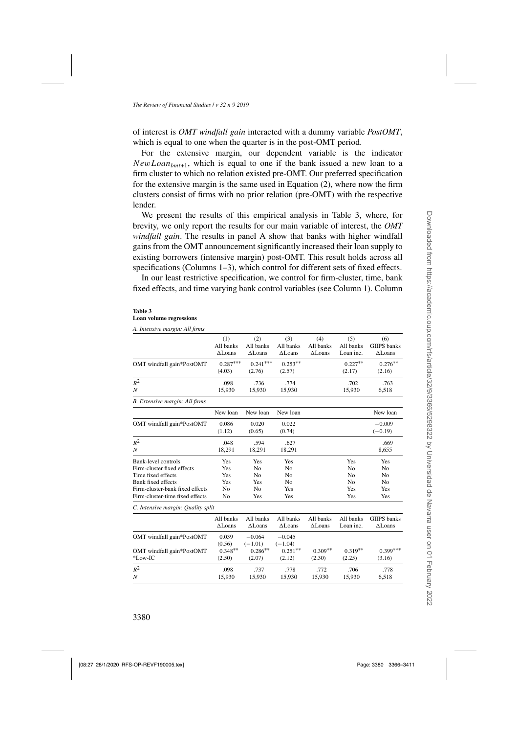of interest is *OMT windfall gain* interacted with a dummy variable *PostOMT*, which is equal to one when the quarter is in the post-OMT period.

For the extensive margin, our dependent variable is the indicator $NewLoan_{bmt+1}$, which is equal to one if the bank issued a new loan to a firm cluster to which no relation existed pre-OMT. Our preferred specification for the extensive margin is the same used in Equation (2), where now the firm clusters consist of firms with no prior relation (pre-OMT) with the respective lender.

We present the results of this empirical analysis in Table 3, where, for brevity, we only report the results for our main variable of interest, the *OMT windfall gain*. The results in panel A show that banks with higher windfall gains from the OMT announcement significantly increased their loan supply to existing borrowers (intensive margin) post-OMT. This result holds across all specifications (Columns 1–3), which control for different sets of fixed effects.

In our least restrictive specification, we control for firm-cluster, time, bank fixed effects, and time varying bank control variables (see Column 1). Column

**Table 3**
**Loan volume regressions**

*A. Intensive margin: All firms*

| | (1) All banks ΔLoans | (2) All banks ΔLoans | (3) All banks ΔLoans | (4) All banks ΔLoans | (5) All banks Loan inc. | (6) GIIPS banks ΔLoans |
|---|---|---|---|---|---|---|
| OMT windfall gain*PostOMT | 0.287*** | 0.241*** | 0.253** | | 0.227** | 0.276** |
| | (4.03) | (2.76) | (2.57) | | (2.17) | (2.16) |
| $R^2$ | .098 | .736 | .774 | | .702 | .763 |
| $N$ | 15,930 | 15,930 | 15,930 | | 15,930 | 6,518 |
| *B. Extensive margin: All firms* | | | | | | |
| | New loan | New loan | New loan | | | New loan |
| OMT windfall gain*PostOMT | 0.086 | 0.020 | 0.022 | | | −0.009 |
| | (1.12) | (0.65) | (0.74) | | | (−0.19) |
| $R^2$ | .048 | .594 | .627 | | | .669 |
| $N$ | 18,291 | 18,291 | 18,291 | | | 8,655 |
| Bank-level controls | Yes | Yes | Yes | | Yes | Yes |
| Firm-cluster fixed effects | Yes | No | No | | No | No |
| Time fixed effects | Yes | No | No | | No | No |
| Bank fixed effects | Yes | Yes | No | | No | No |
| Firm-cluster-bank fixed effects | No | No | Yes | | Yes | Yes |
| Firm-cluster-time fixed effects | No | Yes | Yes | | Yes | Yes |
| *C. Intensive margin: Quality split* | | | | | | |
| | All banks ΔLoans | All banks ΔLoans | All banks ΔLoans | All banks ΔLoans | All banks Loan inc. | GIIPS banks ΔLoans |
| OMT windfall gain*PostOMT | 0.039 | −0.064 | −0.045 | | | |
| | (0.56) | (−1.01) | (−1.04) | | | |
| OMT windfall gain*PostOMT *Low-IC | 0.348** | 0.286** | 0.251** | 0.309** | 0.319** | 0.399*** |
| | (2.50) | (2.07) | (2.12) | (2.30) | (2.25) | (3.16) |
| $R^2$ | .098 | .737 | .778 | .772 | .706 | .778 |
| $N$ | 15,930 | 15,930 | 15,930 | 15,930 | 15,930 | 6,518 |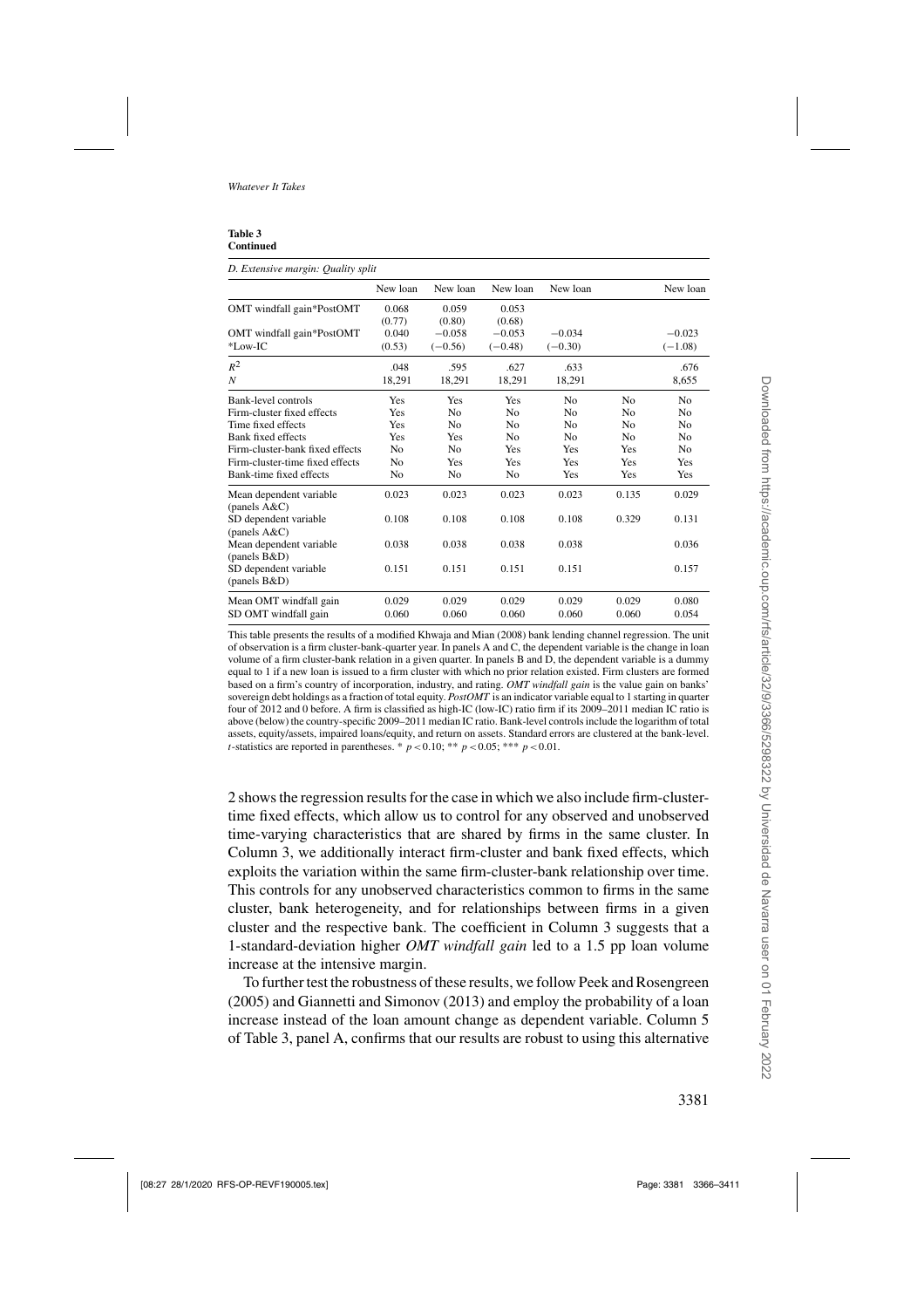**Table 3**
**Continued**

*D. Extensive margin: Quality split*

| | New loan | New loan | New loan | New loan | | New loan |
|---|---|---|---|---|---|---|
| OMT windfall gain*PostOMT | 0.068 | 0.059 | 0.053 | | | |
| | (0.77) | (0.80) | (0.68) | | | |
| OMT windfall gain*PostOMT | 0.040 | −0.058 | −0.053 | −0.034 | | −0.023 |
| *Low-IC | (0.53) | (−0.56) | (−0.48) | (−0.30) | | (−1.08) |
| $R^2$ | .048 | .595 | .627 | .633 | | .676 |
| $N$ | 18,291 | 18,291 | 18,291 | 18,291 | | 8,655 |
| Bank-level controls | Yes | Yes | Yes | No | No | No |
| Firm-cluster fixed effects | Yes | No | No | No | No | No |
| Time fixed effects | Yes | No | No | No | No | No |
| Bank fixed effects | Yes | Yes | No | No | No | No |
| Firm-cluster-bank fixed effects | No | No | Yes | Yes | Yes | No |
| Firm-cluster-time fixed effects | No | Yes | Yes | Yes | Yes | Yes |
| Bank-time fixed effects | No | No | No | Yes | Yes | Yes |
| Mean dependent variable (panels A&C) | 0.023 | 0.023 | 0.023 | 0.023 | 0.135 | 0.029 |
| SD dependent variable (panels A&C) | 0.108 | 0.108 | 0.108 | 0.108 | 0.329 | 0.131 |
| Mean dependent variable (panels B&D) | 0.038 | 0.038 | 0.038 | 0.038 | | 0.036 |
| SD dependent variable (panels B&D) | 0.151 | 0.151 | 0.151 | 0.151 | | 0.157 |
| Mean OMT windfall gain | 0.029 | 0.029 | 0.029 | 0.029 | 0.029 | 0.080 |
| SD OMT windfall gain | 0.060 | 0.060 | 0.060 | 0.060 | 0.060 | 0.054 |

This table presents the results of a modified Khwaja and Mian (2008) bank lending channel regression. The unit of observation is a firm cluster-bank-quarter year. In panels A and C, the dependent variable is the change in loan volume of a firm cluster-bank relation in a given quarter. In panels B and D, the dependent variable is a dummy equal to 1 if a new loan is issued to a firm cluster with which no prior relation existed. Firm clusters are formed based on a firm's country of incorporation, industry, and rating. *OMT windfall gain* is the value gain on banks' sovereign debt holdings as a fraction of total equity. *PostOMT* is an indicator variable equal to 1 starting in quarter four of 2012 and 0 before. A firm is classified as high-IC (low-IC) ratio firm if its 2009–2011 median IC ratio is above (below) the country-specific 2009–2011 median IC ratio. Bank-level controls include the logarithm of total assets, equity/assets, impaired loans/equity, and return on assets. Standard errors are clustered at the bank-level. $t$-statistics are reported in parentheses. * $p<0.10$; ** $p<0.05$; *** $p<0.01$.

2 shows the regression results for the case in which we also include firm-cluster-time fixed effects, which allow us to control for any observed and unobserved time-varying characteristics that are shared by firms in the same cluster. In Column 3, we additionally interact firm-cluster and bank fixed effects, which exploits the variation within the same firm-cluster-bank relationship over time. This controls for any unobserved characteristics common to firms in the same cluster, bank heterogeneity, and for relationships between firms in a given cluster and the respective bank. The coefficient in Column 3 suggests that a 1-standard-deviation higher *OMT windfall gain* led to a 1.5 pp loan volume increase at the intensive margin.

To further test the robustness of these results, we follow Peek and Rosengreen (2005) and Giannetti and Simonov (2013) and employ the probability of a loan increase instead of the loan amount change as dependent variable. Column 5 of Table 3, panel A, confirms that our results are robust to using this alternative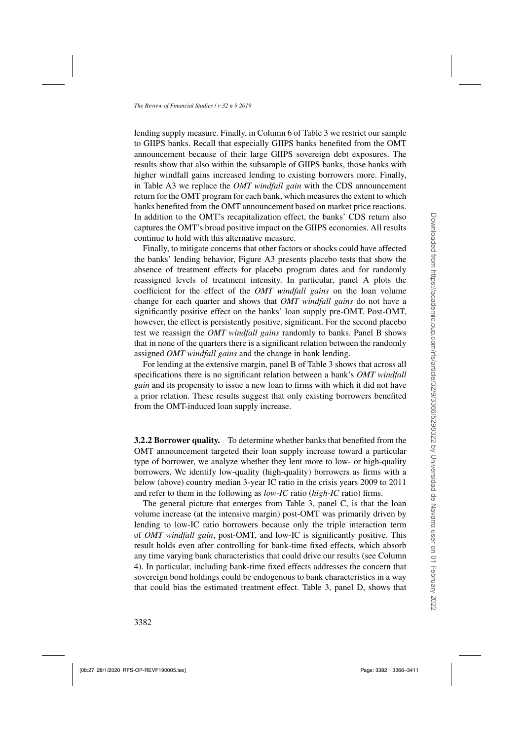lending supply measure. Finally, in Column 6 of Table 3 we restrict our sample to GIIPS banks. Recall that especially GIIPS banks benefited from the OMT announcement because of their large GIIPS sovereign debt exposures. The results show that also within the subsample of GIIPS banks, those banks with higher windfall gains increased lending to existing borrowers more. Finally, in Table A3 we replace the *OMT windfall gain* with the CDS announcement return for the OMT program for each bank, which measures the extent to which banks benefited from the OMT announcement based on market price reactions. In addition to the OMT's recapitalization effect, the banks' CDS return also captures the OMT's broad positive impact on the GIIPS economies. All results continue to hold with this alternative measure.

Finally, to mitigate concerns that other factors or shocks could have affected the banks' lending behavior, Figure A3 presents placebo tests that show the absence of treatment effects for placebo program dates and for randomly reassigned levels of treatment intensity. In particular, panel A plots the coefficient for the effect of the *OMT windfall gains* on the loan volume change for each quarter and shows that *OMT windfall gains* do not have a significantly positive effect on the banks' loan supply pre-OMT. Post-OMT, however, the effect is persistently positive, significant. For the second placebo test we reassign the *OMT windfall gains* randomly to banks. Panel B shows that in none of the quarters there is a significant relation between the randomly assigned *OMT windfall gains* and the change in bank lending.

For lending at the extensive margin, panel B of Table 3 shows that across all specifications there is no significant relation between a bank's *OMT windfall gain* and its propensity to issue a new loan to firms with which it did not have a prior relation. These results suggest that only existing borrowers benefited from the OMT-induced loan supply increase.

**3.2.2 Borrower quality.** To determine whether banks that benefited from the OMT announcement targeted their loan supply increase toward a particular type of borrower, we analyze whether they lent more to low- or high-quality borrowers. We identify low-quality (high-quality) borrowers as firms with a below (above) country median 3-year IC ratio in the crisis years 2009 to 2011 and refer to them in the following as *low-IC* ratio (*high-IC* ratio) firms.

The general picture that emerges from Table 3, panel C, is that the loan volume increase (at the intensive margin) post-OMT was primarily driven by lending to low-IC ratio borrowers because only the triple interaction term of *OMT windfall gain*, post-OMT, and low-IC is significantly positive. This result holds even after controlling for bank-time fixed effects, which absorb any time varying bank characteristics that could drive our results (see Column 4). In particular, including bank-time fixed effects addresses the concern that sovereign bond holdings could be endogenous to bank characteristics in a way that could bias the estimated treatment effect. Table 3, panel D, shows that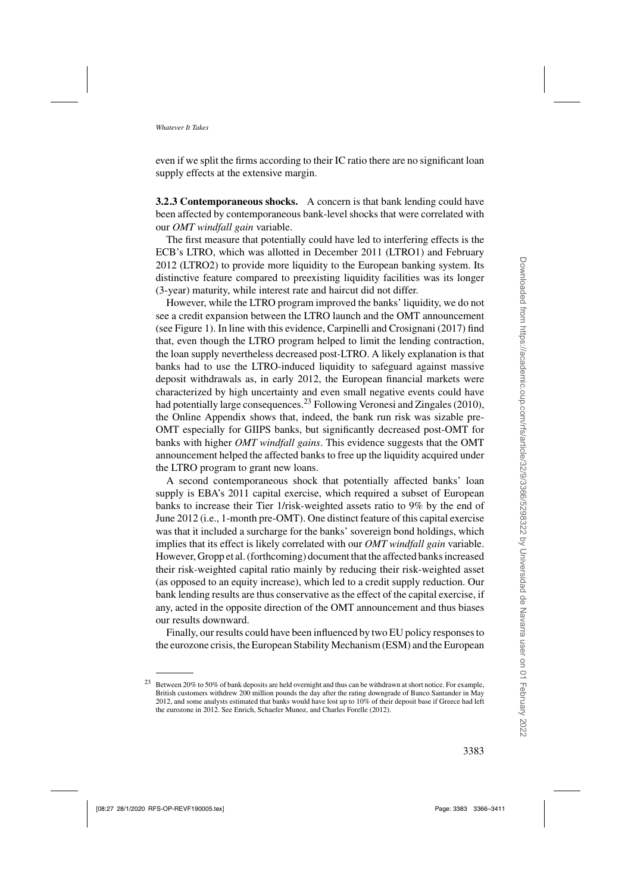even if we split the firms according to their IC ratio there are no significant loan supply effects at the extensive margin.

**3.2.3 Contemporaneous shocks.** A concern is that bank lending could have been affected by contemporaneous bank-level shocks that were correlated with our *OMT windfall gain* variable.

The first measure that potentially could have led to interfering effects is the ECB's LTRO, which was allotted in December 2011 (LTRO1) and February 2012 (LTRO2) to provide more liquidity to the European banking system. Its distinctive feature compared to preexisting liquidity facilities was its longer (3-year) maturity, while interest rate and haircut did not differ.

However, while the LTRO program improved the banks' liquidity, we do not see a credit expansion between the LTRO launch and the OMT announcement (see Figure 1). In line with this evidence, Carpinelli and Crosignani (2017) find that, even though the LTRO program helped to limit the lending contraction, the loan supply nevertheless decreased post-LTRO. A likely explanation is that banks had to use the LTRO-induced liquidity to safeguard against massive deposit withdrawals as, in early 2012, the European financial markets were characterized by high uncertainty and even small negative events could have had potentially large consequences.[23] Following Veronesi and Zingales (2010), the Online Appendix shows that, indeed, the bank run risk was sizable pre-OMT especially for GIIPS banks, but significantly decreased post-OMT for banks with higher *OMT windfall gains*. This evidence suggests that the OMT announcement helped the affected banks to free up the liquidity acquired under the LTRO program to grant new loans.

A second contemporaneous shock that potentially affected banks' loan supply is EBA's 2011 capital exercise, which required a subset of European banks to increase their Tier 1/risk-weighted assets ratio to 9% by the end of June 2012 (i.e., 1-month pre-OMT). One distinct feature of this capital exercise was that it included a surcharge for the banks' sovereign bond holdings, which implies that its effect is likely correlated with our *OMT windfall gain* variable. However, Gropp et al. (forthcoming) document that the affected banks increased their risk-weighted capital ratio mainly by reducing their risk-weighted asset (as opposed to an equity increase), which led to a credit supply reduction. Our bank lending results are thus conservative as the effect of the capital exercise, if any, acted in the opposite direction of the OMT announcement and thus biases our results downward.

Finally, our results could have been influenced by two EU policy responses to the eurozone crisis, the European Stability Mechanism (ESM) and the European

[23] Between 20% to 50% of bank deposits are held overnight and thus can be withdrawn at short notice. For example, British customers withdrew 200 million pounds the day after the rating downgrade of Banco Santander in May 2012, and some analysts estimated that banks would have lost up to 10% of their deposit base if Greece had left the eurozone in 2012. See Enrich, Schaefer Munoz, and Charles Forelle (2012).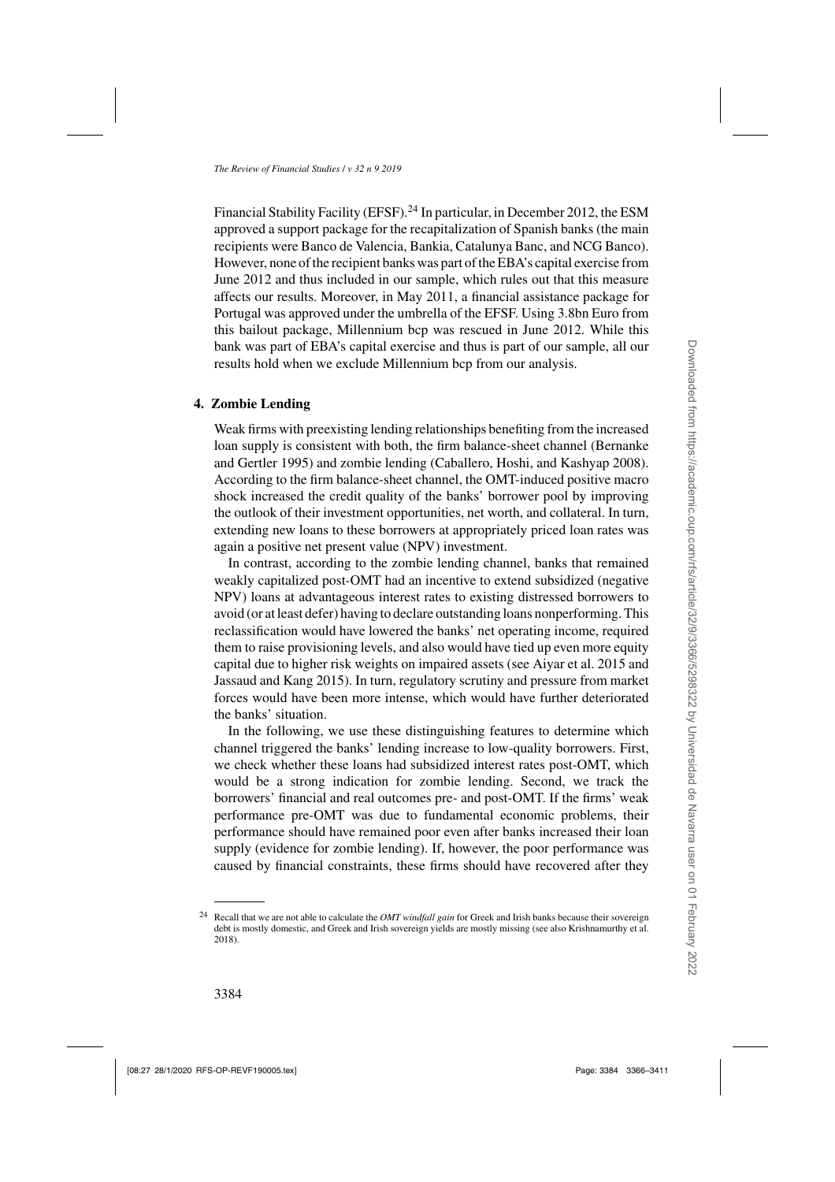Financial Stability Facility (EFSF).[24] In particular, in December 2012, the ESM approved a support package for the recapitalization of Spanish banks (the main recipients were Banco de Valencia, Bankia, Catalunya Banc, and NCG Banco). However, none of the recipient banks was part of the EBA's capital exercise from June 2012 and thus included in our sample, which rules out that this measure affects our results. Moreover, in May 2011, a financial assistance package for Portugal was approved under the umbrella of the EFSF. Using 3.8bn Euro from this bailout package, Millennium bcp was rescued in June 2012. While this bank was part of EBA's capital exercise and thus is part of our sample, all our results hold when we exclude Millennium bcp from our analysis.

## 4. Zombie Lending

Weak firms with preexisting lending relationships benefiting from the increased loan supply is consistent with both, the firm balance-sheet channel (Bernanke and Gertler 1995) and zombie lending (Caballero, Hoshi, and Kashyap 2008). According to the firm balance-sheet channel, the OMT-induced positive macro shock increased the credit quality of the banks' borrower pool by improving the outlook of their investment opportunities, net worth, and collateral. In turn, extending new loans to these borrowers at appropriately priced loan rates was again a positive net present value (NPV) investment.

In contrast, according to the zombie lending channel, banks that remained weakly capitalized post-OMT had an incentive to extend subsidized (negative NPV) loans at advantageous interest rates to existing distressed borrowers to avoid (or at least defer) having to declare outstanding loans nonperforming. This reclassification would have lowered the banks' net operating income, required them to raise provisioning levels, and also would have tied up even more equity capital due to higher risk weights on impaired assets (see Aiyar et al. 2015 and Jassaud and Kang 2015). In turn, regulatory scrutiny and pressure from market forces would have been more intense, which would have further deteriorated the banks' situation.

In the following, we use these distinguishing features to determine which channel triggered the banks' lending increase to low-quality borrowers. First, we check whether these loans had subsidized interest rates post-OMT, which would be a strong indication for zombie lending. Second, we track the borrowers' financial and real outcomes pre- and post-OMT. If the firms' weak performance pre-OMT was due to fundamental economic problems, their performance should have remained poor even after banks increased their loan supply (evidence for zombie lending). If, however, the poor performance was caused by financial constraints, these firms should have recovered after they

[24] Recall that we are not able to calculate the *OMT windfall gain* for Greek and Irish banks because their sovereign debt is mostly domestic, and Greek and Irish sovereign yields are mostly missing (see also Krishnamurthy et al. 2018).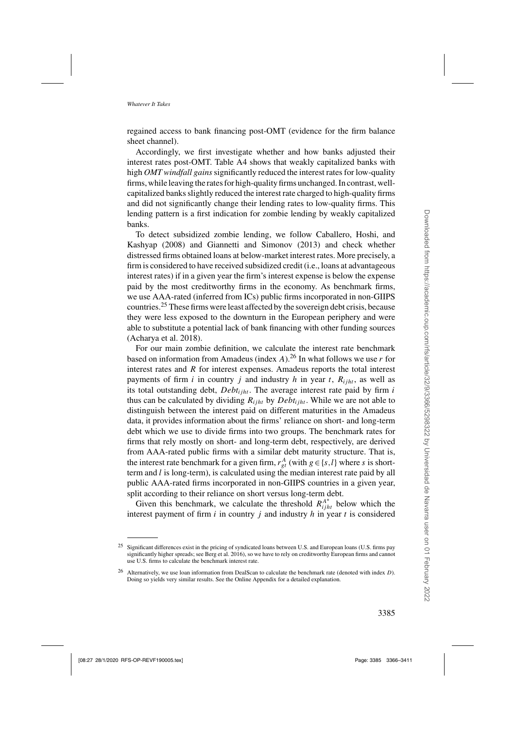regained access to bank financing post-OMT (evidence for the firm balance sheet channel).

Accordingly, we first investigate whether and how banks adjusted their interest rates post-OMT. Table A4 shows that weakly capitalized banks with high *OMT windfall gains* significantly reduced the interest rates for low-quality firms, while leaving the rates for high-quality firms unchanged. In contrast, well-capitalized banks slightly reduced the interest rate charged to high-quality firms and did not significantly change their lending rates to low-quality firms. This lending pattern is a first indication for zombie lending by weakly capitalized banks.

To detect subsidized zombie lending, we follow Caballero, Hoshi, and Kashyap (2008) and Giannetti and Simonov (2013) and check whether distressed firms obtained loans at below-market interest rates. More precisely, a firm is considered to have received subsidized credit (i.e., loans at advantageous interest rates) if in a given year the firm's interest expense is below the expense paid by the most creditworthy firms in the economy. As benchmark firms, we use AAA-rated (inferred from ICs) public firms incorporated in non-GIIPS countries.[25] These firms were least affected by the sovereign debt crisis, because they were less exposed to the downturn in the European periphery and were able to substitute a potential lack of bank financing with other funding sources (Acharya et al. 2018).

For our main zombie definition, we calculate the interest rate benchmark based on information from Amadeus (index $A$).[26] In what follows we use $r$ for interest rates and $R$ for interest expenses. Amadeus reports the total interest payments of firm $i$ in country $j$ and industry $h$ in year $t$, $R_{ijht}$, as well as its total outstanding debt, $Debt_{ijht}$. The average interest rate paid by firm $i$ thus can be calculated by dividing $R_{ijht}$ by $Debt_{ijht}$. While we are not able to distinguish between the interest paid on different maturities in the Amadeus data, it provides information about the firms' reliance on short- and long-term debt which we use to divide firms into two groups. The benchmark rates for firms that rely mostly on short- and long-term debt, respectively, are derived from AAA-rated public firms with a similar debt maturity structure. That is, the interest rate benchmark for a given firm, $r^A_{gt}$ (with $g \in \{s, l\}$ where $s$ is short-term and $l$ is long-term), is calculated using the median interest rate paid by all public AAA-rated firms incorporated in non-GIIPS countries in a given year, split according to their reliance on short versus long-term debt.

Given this benchmark, we calculate the threshold $R^{A^*}_{ijht}$ below which the interest payment of firm $i$ in country $j$ and industry $h$ in year $t$ is considered

[25] Significant differences exist in the pricing of syndicated loans between U.S. and European loans (U.S. firms pay significantly higher spreads; see Berg et al. 2016), so we have to rely on creditworthy European firms and cannot use U.S. firms to calculate the benchmark interest rate.

[26] Alternatively, we use loan information from DealScan to calculate the benchmark rate (denoted with index $D$). Doing so yields very similar results. See the Online Appendix for a detailed explanation.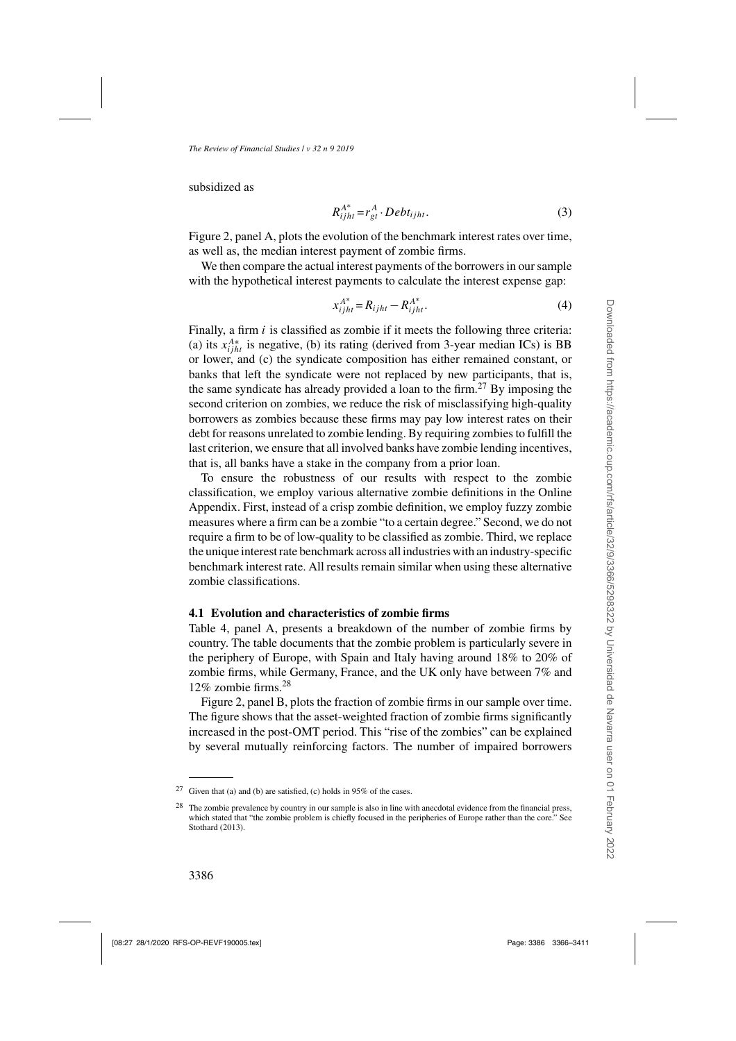subsidized as

$$R_{ijht}^{A*} = r_{gt}^{A} \cdot Debt_{ijht}. \tag{3}$$

Figure 2, panel A, plots the evolution of the benchmark interest rates over time, as well as, the median interest payment of zombie firms.

We then compare the actual interest payments of the borrowers in our sample with the hypothetical interest payments to calculate the interest expense gap:

$$x_{ijht}^{A*} = R_{ijht} - R_{ijht}^{A*}. \tag{4}$$

Finally, a firm $i$ is classified as zombie if it meets the following three criteria: (a) its $x_{ijht}^{A*}$ is negative, (b) its rating (derived from 3-year median ICs) is BB or lower, and (c) the syndicate composition has either remained constant, or banks that left the syndicate were not replaced by new participants, that is, the same syndicate has already provided a loan to the firm.[27] By imposing the second criterion on zombies, we reduce the risk of misclassifying high-quality borrowers as zombies because these firms may pay low interest rates on their debt for reasons unrelated to zombie lending. By requiring zombies to fulfill the last criterion, we ensure that all involved banks have zombie lending incentives, that is, all banks have a stake in the company from a prior loan.

To ensure the robustness of our results with respect to the zombie classification, we employ various alternative zombie definitions in the Online Appendix. First, instead of a crisp zombie definition, we employ fuzzy zombie measures where a firm can be a zombie "to a certain degree." Second, we do not require a firm to be of low-quality to be classified as zombie. Third, we replace the unique interest rate benchmark across all industries with an industry-specific benchmark interest rate. All results remain similar when using these alternative zombie classifications.

### 4.1 Evolution and characteristics of zombie firms

Table 4, panel A, presents a breakdown of the number of zombie firms by country. The table documents that the zombie problem is particularly severe in the periphery of Europe, with Spain and Italy having around 18% to 20% of zombie firms, while Germany, France, and the UK only have between 7% and 12% zombie firms.[28]

Figure 2, panel B, plots the fraction of zombie firms in our sample over time. The figure shows that the asset-weighted fraction of zombie firms significantly increased in the post-OMT period. This "rise of the zombies" can be explained by several mutually reinforcing factors. The number of impaired borrowers

[27] Given that (a) and (b) are satisfied, (c) holds in 95% of the cases.

[28] The zombie prevalence by country in our sample is also in line with anecdotal evidence from the financial press, which stated that "the zombie problem is chiefly focused in the peripheries of Europe rather than the core." See Stothard (2013).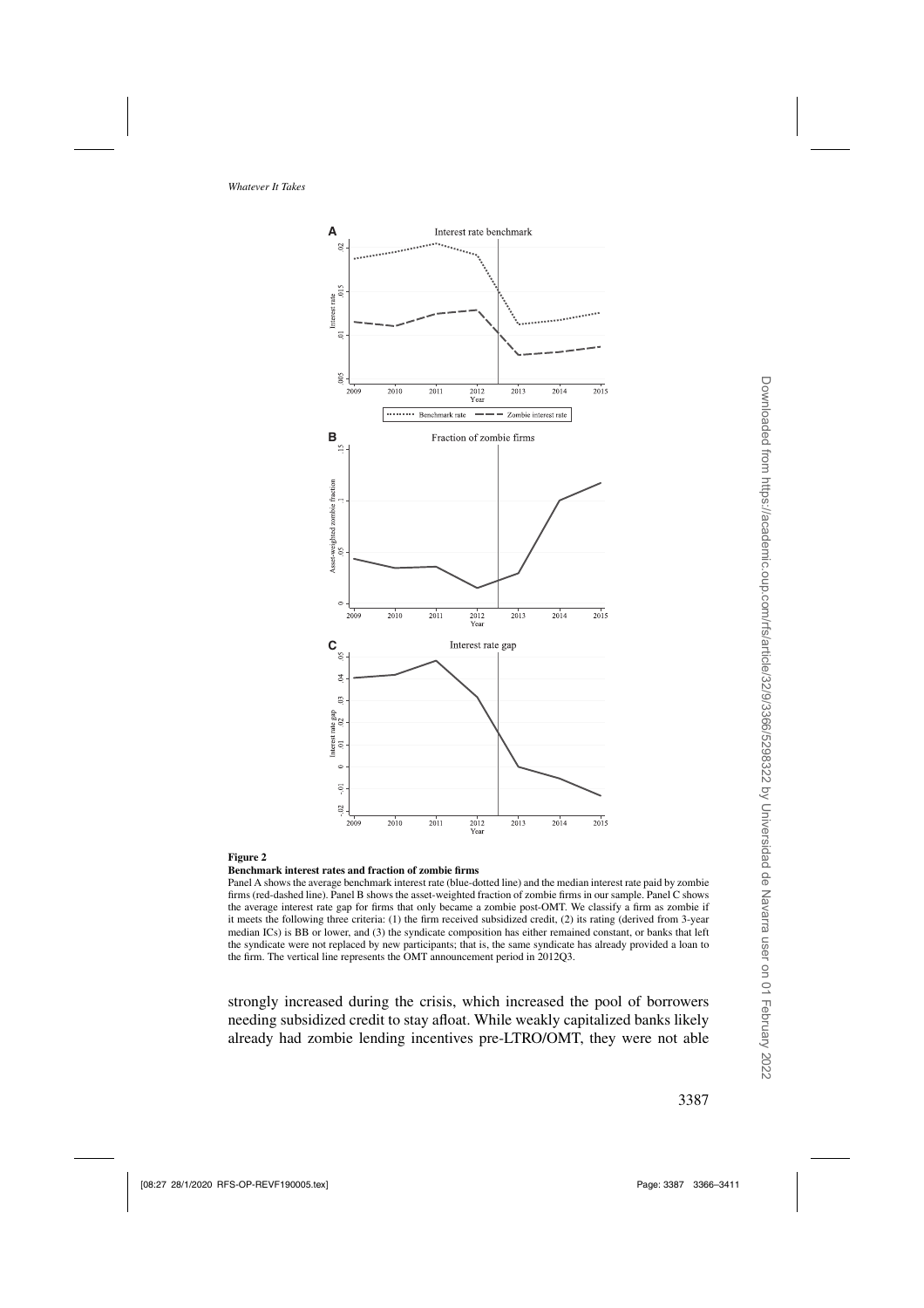**Figure 2**

**Benchmark interest rates and fraction of zombie firms**

Panel A shows the average benchmark interest rate (blue-dotted line) and the median interest rate paid by zombie firms (red-dashed line). Panel B shows the asset-weighted fraction of zombie firms in our sample. Panel C shows the average interest rate gap for firms that only became a zombie post-OMT. We classify a firm as zombie if it meets the following three criteria: (1) the firm received subsidized credit, (2) its rating (derived from 3-year median ICs) is BB or lower, and (3) the syndicate composition has either remained constant, or banks that left the syndicate were not replaced by new participants; that is, the same syndicate has already provided a loan to the firm. The vertical line represents the OMT announcement period in 2012Q3.

strongly increased during the crisis, which increased the pool of borrowers needing subsidized credit to stay afloat. While weakly capitalized banks likely already had zombie lending incentives pre-LTRO/OMT, they were not able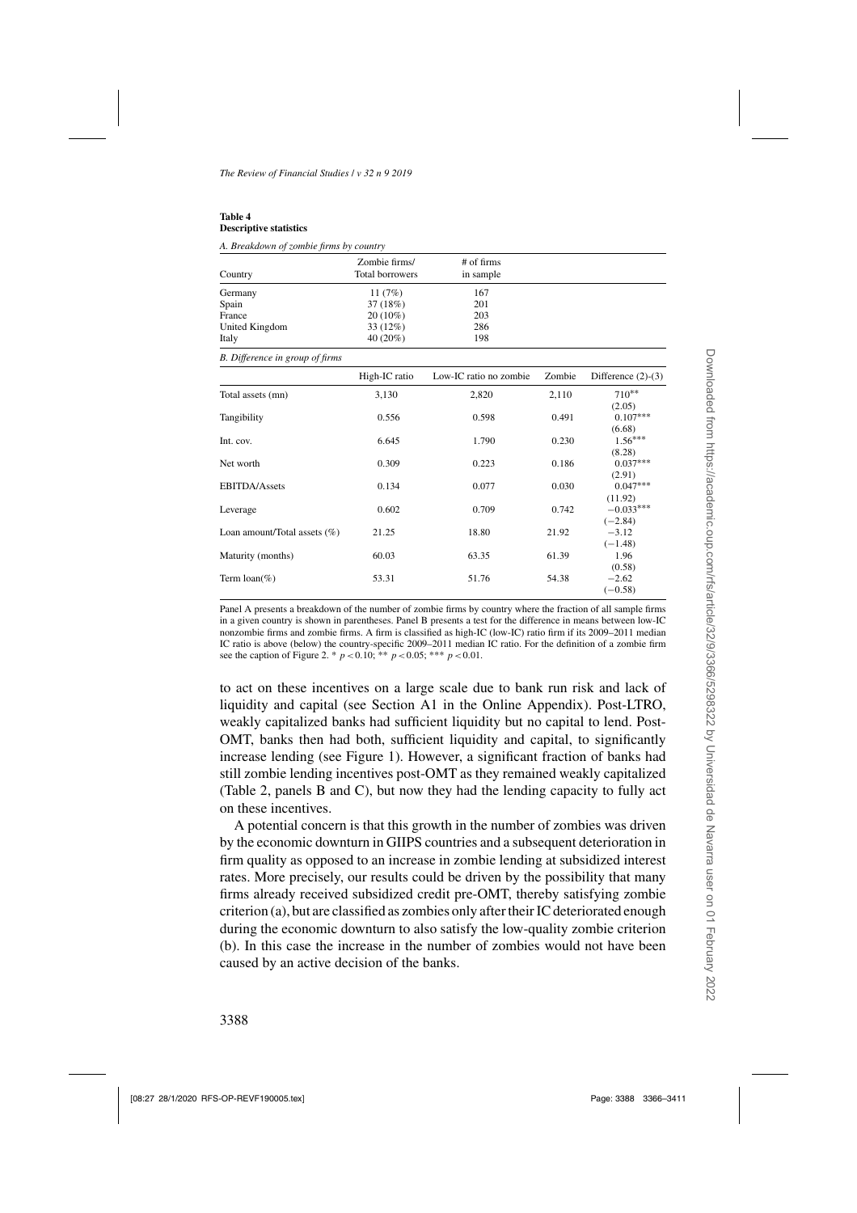**Table 4**
**Descriptive statistics**

*A. Breakdown of zombie firms by country*

| Country | Zombie firms/ Total borrowers | # of firms in sample |
|---|---|---|
| Germany | 11 (7%) | 167 |
| Spain | 37 (18%) | 201 |
| France | 20 (10%) | 203 |
| United Kingdom | 33 (12%) | 286 |
| Italy | 40 (20%) | 198 |

*B. Difference in group of firms*

| | High-IC ratio | Low-IC ratio no zombie | Zombie | Difference (2)-(3) |
|---|---|---|---|---|
| Total assets (mn) | 3,130 | 2,820 | 2,110 | 710** |
| | | | | (2.05) |
| Tangibility | 0.556 | 0.598 | 0.491 | 0.107*** |
| | | | | (6.68) |
| Int. cov. | 6.645 | 1.790 | 0.230 | 1.56*** |
| | | | | (8.28) |
| Net worth | 0.309 | 0.223 | 0.186 | 0.037*** |
| | | | | (2.91) |
| EBITDA/Assets | 0.134 | 0.077 | 0.030 | 0.047*** |
| | | | | (11.92) |
| Leverage | 0.602 | 0.709 | 0.742 | −0.033*** |
| | | | | (−2.84) |
| Loan amount/Total assets (%) | 21.25 | 18.80 | 21.92 | −3.12 |
| | | | | (−1.48) |
| Maturity (months) | 60.03 | 63.35 | 61.39 | 1.96 |
| | | | | (0.58) |
| Term loan(%) | 53.31 | 51.76 | 54.38 | −2.62 |
| | | | | (−0.58) |

Panel A presents a breakdown of the number of zombie firms by country where the fraction of all sample firms in a given country is shown in parentheses. Panel B presents a test for the difference in means between low-IC nonzombie firms and zombie firms. A firm is classified as high-IC (low-IC) ratio firm if its 2009–2011 median IC ratio is above (below) the country-specific 2009–2011 median IC ratio. For the definition of a zombie firm see the caption of Figure 2. * $p<0.10$; ** $p<0.05$; *** $p<0.01$.

to act on these incentives on a large scale due to bank run risk and lack of liquidity and capital (see Section A1 in the Online Appendix). Post-LTRO, weakly capitalized banks had sufficient liquidity but no capital to lend. Post-OMT, banks then had both, sufficient liquidity and capital, to significantly increase lending (see Figure 1). However, a significant fraction of banks had still zombie lending incentives post-OMT as they remained weakly capitalized (Table 2, panels B and C), but now they had the lending capacity to fully act on these incentives.

A potential concern is that this growth in the number of zombies was driven by the economic downturn in GIIPS countries and a subsequent deterioration in firm quality as opposed to an increase in zombie lending at subsidized interest rates. More precisely, our results could be driven by the possibility that many firms already received subsidized credit pre-OMT, thereby satisfying zombie criterion (a), but are classified as zombies only after their IC deteriorated enough during the economic downturn to also satisfy the low-quality zombie criterion (b). In this case the increase in the number of zombies would not have been caused by an active decision of the banks.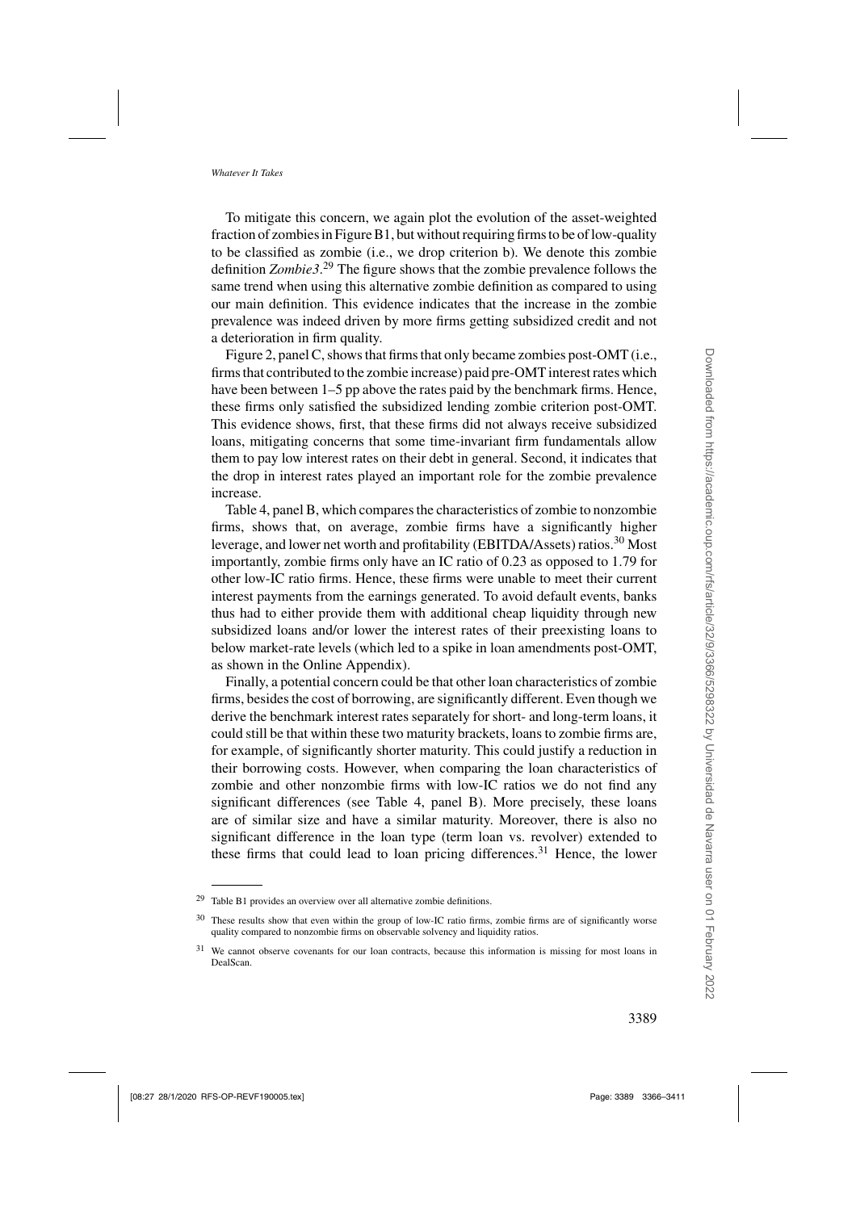To mitigate this concern, we again plot the evolution of the asset-weighted fraction of zombies in Figure B1, but without requiring firms to be of low-quality to be classified as zombie (i.e., we drop criterion b). We denote this zombie definition *Zombie3*.[29] The figure shows that the zombie prevalence follows the same trend when using this alternative zombie definition as compared to using our main definition. This evidence indicates that the increase in the zombie prevalence was indeed driven by more firms getting subsidized credit and not a deterioration in firm quality.

Figure 2, panel C, shows that firms that only became zombies post-OMT (i.e., firms that contributed to the zombie increase) paid pre-OMT interest rates which have been between 1–5 pp above the rates paid by the benchmark firms. Hence, these firms only satisfied the subsidized lending zombie criterion post-OMT. This evidence shows, first, that these firms did not always receive subsidized loans, mitigating concerns that some time-invariant firm fundamentals allow them to pay low interest rates on their debt in general. Second, it indicates that the drop in interest rates played an important role for the zombie prevalence increase.

Table 4, panel B, which compares the characteristics of zombie to nonzombie firms, shows that, on average, zombie firms have a significantly higher leverage, and lower net worth and profitability (EBITDA/Assets) ratios.[30] Most importantly, zombie firms only have an IC ratio of 0.23 as opposed to 1.79 for other low-IC ratio firms. Hence, these firms were unable to meet their current interest payments from the earnings generated. To avoid default events, banks thus had to either provide them with additional cheap liquidity through new subsidized loans and/or lower the interest rates of their preexisting loans to below market-rate levels (which led to a spike in loan amendments post-OMT, as shown in the Online Appendix).

Finally, a potential concern could be that other loan characteristics of zombie firms, besides the cost of borrowing, are significantly different. Even though we derive the benchmark interest rates separately for short- and long-term loans, it could still be that within these two maturity brackets, loans to zombie firms are, for example, of significantly shorter maturity. This could justify a reduction in their borrowing costs. However, when comparing the loan characteristics of zombie and other nonzombie firms with low-IC ratios we do not find any significant differences (see Table 4, panel B). More precisely, these loans are of similar size and have a similar maturity. Moreover, there is also no significant difference in the loan type (term loan vs. revolver) extended to these firms that could lead to loan pricing differences.[31] Hence, the lower

---

[29] Table B1 provides an overview over all alternative zombie definitions.

[30] These results show that even within the group of low-IC ratio firms, zombie firms are of significantly worse quality compared to nonzombie firms on observable solvency and liquidity ratios.

[31] We cannot observe covenants for our loan contracts, because this information is missing for most loans in DealScan.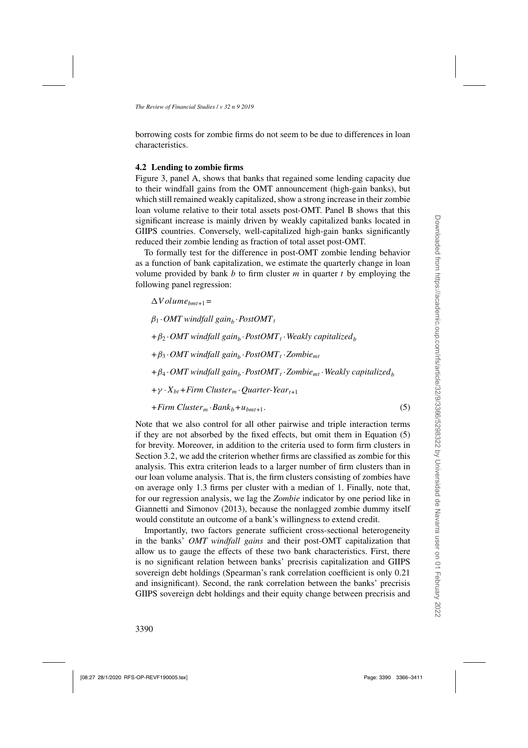borrowing costs for zombie firms do not seem to be due to differences in loan characteristics.

### 4.2 Lending to zombie firms

Figure 3, panel A, shows that banks that regained some lending capacity due to their windfall gains from the OMT announcement (high-gain banks), but which still remained weakly capitalized, show a strong increase in their zombie loan volume relative to their total assets post-OMT. Panel B shows that this significant increase is mainly driven by weakly capitalized banks located in GIIPS countries. Conversely, well-capitalized high-gain banks significantly reduced their zombie lending as fraction of total asset post-OMT.

To formally test for the difference in post-OMT zombie lending behavior as a function of bank capitalization, we estimate the quarterly change in loan volume provided by bank $b$ to firm cluster $m$ in quarter $t$ by employing the following panel regression:

$$
\begin{aligned}
&\Delta Volume_{bmt+1} = \\
&\beta_1 \cdot OMT\ windfall\ gain_b \cdot PostOMT_t \\
&+ \beta_2 \cdot OMT\ windfall\ gain_b \cdot PostOMT_t \cdot Weakly\ capitalized_b \\
&+ \beta_3 \cdot OMT\ windfall\ gain_b \cdot PostOMT_t \cdot Zombie_{mt} \\
&+ \beta_4 \cdot OMT\ windfall\ gain_b \cdot PostOMT_t \cdot Zombie_{mt} \cdot Weakly\ capitalized_b \\
&+ \gamma \cdot X_{bt} + Firm\ Cluster_m \cdot Quarter\text{-}Year_{t+1} \\
&+ Firm\ Cluster_m \cdot Bank_b + u_{bmt+1}. \qquad (5)
\end{aligned}
$$

Note that we also control for all other pairwise and triple interaction terms if they are not absorbed by the fixed effects, but omit them in Equation (5) for brevity. Moreover, in addition to the criteria used to form firm clusters in Section 3.2, we add the criterion whether firms are classified as zombie for this analysis. This extra criterion leads to a larger number of firm clusters than in our loan volume analysis. That is, the firm clusters consisting of zombies have on average only 1.3 firms per cluster with a median of 1. Finally, note that, for our regression analysis, we lag the *Zombie* indicator by one period like in Giannetti and Simonov (2013), because the nonlagged zombie dummy itself would constitute an outcome of a bank's willingness to extend credit.

Importantly, two factors generate sufficient cross-sectional heterogeneity in the banks' *OMT windfall gains* and their post-OMT capitalization that allow us to gauge the effects of these two bank characteristics. First, there is no significant relation between banks' precrisis capitalization and GIIPS sovereign debt holdings (Spearman's rank correlation coefficient is only 0.21 and insignificant). Second, the rank correlation between the banks' precrisis GIIPS sovereign debt holdings and their equity change between precrisis and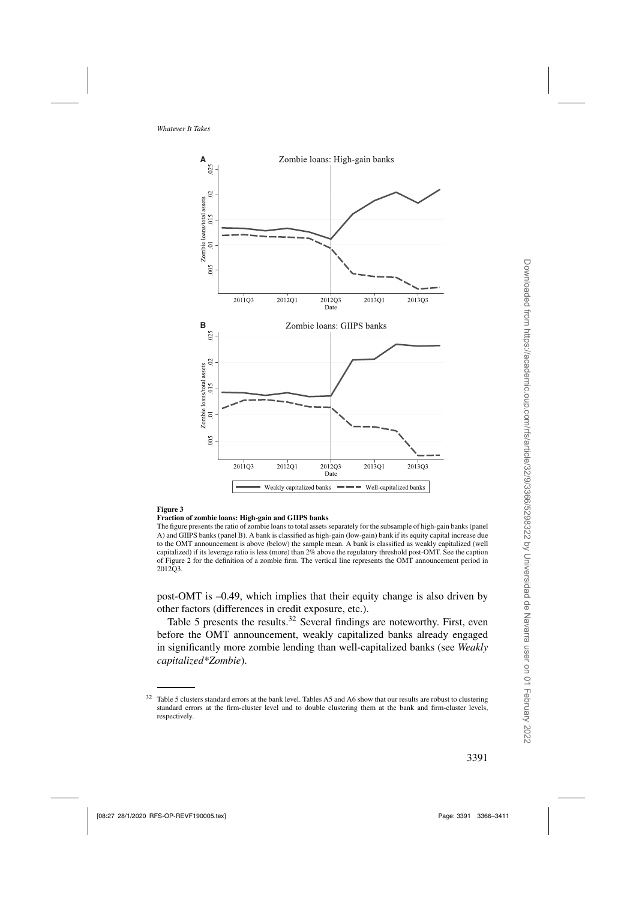**Figure 3**

**Fraction of zombie loans: High-gain and GIIPS banks**

The figure presents the ratio of zombie loans to total assets separately for the subsample of high-gain banks (panel A) and GIIPS banks (panel B). A bank is classified as high-gain (low-gain) bank if its equity capital increase due to the OMT announcement is above (below) the sample mean. A bank is classified as weakly capitalized (well capitalized) if its leverage ratio is less (more) than 2% above the regulatory threshold post-OMT. See the caption of Figure 2 for the definition of a zombie firm. The vertical line represents the OMT announcement period in 2012Q3.

post-OMT is –0.49, which implies that their equity change is also driven by other factors (differences in credit exposure, etc.).

Table 5 presents the results.[32] Several findings are noteworthy. First, even before the OMT announcement, weakly capitalized banks already engaged in significantly more zombie lending than well-capitalized banks (see *Weakly capitalized\*Zombie*).

---

[32] Table 5 clusters standard errors at the bank level. Tables A5 and A6 show that our results are robust to clustering standard errors at the firm-cluster level and to double clustering them at the bank and firm-cluster levels, respectively.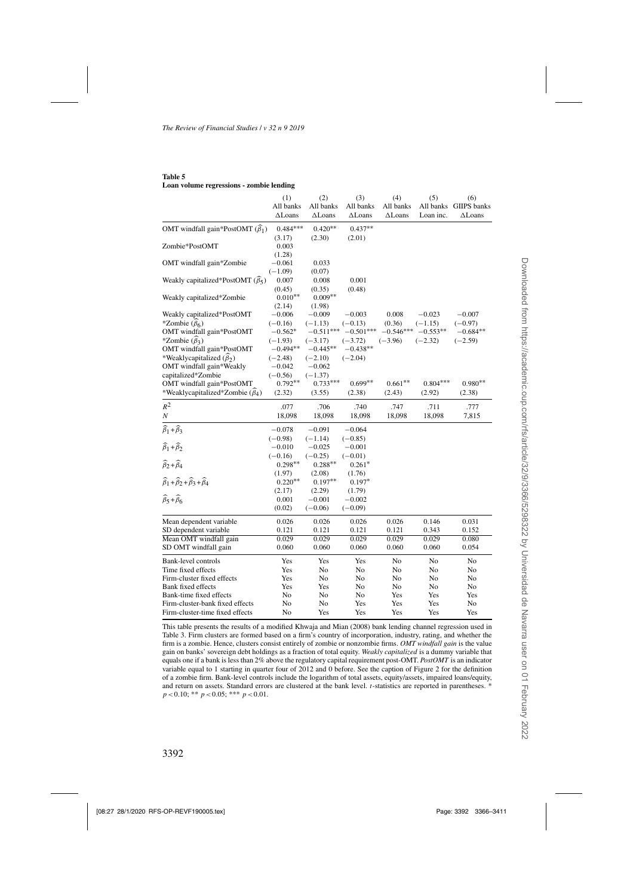**Table 5**
**Loan volume regressions - zombie lending**

| | (1) All banks ΔLoans | (2) All banks ΔLoans | (3) All banks ΔLoans | (4) All banks ΔLoans | (5) All banks Loan inc. | (6) GIIPS banks ΔLoans |
|---|---|---|---|---|---|---|
| OMT windfall gain*PostOMT ($\widehat{\beta}_1$) | 0.484*** | 0.420** | 0.437** | | | |
| | (3.17) | (2.30) | (2.01) | | | |
| Zombie*PostOMT | 0.003 | | | | | |
| | (1.28) | | | | | |
| OMT windfall gain*Zombie | −0.061 | 0.033 | | | | |
| | (−1.09) | (0.07) | | | | |
| Weakly capitalized*PostOMT ($\widehat{\beta}_5$) | 0.007 | 0.008 | 0.001 | | | |
| | (0.45) | (0.35) | (0.48) | | | |
| Weakly capitalized*Zombie | 0.010** | 0.009** | | | | |
| | (2.14) | (1.98) | | | | |
| Weakly capitalized*PostOMT *Zombie ($\widehat{\beta}_6$) | −0.006 | −0.009 | −0.003 | 0.008 | −0.023 | −0.007 |
| | (−0.16) | (−1.13) | (−0.13) | (0.36) | (−1.15) | (−0.97) |
| OMT windfall gain*PostOMT *Zombie ($\widehat{\beta}_3$) | −0.562* | −0.511*** | −0.501*** | −0.546*** | −0.553** | −0.684** |
| | (−1.93) | (−3.17) | (−3.72) | (−3.96) | (−2.32) | (−2.59) |
| OMT windfall gain*PostOMT *Weaklycapitalized ($\widehat{\beta}_2$) | −0.494** | −0.445** | −0.438** | | | |
| | (−2.48) | (−2.10) | (−2.04) | | | |
| OMT windfall gain*Weakly capitalized*Zombie | −0.042 | −0.062 | | | | |
| | (−0.56) | (−1.37) | | | | |
| OMT windfall gain*PostOMT *Weaklycapitalized*Zombie ($\widehat{\beta}_4$) | 0.792** | 0.733*** | 0.699** | 0.661** | 0.804*** | 0.980** |
| | (2.32) | (3.55) | (2.38) | (2.43) | (2.92) | (2.38) |
| $R^2$ | .077 | .706 | .740 | .747 | .711 | .777 |
| $N$ | 18,098 | 18,098 | 18,098 | 18,098 | 18,098 | 7,815 |
| $\widehat{\beta}_1+\widehat{\beta}_3$ | −0.078 | −0.091 | −0.064 | | | |
| | (−0.98) | (−1.14) | (−0.85) | | | |
| $\widehat{\beta}_1+\widehat{\beta}_2$ | −0.010 | −0.025 | −0.001 | | | |
| | (−0.16) | (−0.25) | (−0.01) | | | |
| $\widehat{\beta}_2+\widehat{\beta}_4$ | 0.298** | 0.288** | 0.261* | | | |
| | (1.97) | (2.08) | (1.76) | | | |
| $\widehat{\beta}_1+\widehat{\beta}_2+\widehat{\beta}_3+\widehat{\beta}_4$ | 0.220** | 0.197** | 0.197* | | | |
| | (2.17) | (2.29) | (1.79) | | | |
| $\widehat{\beta}_5+\widehat{\beta}_6$ | 0.001 | −0.001 | −0.002 | | | |
| | (0.02) | (−0.06) | (−0.09) | | | |
| Mean dependent variable | 0.026 | 0.026 | 0.026 | 0.026 | 0.146 | 0.031 |
| SD dependent variable | 0.121 | 0.121 | 0.121 | 0.121 | 0.343 | 0.152 |
| Mean OMT windfall gain | 0.029 | 0.029 | 0.029 | 0.029 | 0.029 | 0.080 |
| SD OMT windfall gain | 0.060 | 0.060 | 0.060 | 0.060 | 0.060 | 0.054 |
| Bank-level controls | Yes | Yes | Yes | No | No | No |
| Time fixed effects | Yes | No | No | No | No | No |
| Firm-cluster fixed effects | Yes | No | No | No | No | No |
| Bank fixed effects | Yes | Yes | No | No | No | No |
| Bank-time fixed effects | No | No | No | Yes | Yes | Yes |
| Firm-cluster-bank fixed effects | No | No | Yes | Yes | Yes | No |
| Firm-cluster-time fixed effects | No | Yes | Yes | Yes | Yes | Yes |

This table presents the results of a modified Khwaja and Mian (2008) bank lending channel regression used in Table 3. Firm clusters are formed based on a firm's country of incorporation, industry, rating, and whether the firm is a zombie. Hence, clusters consist entirely of zombie or nonzombie firms. *OMT windfall gain* is the value gain on banks' sovereign debt holdings as a fraction of total equity. *Weakly capitalized* is a dummy variable that equals one if a bank is less than 2% above the regulatory capital requirement post-OMT. *PostOMT* is an indicator variable equal to 1 starting in quarter four of 2012 and 0 before. See the caption of Figure 2 for the definition of a zombie firm. Bank-level controls include the logarithm of total assets, equity/assets, impaired loans/equity, and return on assets. Standard errors are clustered at the bank level. $t$-statistics are reported in parentheses. * $p<0.10$; ** $p<0.05$; *** $p<0.01$.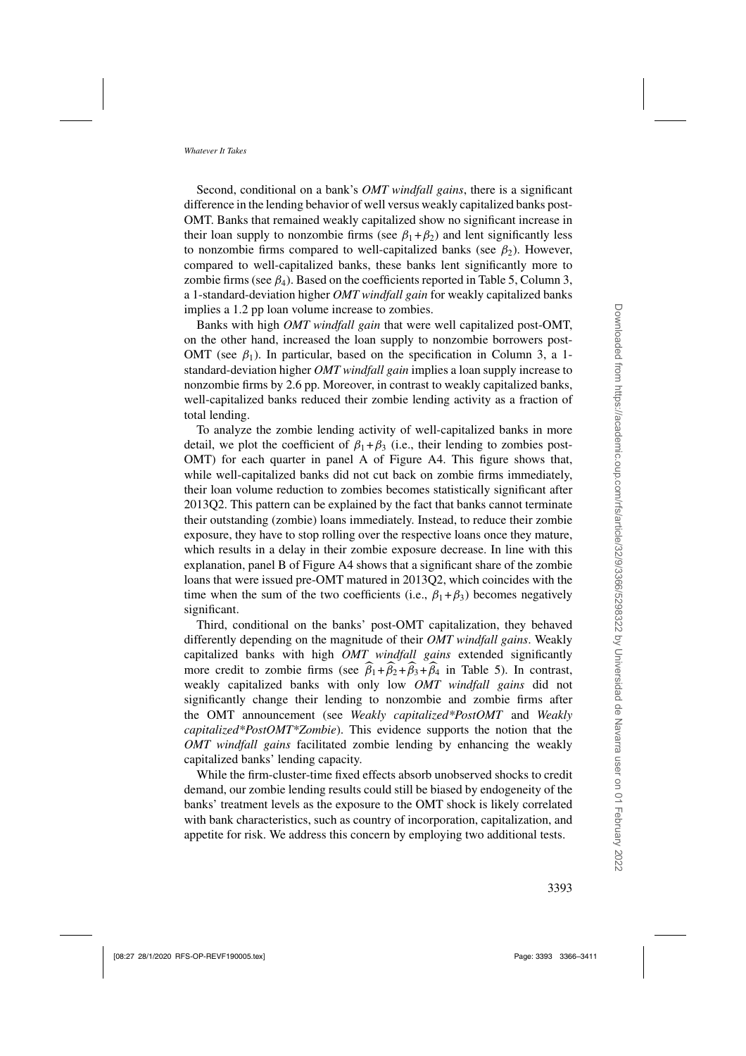Second, conditional on a bank's *OMT windfall gains*, there is a significant difference in the lending behavior of well versus weakly capitalized banks post-OMT. Banks that remained weakly capitalized show no significant increase in their loan supply to nonzombie firms (see $\beta_1+\beta_2$) and lent significantly less to nonzombie firms compared to well-capitalized banks (see $\beta_2$). However, compared to well-capitalized banks, these banks lent significantly more to zombie firms (see $\beta_4$). Based on the coefficients reported in Table 5, Column 3, a 1-standard-deviation higher *OMT windfall gain* for weakly capitalized banks implies a 1.2 pp loan volume increase to zombies.

Banks with high *OMT windfall gain* that were well capitalized post-OMT, on the other hand, increased the loan supply to nonzombie borrowers post-OMT (see $\beta_1$). In particular, based on the specification in Column 3, a 1-standard-deviation higher *OMT windfall gain* implies a loan supply increase to nonzombie firms by 2.6 pp. Moreover, in contrast to weakly capitalized banks, well-capitalized banks reduced their zombie lending activity as a fraction of total lending.

To analyze the zombie lending activity of well-capitalized banks in more detail, we plot the coefficient of $\beta_1+\beta_3$ (i.e., their lending to zombies post-OMT) for each quarter in panel A of Figure A4. This figure shows that, while well-capitalized banks did not cut back on zombie firms immediately, their loan volume reduction to zombies becomes statistically significant after 2013Q2. This pattern can be explained by the fact that banks cannot terminate their outstanding (zombie) loans immediately. Instead, to reduce their zombie exposure, they have to stop rolling over the respective loans once they mature, which results in a delay in their zombie exposure decrease. In line with this explanation, panel B of Figure A4 shows that a significant share of the zombie loans that were issued pre-OMT matured in 2013Q2, which coincides with the time when the sum of the two coefficients (i.e., $\beta_1+\beta_3$) becomes negatively significant.

Third, conditional on the banks' post-OMT capitalization, they behaved differently depending on the magnitude of their *OMT windfall gains*. Weakly capitalized banks with high *OMT windfall gains* extended significantly more credit to zombie firms (see $\widehat{\beta}_1+\widehat{\beta}_2+\widehat{\beta}_3+\widehat{\beta}_4$ in Table 5). In contrast, weakly capitalized banks with only low *OMT windfall gains* did not significantly change their lending to nonzombie and zombie firms after the OMT announcement (see *Weakly capitalized\*PostOMT* and *Weakly capitalized\*PostOMT\*Zombie*). This evidence supports the notion that the *OMT windfall gains* facilitated zombie lending by enhancing the weakly capitalized banks' lending capacity.

While the firm-cluster-time fixed effects absorb unobserved shocks to credit demand, our zombie lending results could still be biased by endogeneity of the banks' treatment levels as the exposure to the OMT shock is likely correlated with bank characteristics, such as country of incorporation, capitalization, and appetite for risk. We address this concern by employing two additional tests.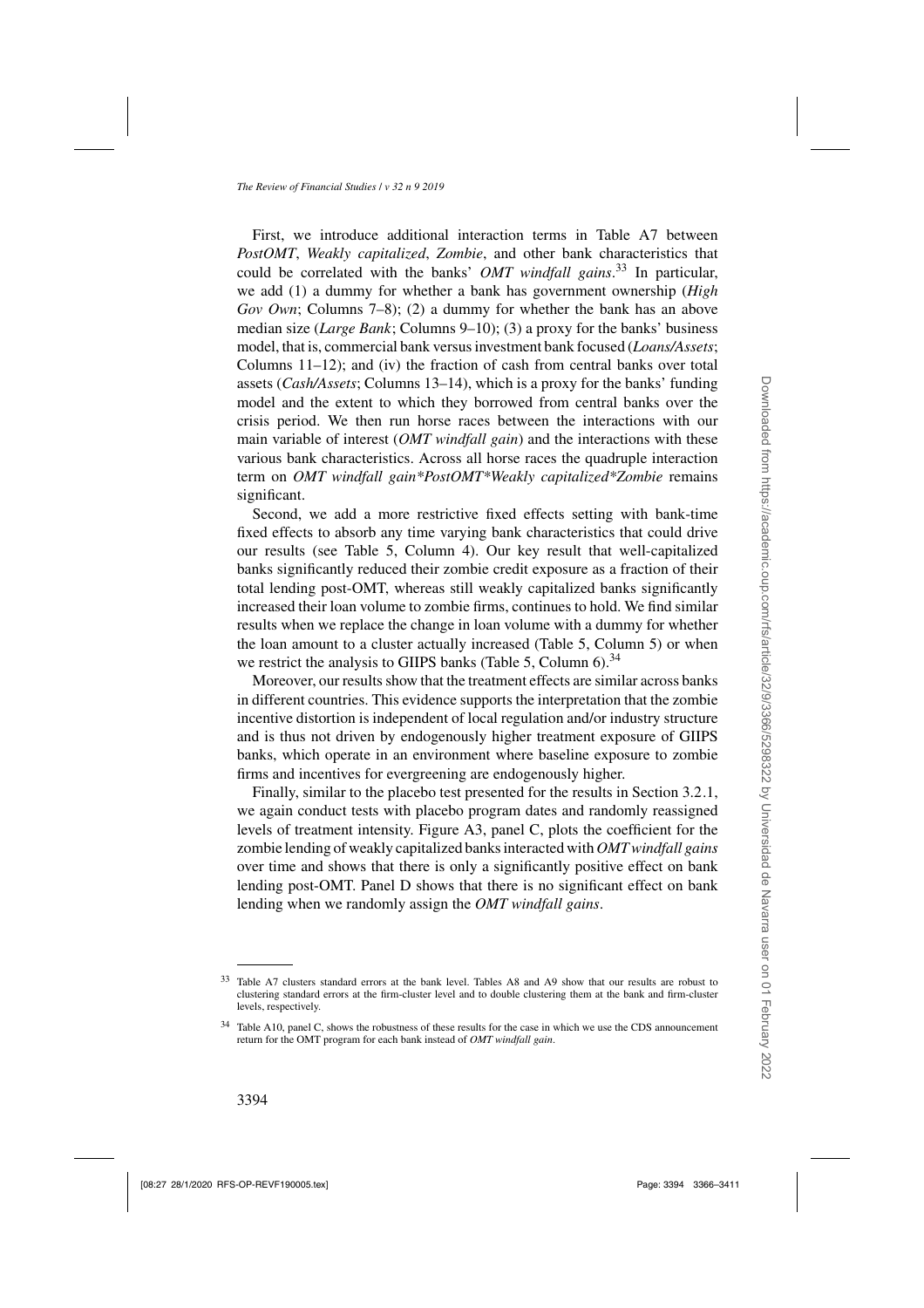First, we introduce additional interaction terms in Table A7 between *PostOMT*, *Weakly capitalized*, *Zombie*, and other bank characteristics that could be correlated with the banks' *OMT windfall gains*.[33] In particular, we add (1) a dummy for whether a bank has government ownership (*High Gov Own*; Columns 7–8); (2) a dummy for whether the bank has an above median size (*Large Bank*; Columns 9–10); (3) a proxy for the banks' business model, that is, commercial bank versus investment bank focused (*Loans/Assets*; Columns 11–12); and (iv) the fraction of cash from central banks over total assets (*Cash/Assets*; Columns 13–14), which is a proxy for the banks' funding model and the extent to which they borrowed from central banks over the crisis period. We then run horse races between the interactions with our main variable of interest (*OMT windfall gain*) and the interactions with these various bank characteristics. Across all horse races the quadruple interaction term on *OMT windfall gain*PostOMT*Weakly capitalized*Zombie* remains significant.

Second, we add a more restrictive fixed effects setting with bank-time fixed effects to absorb any time varying bank characteristics that could drive our results (see Table 5, Column 4). Our key result that well-capitalized banks significantly reduced their zombie credit exposure as a fraction of their total lending post-OMT, whereas still weakly capitalized banks significantly increased their loan volume to zombie firms, continues to hold. We find similar results when we replace the change in loan volume with a dummy for whether the loan amount to a cluster actually increased (Table 5, Column 5) or when we restrict the analysis to GIIPS banks (Table 5, Column 6).[34]

Moreover, our results show that the treatment effects are similar across banks in different countries. This evidence supports the interpretation that the zombie incentive distortion is independent of local regulation and/or industry structure and is thus not driven by endogenously higher treatment exposure of GIIPS banks, which operate in an environment where baseline exposure to zombie firms and incentives for evergreening are endogenously higher.

Finally, similar to the placebo test presented for the results in Section 3.2.1, we again conduct tests with placebo program dates and randomly reassigned levels of treatment intensity. Figure A3, panel C, plots the coefficient for the zombie lending of weakly capitalized banks interacted with *OMT windfall gains* over time and shows that there is only a significantly positive effect on bank lending post-OMT. Panel D shows that there is no significant effect on bank lending when we randomly assign the *OMT windfall gains*.

---

[33] Table A7 clusters standard errors at the bank level. Tables A8 and A9 show that our results are robust to clustering standard errors at the firm-cluster level and to double clustering them at the bank and firm-cluster levels, respectively.

[34] Table A10, panel C, shows the robustness of these results for the case in which we use the CDS announcement return for the OMT program for each bank instead of *OMT windfall gain*.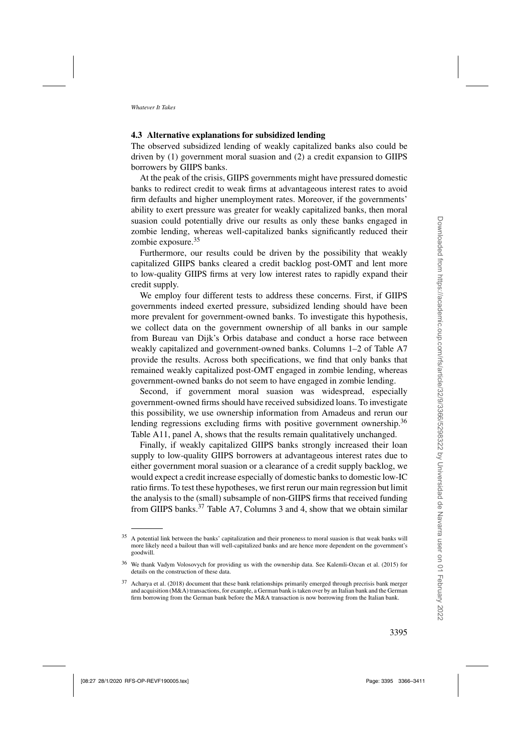### 4.3 Alternative explanations for subsidized lending

The observed subsidized lending of weakly capitalized banks also could be driven by (1) government moral suasion and (2) a credit expansion to GIIPS borrowers by GIIPS banks.

At the peak of the crisis, GIIPS governments might have pressured domestic banks to redirect credit to weak firms at advantageous interest rates to avoid firm defaults and higher unemployment rates. Moreover, if the governments' ability to exert pressure was greater for weakly capitalized banks, then moral suasion could potentially drive our results as only these banks engaged in zombie lending, whereas well-capitalized banks significantly reduced their zombie exposure.[35]

Furthermore, our results could be driven by the possibility that weakly capitalized GIIPS banks cleared a credit backlog post-OMT and lent more to low-quality GIIPS firms at very low interest rates to rapidly expand their credit supply.

We employ four different tests to address these concerns. First, if GIIPS governments indeed exerted pressure, subsidized lending should have been more prevalent for government-owned banks. To investigate this hypothesis, we collect data on the government ownership of all banks in our sample from Bureau van Dijk's Orbis database and conduct a horse race between weakly capitalized and government-owned banks. Columns 1–2 of Table A7 provide the results. Across both specifications, we find that only banks that remained weakly capitalized post-OMT engaged in zombie lending, whereas government-owned banks do not seem to have engaged in zombie lending.

Second, if government moral suasion was widespread, especially government-owned firms should have received subsidized loans. To investigate this possibility, we use ownership information from Amadeus and rerun our lending regressions excluding firms with positive government ownership.[36] Table A11, panel A, shows that the results remain qualitatively unchanged.

Finally, if weakly capitalized GIIPS banks strongly increased their loan supply to low-quality GIIPS borrowers at advantageous interest rates due to either government moral suasion or a clearance of a credit supply backlog, we would expect a credit increase especially of domestic banks to domestic low-IC ratio firms. To test these hypotheses, we first rerun our main regression but limit the analysis to the (small) subsample of non-GIIPS firms that received funding from GIIPS banks.[37] Table A7, Columns 3 and 4, show that we obtain similar

---

[35] A potential link between the banks' capitalization and their proneness to moral suasion is that weak banks will more likely need a bailout than will well-capitalized banks and are hence more dependent on the government's goodwill.

[36] We thank Vadym Volosovych for providing us with the ownership data. See Kalemli-Ozcan et al. (2015) for details on the construction of these data.

[37] Acharya et al. (2018) document that these bank relationships primarily emerged through precrisis bank merger and acquisition (M&A) transactions, for example, a German bank is taken over by an Italian bank and the German firm borrowing from the German bank before the M&A transaction is now borrowing from the Italian bank.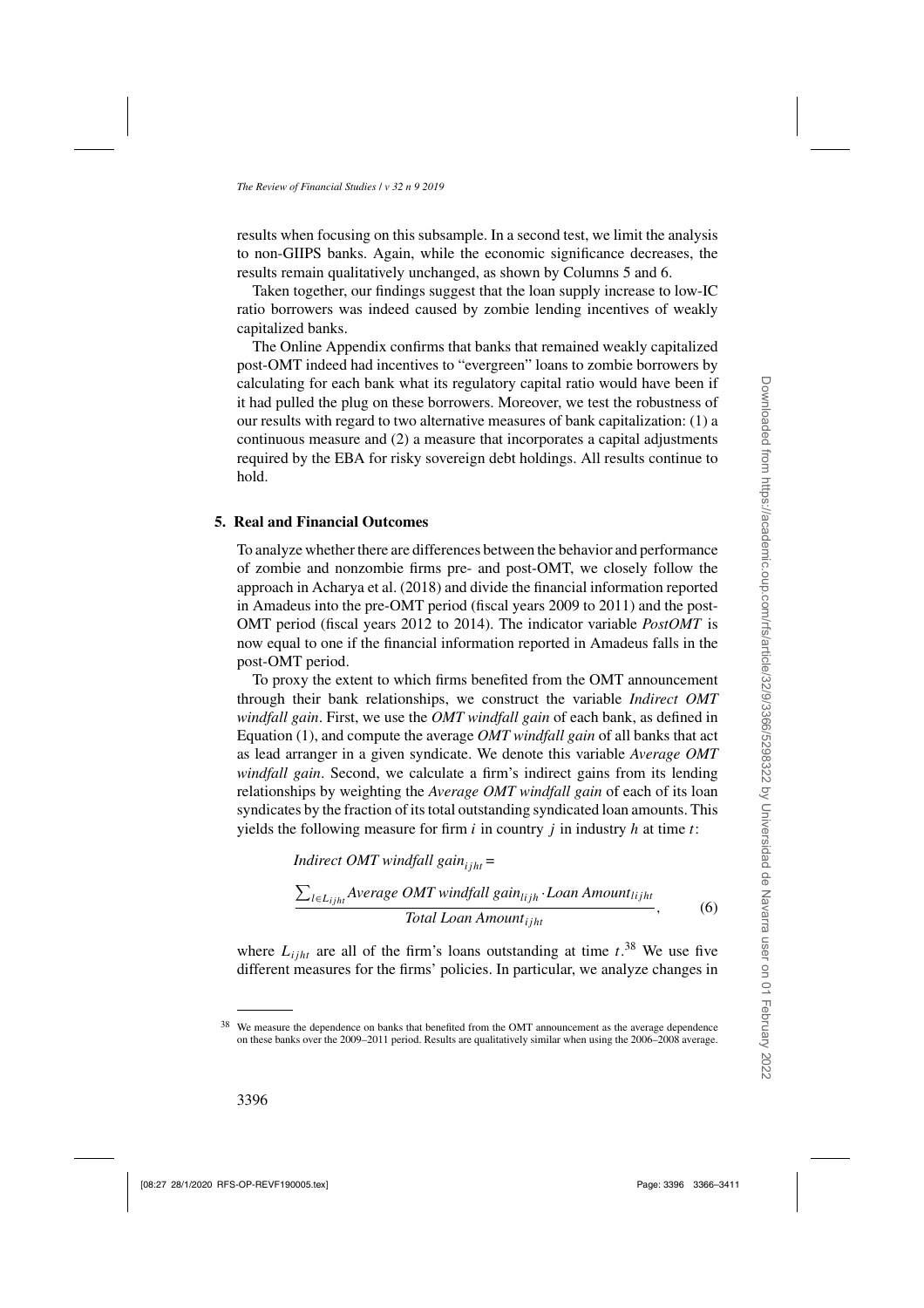results when focusing on this subsample. In a second test, we limit the analysis to non-GIIPS banks. Again, while the economic significance decreases, the results remain qualitatively unchanged, as shown by Columns 5 and 6.

Taken together, our findings suggest that the loan supply increase to low-IC ratio borrowers was indeed caused by zombie lending incentives of weakly capitalized banks.

The Online Appendix confirms that banks that remained weakly capitalized post-OMT indeed had incentives to "evergreen" loans to zombie borrowers by calculating for each bank what its regulatory capital ratio would have been if it had pulled the plug on these borrowers. Moreover, we test the robustness of our results with regard to two alternative measures of bank capitalization: (1) a continuous measure and (2) a measure that incorporates a capital adjustments required by the EBA for risky sovereign debt holdings. All results continue to hold.

## 5. Real and Financial Outcomes

To analyze whether there are differences between the behavior and performance of zombie and nonzombie firms pre- and post-OMT, we closely follow the approach in Acharya et al. (2018) and divide the financial information reported in Amadeus into the pre-OMT period (fiscal years 2009 to 2011) and the post-OMT period (fiscal years 2012 to 2014). The indicator variable *PostOMT* is now equal to one if the financial information reported in Amadeus falls in the post-OMT period.

To proxy the extent to which firms benefited from the OMT announcement through their bank relationships, we construct the variable *Indirect OMT windfall gain*. First, we use the *OMT windfall gain* of each bank, as defined in Equation (1), and compute the average *OMT windfall gain* of all banks that act as lead arranger in a given syndicate. We denote this variable *Average OMT windfall gain*. Second, we calculate a firm's indirect gains from its lending relationships by weighting the *Average OMT windfall gain* of each of its loan syndicates by the fraction of its total outstanding syndicated loan amounts. This yields the following measure for firm $i$ in country $j$ in industry $h$ at time $t$:

$$\textit{Indirect OMT windfall gain}_{ijht} = \frac{\sum_{l \in L_{ijht}} \textit{Average OMT windfall gain}_{lijh} \cdot \textit{Loan Amount}_{lijht}}{\textit{Total Loan Amount}_{ijht}}, \tag{6}$$

where $L_{ijht}$ are all of the firm's loans outstanding at time $t$.[38] We use five different measures for the firms' policies. In particular, we analyze changes in

---

[38] We measure the dependence on banks that benefited from the OMT announcement as the average dependence on these banks over the 2009–2011 period. Results are qualitatively similar when using the 2006–2008 average.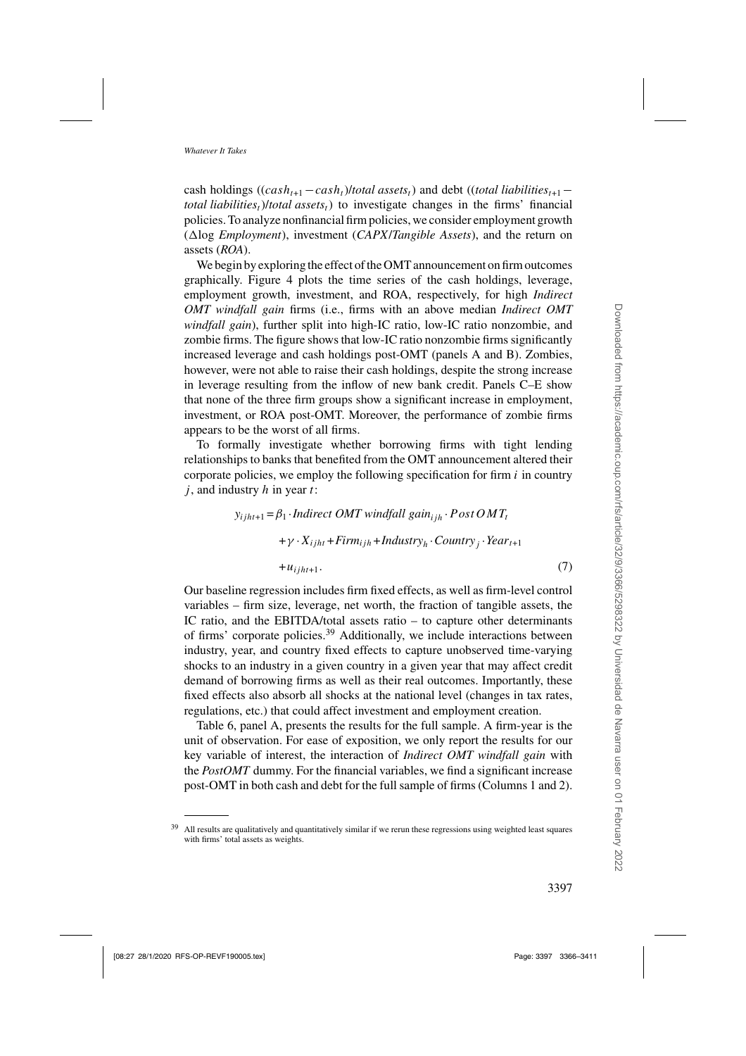cash holdings ($(cash_{t+1} - cash_t)$/*total assets*$_t$) and debt ((*total liabilities*$_{t+1}$ − *total liabilities*$_t$)/*total assets*$_t$) to investigate changes in the firms' financial policies. To analyze nonfinancial firm policies, we consider employment growth ($\Delta$log *Employment*), investment (*CAPX*/*Tangible Assets*), and the return on assets (*ROA*).

We begin by exploring the effect of the OMT announcement on firm outcomes graphically. Figure 4 plots the time series of the cash holdings, leverage, employment growth, investment, and ROA, respectively, for high *Indirect OMT windfall gain* firms (i.e., firms with an above median *Indirect OMT windfall gain*), further split into high-IC ratio, low-IC ratio nonzombie, and zombie firms. The figure shows that low-IC ratio nonzombie firms significantly increased leverage and cash holdings post-OMT (panels A and B). Zombies, however, were not able to raise their cash holdings, despite the strong increase in leverage resulting from the inflow of new bank credit. Panels C–E show that none of the three firm groups show a significant increase in employment, investment, or ROA post-OMT. Moreover, the performance of zombie firms appears to be the worst of all firms.

To formally investigate whether borrowing firms with tight lending relationships to banks that benefited from the OMT announcement altered their corporate policies, we employ the following specification for firm $i$ in country $j$, and industry $h$ in year $t$:

$$
\begin{aligned}
y_{ijht+1} = & \beta_1 \cdot \textit{Indirect OMT windfall gain}_{ijh} \cdot \textit{PostOMT}_t \\
& + \gamma \cdot X_{ijht} + \textit{Firm}_{ijh} + \textit{Industry}_h \cdot \textit{Country}_j \cdot \textit{Year}_{t+1} \\
& + u_{ijht+1}. \qquad (7)
\end{aligned}
$$

Our baseline regression includes firm fixed effects, as well as firm-level control variables – firm size, leverage, net worth, the fraction of tangible assets, the IC ratio, and the EBITDA/total assets ratio – to capture other determinants of firms' corporate policies.[39] Additionally, we include interactions between industry, year, and country fixed effects to capture unobserved time-varying shocks to an industry in a given country in a given year that may affect credit demand of borrowing firms as well as their real outcomes. Importantly, these fixed effects also absorb all shocks at the national level (changes in tax rates, regulations, etc.) that could affect investment and employment creation.

Table 6, panel A, presents the results for the full sample. A firm-year is the unit of observation. For ease of exposition, we only report the results for our key variable of interest, the interaction of *Indirect OMT windfall gain* with the *PostOMT* dummy. For the financial variables, we find a significant increase post-OMT in both cash and debt for the full sample of firms (Columns 1 and 2).

[39] All results are qualitatively and quantitatively similar if we rerun these regressions using weighted least squares with firms' total assets as weights.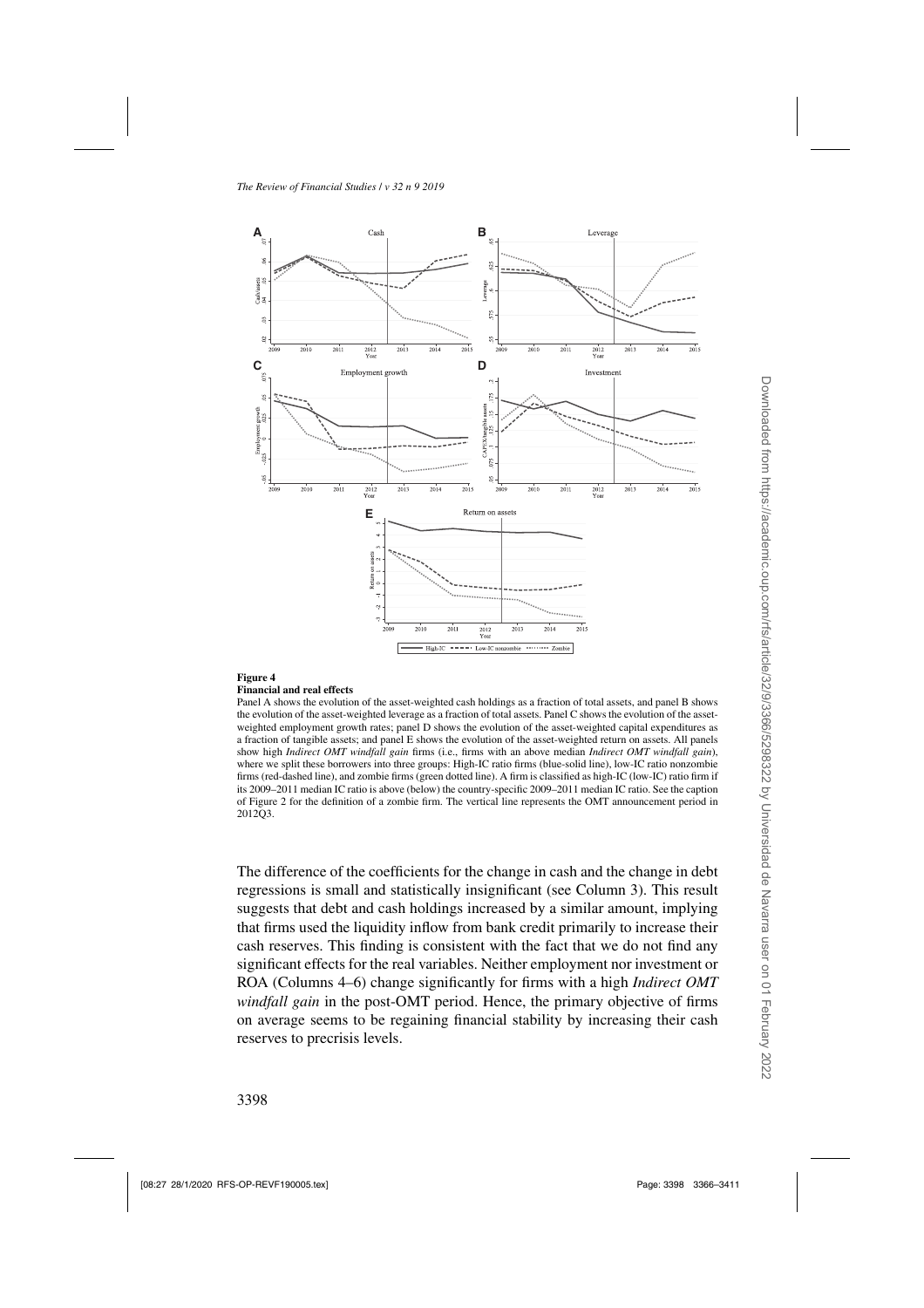**Figure 4**
**Financial and real effects**

Panel A shows the evolution of the asset-weighted cash holdings as a fraction of total assets, and panel B shows the evolution of the asset-weighted leverage as a fraction of total assets. Panel C shows the evolution of the asset-weighted employment growth rates; panel D shows the evolution of the asset-weighted capital expenditures as a fraction of tangible assets; and panel E shows the evolution of the asset-weighted return on assets. All panels show high *Indirect OMT windfall gain* firms (i.e., firms with an above median *Indirect OMT windfall gain*), where we split these borrowers into three groups: High-IC ratio firms (blue-solid line), low-IC ratio nonzombie firms (red-dashed line), and zombie firms (green dotted line). A firm is classified as high-IC (low-IC) ratio firm if its 2009–2011 median IC ratio is above (below) the country-specific 2009–2011 median IC ratio. See the caption of Figure 2 for the definition of a zombie firm. The vertical line represents the OMT announcement period in 2012Q3.

The difference of the coefficients for the change in cash and the change in debt regressions is small and statistically insignificant (see Column 3). This result suggests that debt and cash holdings increased by a similar amount, implying that firms used the liquidity inflow from bank credit primarily to increase their cash reserves. This finding is consistent with the fact that we do not find any significant effects for the real variables. Neither employment nor investment or ROA (Columns 4–6) change significantly for firms with a high *Indirect OMT windfall gain* in the post-OMT period. Hence, the primary objective of firms on average seems to be regaining financial stability by increasing their cash reserves to precrisis levels.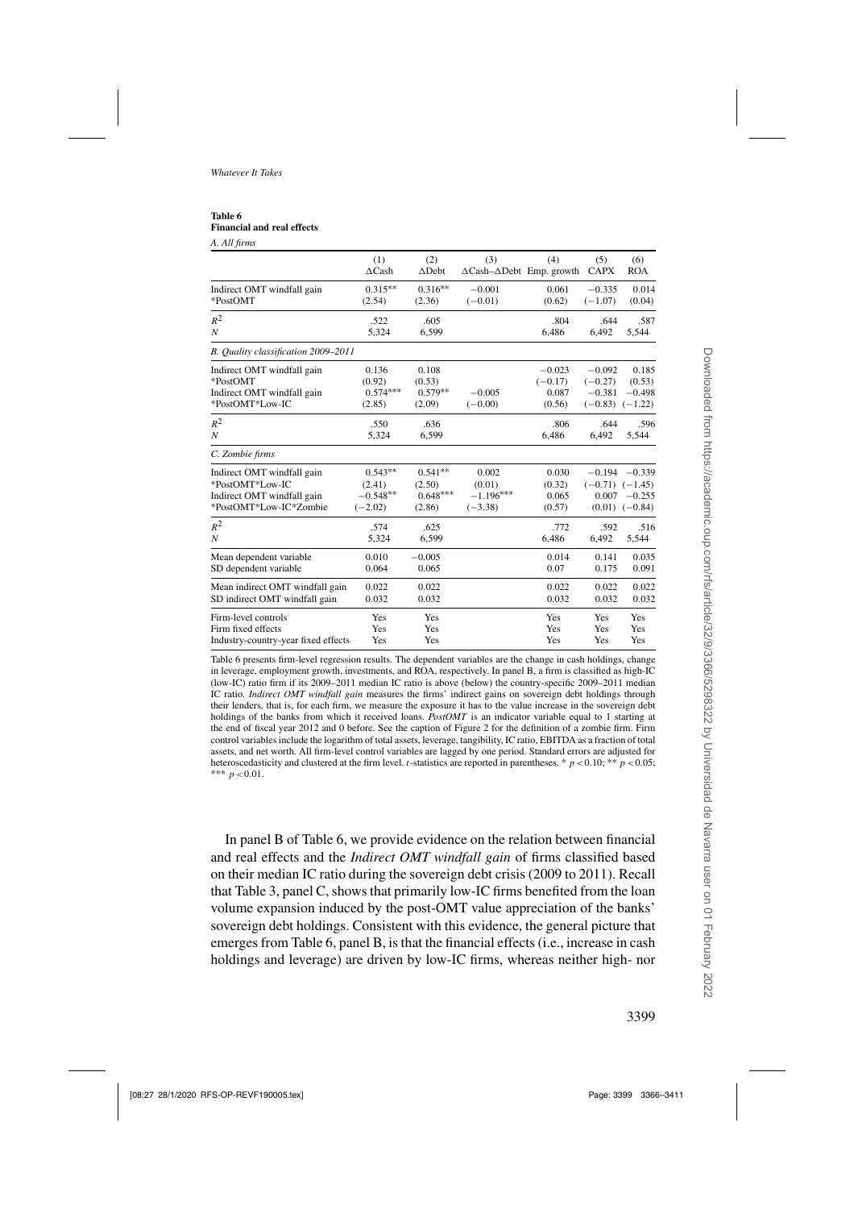**Table 6**
**Financial and real effects**

*A. All firms*

| | (1) ΔCash | (2) ΔDebt | (3) ΔCash–ΔDebt | (4) Emp. growth | (5) CAPX | (6) ROA |
|---|---|---|---|---|---|---|
| Indirect OMT windfall gain *PostOMT | 0.315** | 0.316** | −0.001 | 0.061 | −0.335 | 0.014 |
| | (2.54) | (2.36) | (−0.01) | (0.62) | (−1.07) | (0.04) |
| $R^2$ | .522 | .605 | | .804 | .644 | .587 |
| $N$ | 5,324 | 6,599 | | 6,486 | 6,492 | 5,544 |
| *B. Quality classification 2009–2011* | | | | | | |
| Indirect OMT windfall gain *PostOMT | 0.136 | 0.108 | | −0.023 | −0.092 | 0.185 |
| | (0.92) | (0.53) | | (−0.17) | (−0.27) | (0.53) |
| Indirect OMT windfall gain *PostOMT*Low-IC | 0.574*** | 0.579** | −0.005 | 0.087 | −0.381 | −0.498 |
| | (2.85) | (2.09) | (−0.00) | (0.56) | (−0.83) | (−1.22) |
| $R^2$ | .550 | .636 | | .806 | .644 | .596 |
| $N$ | 5,324 | 6,599 | | 6,486 | 6,492 | 5,544 |
| *C. Zombie firms* | | | | | | |
| Indirect OMT windfall gain *PostOMT*Low-IC | 0.543** | 0.541** | 0.002 | 0.030 | −0.194 | −0.339 |
| | (2.41) | (2.50) | (0.01) | (0.32) | (−0.71) | (−1.45) |
| Indirect OMT windfall gain *PostOMT*Low-IC*Zombie | −0.548** | 0.648*** | −1.196*** | 0.065 | 0.007 | −0.255 |
| | (−2.02) | (2.86) | (−3.38) | (0.57) | (0.01) | (−0.84) |
| $R^2$ | .574 | .625 | | .772 | .592 | .516 |
| $N$ | 5,324 | 6,599 | | 6,486 | 6,492 | 5,544 |
| Mean dependent variable | 0.010 | −0.005 | | 0.014 | 0.141 | 0.035 |
| SD dependent variable | 0.064 | 0.065 | | 0.07 | 0.175 | 0.091 |
| Mean indirect OMT windfall gain | 0.022 | 0.022 | | 0.022 | 0.022 | 0.022 |
| SD indirect OMT windfall gain | 0.032 | 0.032 | | 0.032 | 0.032 | 0.032 |
| Firm-level controls | Yes | Yes | | Yes | Yes | Yes |
| Firm fixed effects | Yes | Yes | | Yes | Yes | Yes |
| Industry-country-year fixed effects | Yes | Yes | | Yes | Yes | Yes |

Table 6 presents firm-level regression results. The dependent variables are the change in cash holdings, change in leverage, employment growth, investments, and ROA, respectively. In panel B, a firm is classified as high-IC (low-IC) ratio firm if its 2009–2011 median IC ratio is above (below) the country-specific 2009–2011 median IC ratio. *Indirect OMT windfall gain* measures the firms' indirect gains on sovereign debt holdings through their lenders, that is, for each firm, we measure the exposure it has to the value increase in the sovereign debt holdings of the banks from which it received loans. *PostOMT* is an indicator variable equal to 1 starting at the end of fiscal year 2012 and 0 before. See the caption of Figure 2 for the definition of a zombie firm. Firm control variables include the logarithm of total assets, leverage, tangibility, IC ratio, EBITDA as a fraction of total assets, and net worth. All firm-level control variables are lagged by one period. Standard errors are adjusted for heteroscedasticity and clustered at the firm level. $t$-statistics are reported in parentheses. * $p < 0.10$; ** $p < 0.05$; *** $p < 0.01$.

In panel B of Table 6, we provide evidence on the relation between financial and real effects and the *Indirect OMT windfall gain* of firms classified based on their median IC ratio during the sovereign debt crisis (2009 to 2011). Recall that Table 3, panel C, shows that primarily low-IC firms benefited from the loan volume expansion induced by the post-OMT value appreciation of the banks' sovereign debt holdings. Consistent with this evidence, the general picture that emerges from Table 6, panel B, is that the financial effects (i.e., increase in cash holdings and leverage) are driven by low-IC firms, whereas neither high- nor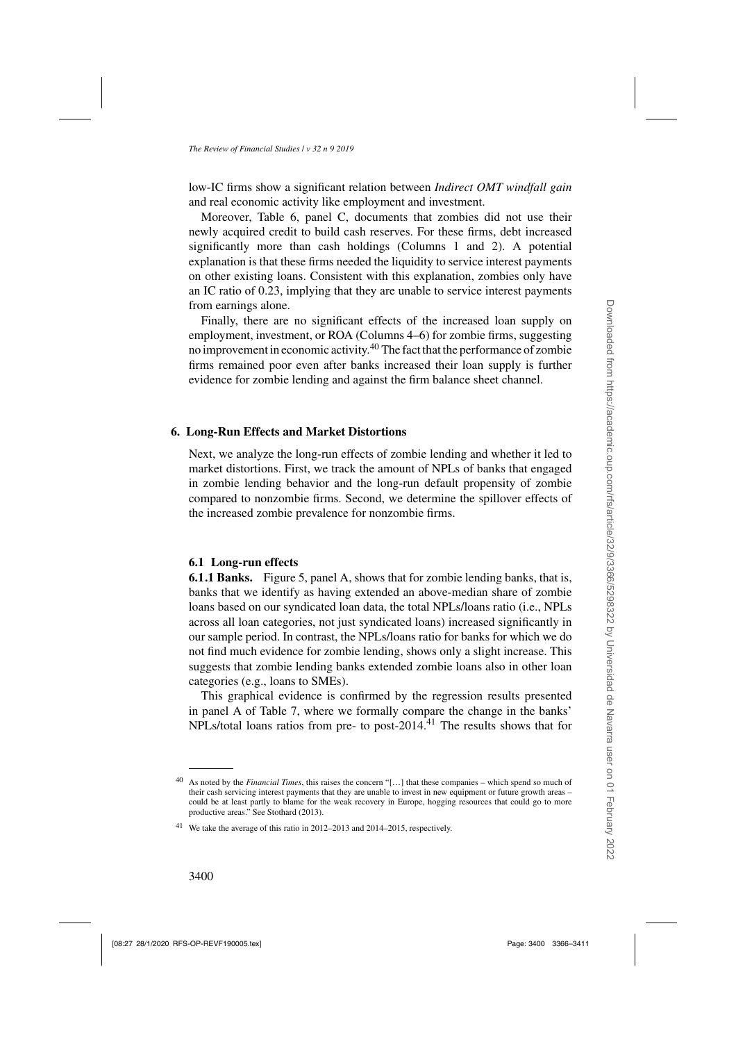low-IC firms show a significant relation between *Indirect OMT windfall gain* and real economic activity like employment and investment.

Moreover, Table 6, panel C, documents that zombies did not use their newly acquired credit to build cash reserves. For these firms, debt increased significantly more than cash holdings (Columns 1 and 2). A potential explanation is that these firms needed the liquidity to service interest payments on other existing loans. Consistent with this explanation, zombies only have an IC ratio of 0.23, implying that they are unable to service interest payments from earnings alone.

Finally, there are no significant effects of the increased loan supply on employment, investment, or ROA (Columns 4–6) for zombie firms, suggesting no improvement in economic activity.[40] The fact that the performance of zombie firms remained poor even after banks increased their loan supply is further evidence for zombie lending and against the firm balance sheet channel.

## 6. Long-Run Effects and Market Distortions

Next, we analyze the long-run effects of zombie lending and whether it led to market distortions. First, we track the amount of NPLs of banks that engaged in zombie lending behavior and the long-run default propensity of zombie compared to nonzombie firms. Second, we determine the spillover effects of the increased zombie prevalence for nonzombie firms.

### 6.1 Long-run effects

**6.1.1 Banks.** Figure 5, panel A, shows that for zombie lending banks, that is, banks that we identify as having extended an above-median share of zombie loans based on our syndicated loan data, the total NPLs/loans ratio (i.e., NPLs across all loan categories, not just syndicated loans) increased significantly in our sample period. In contrast, the NPLs/loans ratio for banks for which we do not find much evidence for zombie lending, shows only a slight increase. This suggests that zombie lending banks extended zombie loans also in other loan categories (e.g., loans to SMEs).

This graphical evidence is confirmed by the regression results presented in panel A of Table 7, where we formally compare the change in the banks' NPLs/total loans ratios from pre- to post-2014.[41] The results shows that for

---

[40] As noted by the *Financial Times*, this raises the concern "[…] that these companies – which spend so much of their cash servicing interest payments that they are unable to invest in new equipment or future growth areas – could be at least partly to blame for the weak recovery in Europe, hogging resources that could go to more productive areas." See Stothard (2013).

[41] We take the average of this ratio in 2012–2013 and 2014–2015, respectively.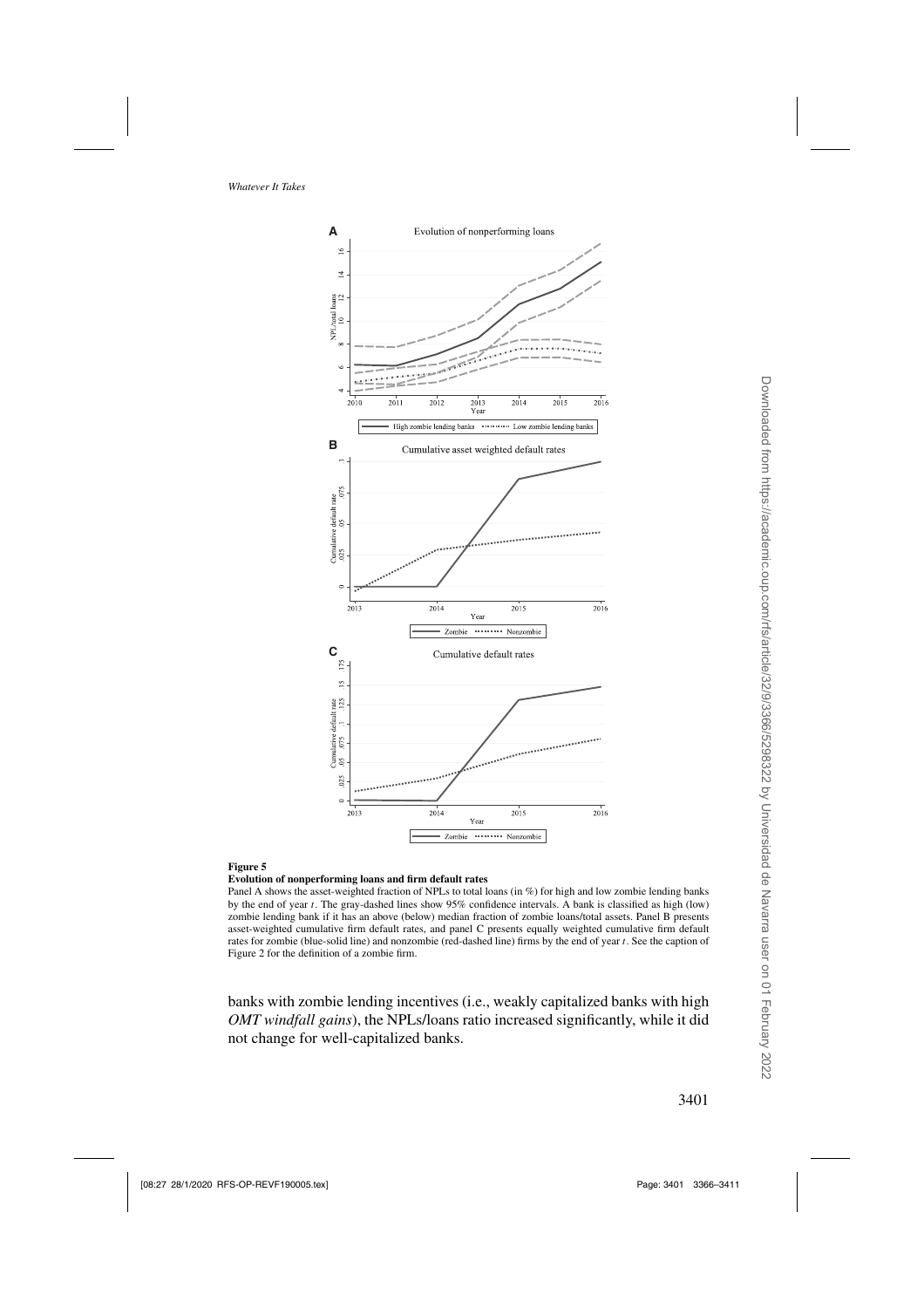**Figure 5**

**Evolution of nonperforming loans and firm default rates**

Panel A shows the asset-weighted fraction of NPLs to total loans (in %) for high and low zombie lending banks by the end of year $t$. The gray-dashed lines show 95% confidence intervals. A bank is classified as high (low) zombie lending bank if it has an above (below) median fraction of zombie loans/total assets. Panel B presents asset-weighted cumulative firm default rates, and panel C presents equally weighted cumulative firm default rates for zombie (blue-solid line) and nonzombie (red-dashed line) firms by the end of year $t$. See the caption of Figure 2 for the definition of a zombie firm.

banks with zombie lending incentives (i.e., weakly capitalized banks with high *OMT windfall gains*), the NPLs/loans ratio increased significantly, while it did not change for well-capitalized banks.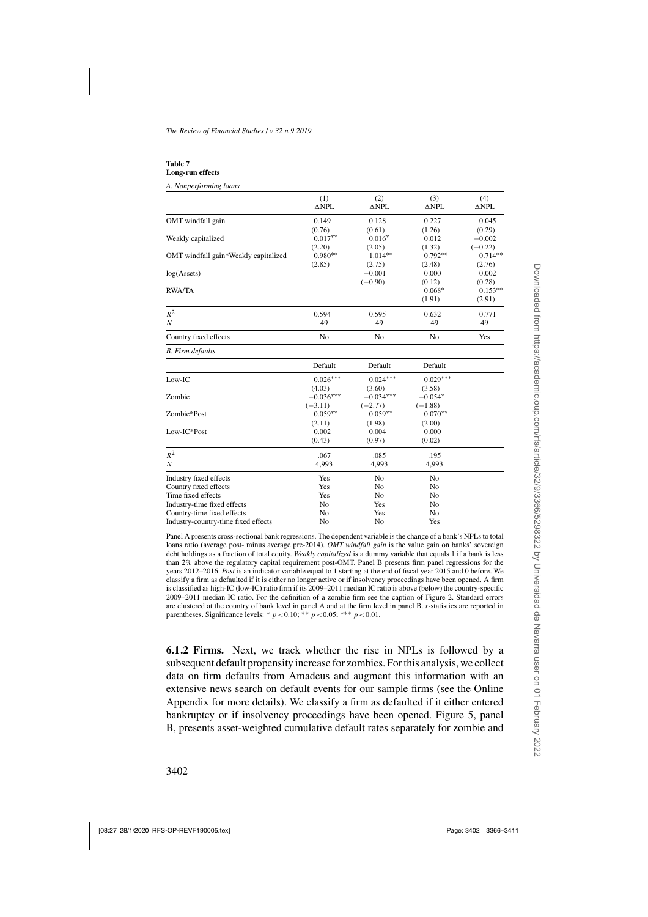**Table 7**
**Long-run effects**

*A. Nonperforming loans*

| | (1) ΔNPL | (2) ΔNPL | (3) ΔNPL | (4) ΔNPL |
|---|---|---|---|---|
| OMT windfall gain | 0.149 | 0.128 | 0.227 | 0.045 |
| | (0.76) | (0.61) | (1.26) | (0.29) |
| Weakly capitalized | 0.017** | 0.016* | 0.012 | −0.002 |
| | (2.20) | (2.05) | (1.32) | (−0.22) |
| OMT windfall gain*Weakly capitalized | 0.980** | 1.014** | 0.792** | 0.714** |
| | (2.85) | (2.75) | (2.48) | (2.76) |
| log(Assets) | | −0.001 | 0.000 | 0.002 |
| | | (−0.90) | (0.12) | (0.28) |
| RWA/TA | | | 0.068* | 0.153** |
| | | | (1.91) | (2.91) |
| $R^2$ | 0.594 | 0.595 | 0.632 | 0.771 |
| $N$ | 49 | 49 | 49 | 49 |
| Country fixed effects | No | No | No | Yes |

*B. Firm defaults*

| | Default | Default | Default |
|---|---|---|---|
| Low-IC | 0.026*** | 0.024*** | 0.029*** |
| | (4.03) | (3.60) | (3.58) |
| Zombie | −0.036*** | −0.034*** | −0.054* |
| | (−3.11) | (−2.77) | (−1.88) |
| Zombie*Post | 0.059** | 0.059** | 0.070** |
| | (2.11) | (1.98) | (2.00) |
| Low-IC*Post | 0.002 | 0.004 | 0.000 |
| | (0.43) | (0.97) | (0.02) |
| $R^2$ | .067 | .085 | .195 |
| $N$ | 4,993 | 4,993 | 4,993 |
| Industry fixed effects | Yes | No | No |
| Country fixed effects | Yes | No | No |
| Time fixed effects | Yes | No | No |
| Industry-time fixed effects | No | Yes | No |
| Country-time fixed effects | No | Yes | No |
| Industry-country-time fixed effects | No | No | Yes |

Panel A presents cross-sectional bank regressions. The dependent variable is the change of a bank's NPLs to total loans ratio (average post- minus average pre-2014). *OMT windfall gain* is the value gain on banks' sovereign debt holdings as a fraction of total equity. *Weakly capitalized* is a dummy variable that equals 1 if a bank is less than 2% above the regulatory capital requirement post-OMT. Panel B presents firm panel regressions for the years 2012–2016. *Post* is an indicator variable equal to 1 starting at the end of fiscal year 2015 and 0 before. We classify a firm as defaulted if it is either no longer active or if insolvency proceedings have been opened. A firm is classified as high-IC (low-IC) ratio firm if its 2009–2011 median IC ratio is above (below) the country-specific 2009–2011 median IC ratio. For the definition of a zombie firm see the caption of Figure 2. Standard errors are clustered at the country of bank level in panel A and at the firm level in panel B. $t$-statistics are reported in parentheses. Significance levels: * $p < 0.10$; ** $p < 0.05$; *** $p < 0.01$.

**6.1.2 Firms.** Next, we track whether the rise in NPLs is followed by a subsequent default propensity increase for zombies. For this analysis, we collect data on firm defaults from Amadeus and augment this information with an extensive news search on default events for our sample firms (see the Online Appendix for more details). We classify a firm as defaulted if it either entered bankruptcy or if insolvency proceedings have been opened. Figure 5, panel B, presents asset-weighted cumulative default rates separately for zombie and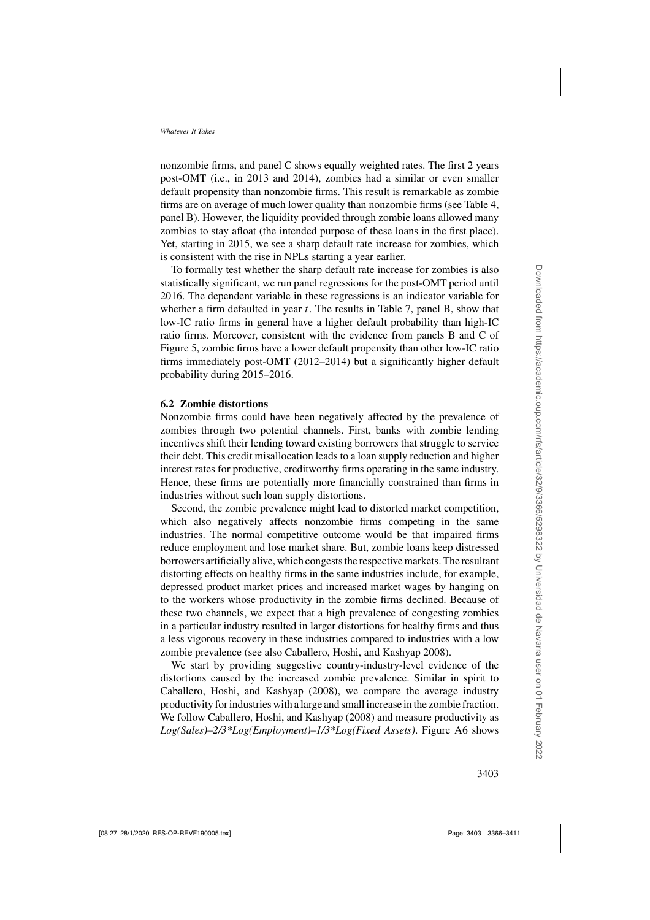nonzombie firms, and panel C shows equally weighted rates. The first 2 years post-OMT (i.e., in 2013 and 2014), zombies had a similar or even smaller default propensity than nonzombie firms. This result is remarkable as zombie firms are on average of much lower quality than nonzombie firms (see Table 4, panel B). However, the liquidity provided through zombie loans allowed many zombies to stay afloat (the intended purpose of these loans in the first place). Yet, starting in 2015, we see a sharp default rate increase for zombies, which is consistent with the rise in NPLs starting a year earlier.

To formally test whether the sharp default rate increase for zombies is also statistically significant, we run panel regressions for the post-OMT period until 2016. The dependent variable in these regressions is an indicator variable for whether a firm defaulted in year $t$. The results in Table 7, panel B, show that low-IC ratio firms in general have a higher default probability than high-IC ratio firms. Moreover, consistent with the evidence from panels B and C of Figure 5, zombie firms have a lower default propensity than other low-IC ratio firms immediately post-OMT (2012–2014) but a significantly higher default probability during 2015–2016.

### 6.2 Zombie distortions

Nonzombie firms could have been negatively affected by the prevalence of zombies through two potential channels. First, banks with zombie lending incentives shift their lending toward existing borrowers that struggle to service their debt. This credit misallocation leads to a loan supply reduction and higher interest rates for productive, creditworthy firms operating in the same industry. Hence, these firms are potentially more financially constrained than firms in industries without such loan supply distortions.

Second, the zombie prevalence might lead to distorted market competition, which also negatively affects nonzombie firms competing in the same industries. The normal competitive outcome would be that impaired firms reduce employment and lose market share. But, zombie loans keep distressed borrowers artificially alive, which congests the respective markets. The resultant distorting effects on healthy firms in the same industries include, for example, depressed product market prices and increased market wages by hanging on to the workers whose productivity in the zombie firms declined. Because of these two channels, we expect that a high prevalence of congesting zombies in a particular industry resulted in larger distortions for healthy firms and thus a less vigorous recovery in these industries compared to industries with a low zombie prevalence (see also Caballero, Hoshi, and Kashyap 2008).

We start by providing suggestive country-industry-level evidence of the distortions caused by the increased zombie prevalence. Similar in spirit to Caballero, Hoshi, and Kashyap (2008), we compare the average industry productivity for industries with a large and small increase in the zombie fraction. We follow Caballero, Hoshi, and Kashyap (2008) and measure productivity as *Log(Sales)–2/3*Log(Employment)–1/3*Log(Fixed Assets)*. Figure A6 shows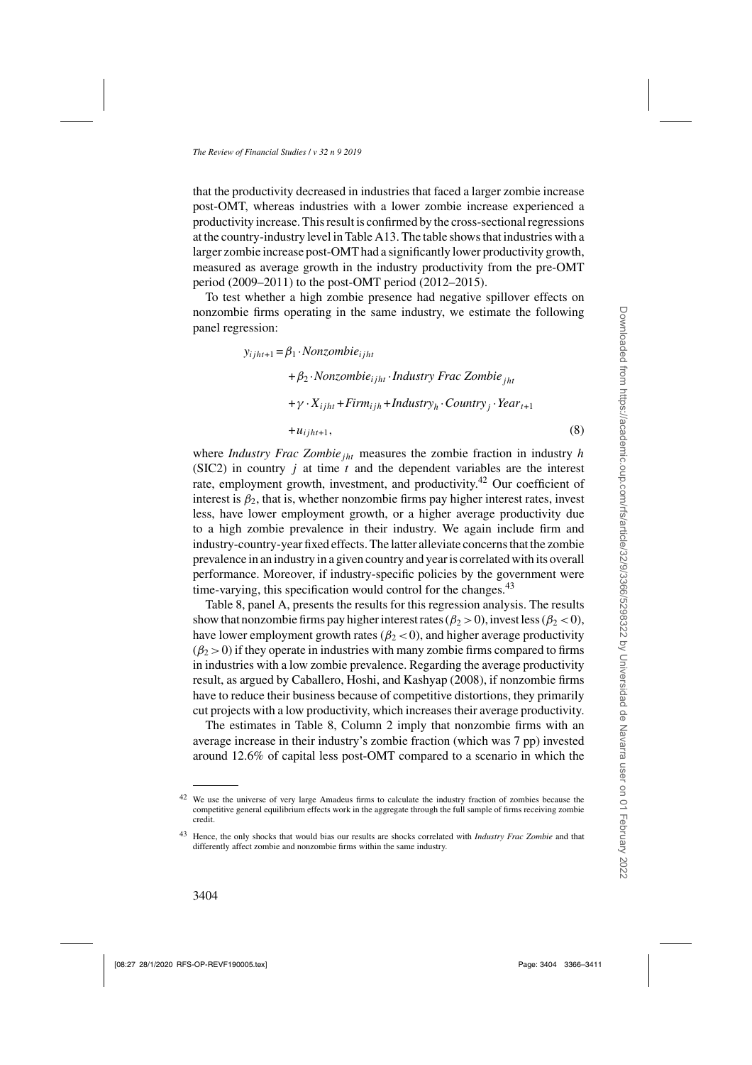that the productivity decreased in industries that faced a larger zombie increase post-OMT, whereas industries with a lower zombie increase experienced a productivity increase. This result is confirmed by the cross-sectional regressions at the country-industry level in Table A13. The table shows that industries with a larger zombie increase post-OMT had a significantly lower productivity growth, measured as average growth in the industry productivity from the pre-OMT period (2009–2011) to the post-OMT period (2012–2015).

To test whether a high zombie presence had negative spillover effects on nonzombie firms operating in the same industry, we estimate the following panel regression:

$$
\begin{aligned}
y_{ijht+1} = {} & \beta_1 \cdot Nonzombie_{ijht} \\
& + \beta_2 \cdot Nonzombie_{ijht} \cdot Industry\ Frac\ Zombie_{jht} \\
& + \gamma \cdot X_{ijht} + Firm_{ijh} + Industry_h \cdot Country_j \cdot Year_{t+1} \\
& + u_{ijht+1},
\end{aligned} \tag{8}
$$

where *Industry Frac Zombie*$_{jht}$ measures the zombie fraction in industry $h$ (SIC2) in country $j$ at time $t$ and the dependent variables are the interest rate, employment growth, investment, and productivity.[42] Our coefficient of interest is $\beta_2$, that is, whether nonzombie firms pay higher interest rates, invest less, have lower employment growth, or a higher average productivity due to a high zombie prevalence in their industry. We again include firm and industry-country-year fixed effects. The latter alleviate concerns that the zombie prevalence in an industry in a given country and year is correlated with its overall performance. Moreover, if industry-specific policies by the government were time-varying, this specification would control for the changes.[43]

Table 8, panel A, presents the results for this regression analysis. The results show that nonzombie firms pay higher interest rates ($\beta_2 > 0$), invest less ($\beta_2 < 0$), have lower employment growth rates ($\beta_2 < 0$), and higher average productivity ($\beta_2 > 0$) if they operate in industries with many zombie firms compared to firms in industries with a low zombie prevalence. Regarding the average productivity result, as argued by Caballero, Hoshi, and Kashyap (2008), if nonzombie firms have to reduce their business because of competitive distortions, they primarily cut projects with a low productivity, which increases their average productivity.

The estimates in Table 8, Column 2 imply that nonzombie firms with an average increase in their industry's zombie fraction (which was 7 pp) invested around 12.6% of capital less post-OMT compared to a scenario in which the

---

[42] We use the universe of very large Amadeus firms to calculate the industry fraction of zombies because the competitive general equilibrium effects work in the aggregate through the full sample of firms receiving zombie credit.

[43] Hence, the only shocks that would bias our results are shocks correlated with *Industry Frac Zombie* and that differently affect zombie and nonzombie firms within the same industry.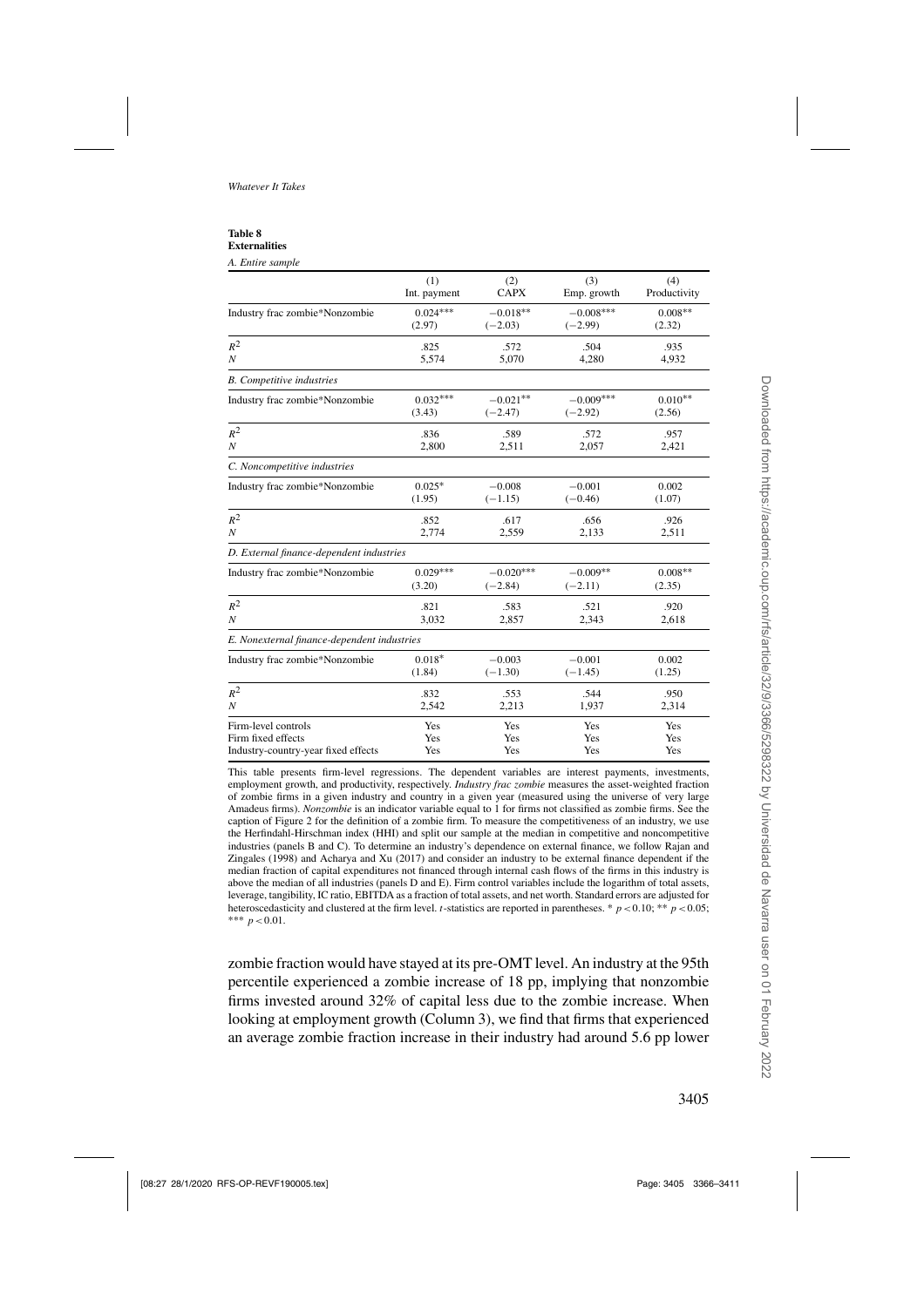**Table 8**
**Externalities**

| | (1) Int. payment | (2) CAPX | (3) Emp. growth | (4) Productivity |
|---|---|---|---|---|
| *A. Entire sample* | | | | |
| Industry frac zombie*Nonzombie | 0.024*** | −0.018** | −0.008*** | 0.008** |
| | (2.97) | (−2.03) | (−2.99) | (2.32) |
| $R^2$ | .825 | .572 | .504 | .935 |
| $N$ | 5,574 | 5,070 | 4,280 | 4,932 |
| *B. Competitive industries* | | | | |
| Industry frac zombie*Nonzombie | 0.032*** | −0.021** | −0.009*** | 0.010** |
| | (3.43) | (−2.47) | (−2.92) | (2.56) |
| $R^2$ | .836 | .589 | .572 | .957 |
| $N$ | 2,800 | 2,511 | 2,057 | 2,421 |
| *C. Noncompetitive industries* | | | | |
| Industry frac zombie*Nonzombie | 0.025* | −0.008 | −0.001 | 0.002 |
| | (1.95) | (−1.15) | (−0.46) | (1.07) |
| $R^2$ | .852 | .617 | .656 | .926 |
| $N$ | 2,774 | 2,559 | 2,133 | 2,511 |
| *D. External finance-dependent industries* | | | | |
| Industry frac zombie*Nonzombie | 0.029*** | −0.020*** | −0.009** | 0.008** |
| | (3.20) | (−2.84) | (−2.11) | (2.35) |
| $R^2$ | .821 | .583 | .521 | .920 |
| $N$ | 3,032 | 2,857 | 2,343 | 2,618 |
| *E. Nonexternal finance-dependent industries* | | | | |
| Industry frac zombie*Nonzombie | 0.018* | −0.003 | −0.001 | 0.002 |
| | (1.84) | (−1.30) | (−1.45) | (1.25) |
| $R^2$ | .832 | .553 | .544 | .950 |
| $N$ | 2,542 | 2,213 | 1,937 | 2,314 |
| Firm-level controls | Yes | Yes | Yes | Yes |
| Firm fixed effects | Yes | Yes | Yes | Yes |
| Industry-country-year fixed effects | Yes | Yes | Yes | Yes |

This table presents firm-level regressions. The dependent variables are interest payments, investments, employment growth, and productivity, respectively. *Industry frac zombie* measures the asset-weighted fraction of zombie firms in a given industry and country in a given year (measured using the universe of very large Amadeus firms). *Nonzombie* is an indicator variable equal to 1 for firms not classified as zombie firms. See the caption of Figure 2 for the definition of a zombie firm. To measure the competitiveness of an industry, we use the Herfindahl-Hirschman index (HHI) and split our sample at the median in competitive and noncompetitive industries (panels B and C). To determine an industry's dependence on external finance, we follow Rajan and Zingales (1998) and Acharya and Xu (2017) and consider an industry to be external finance dependent if the median fraction of capital expenditures not financed through internal cash flows of the firms in this industry is above the median of all industries (panels D and E). Firm control variables include the logarithm of total assets, leverage, tangibility, IC ratio, EBITDA as a fraction of total assets, and net worth. Standard errors are adjusted for heteroscedasticity and clustered at the firm level. $t$-statistics are reported in parentheses. * $p<0.10$; ** $p<0.05$; *** $p<0.01$.

zombie fraction would have stayed at its pre-OMT level. An industry at the 95th percentile experienced a zombie increase of 18 pp, implying that nonzombie firms invested around 32% of capital less due to the zombie increase. When looking at employment growth (Column 3), we find that firms that experienced an average zombie fraction increase in their industry had around 5.6 pp lower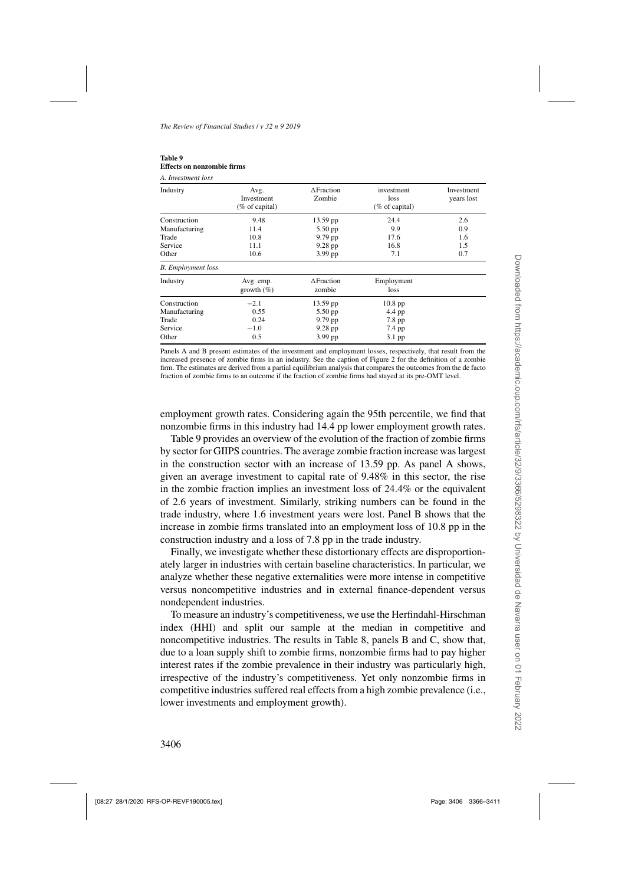**Table 9**
**Effects on nonzombie firms**

*A. Investment loss*

| Industry | Avg. Investment (% of capital) | ΔFraction Zombie | investment loss (% of capital) | Investment years lost |
|---|---|---|---|---|
| Construction | 9.48 | 13.59 pp | 24.4 | 2.6 |
| Manufacturing | 11.4 | 5.50 pp | 9.9 | 0.9 |
| Trade | 10.8 | 9.79 pp | 17.6 | 1.6 |
| Service | 11.1 | 9.28 pp | 16.8 | 1.5 |
| Other | 10.6 | 3.99 pp | 7.1 | 0.7 |

*B. Employment loss*

| Industry | Avg. emp. growth (%) | ΔFraction zombie | Employment loss |
|---|---|---|---|
| Construction | −2.1 | 13.59 pp | 10.8 pp |
| Manufacturing | 0.55 | 5.50 pp | 4.4 pp |
| Trade | 0.24 | 9.79 pp | 7.8 pp |
| Service | −1.0 | 9.28 pp | 7.4 pp |
| Other | 0.5 | 3.99 pp | 3.1 pp |

Panels A and B present estimates of the investment and employment losses, respectively, that result from the increased presence of zombie firms in an industry. See the caption of Figure 2 for the definition of a zombie firm. The estimates are derived from a partial equilibrium analysis that compares the outcomes from the de facto fraction of zombie firms to an outcome if the fraction of zombie firms had stayed at its pre-OMT level.

employment growth rates. Considering again the 95th percentile, we find that nonzombie firms in this industry had 14.4 pp lower employment growth rates.

Table 9 provides an overview of the evolution of the fraction of zombie firms by sector for GIIPS countries. The average zombie fraction increase was largest in the construction sector with an increase of 13.59 pp. As panel A shows, given an average investment to capital rate of 9.48% in this sector, the rise in the zombie fraction implies an investment loss of 24.4% or the equivalent of 2.6 years of investment. Similarly, striking numbers can be found in the trade industry, where 1.6 investment years were lost. Panel B shows that the increase in zombie firms translated into an employment loss of 10.8 pp in the construction industry and a loss of 7.8 pp in the trade industry.

Finally, we investigate whether these distortionary effects are disproportionately larger in industries with certain baseline characteristics. In particular, we analyze whether these negative externalities were more intense in competitive versus noncompetitive industries and in external finance-dependent versus nondependent industries.

To measure an industry's competitiveness, we use the Herfindahl-Hirschman index (HHI) and split our sample at the median in competitive and noncompetitive industries. The results in Table 8, panels B and C, show that, due to a loan supply shift to zombie firms, nonzombie firms had to pay higher interest rates if the zombie prevalence in their industry was particularly high, irrespective of the industry's competitiveness. Yet only nonzombie firms in competitive industries suffered real effects from a high zombie prevalence (i.e., lower investments and employment growth).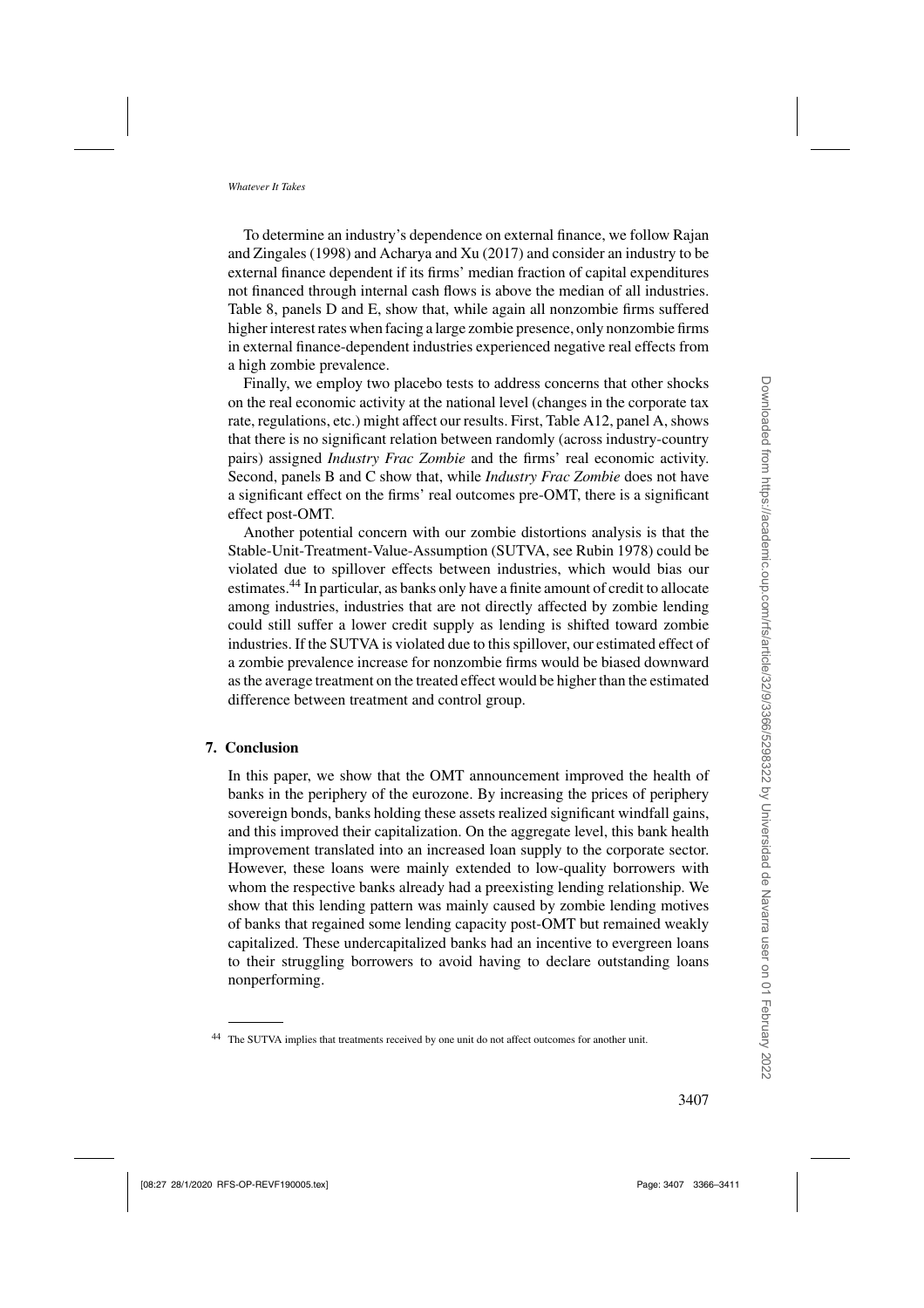To determine an industry's dependence on external finance, we follow Rajan and Zingales (1998) and Acharya and Xu (2017) and consider an industry to be external finance dependent if its firms' median fraction of capital expenditures not financed through internal cash flows is above the median of all industries. Table 8, panels D and E, show that, while again all nonzombie firms suffered higher interest rates when facing a large zombie presence, only nonzombie firms in external finance-dependent industries experienced negative real effects from a high zombie prevalence.

Finally, we employ two placebo tests to address concerns that other shocks on the real economic activity at the national level (changes in the corporate tax rate, regulations, etc.) might affect our results. First, Table A12, panel A, shows that there is no significant relation between randomly (across industry-country pairs) assigned *Industry Frac Zombie* and the firms' real economic activity. Second, panels B and C show that, while *Industry Frac Zombie* does not have a significant effect on the firms' real outcomes pre-OMT, there is a significant effect post-OMT.

Another potential concern with our zombie distortions analysis is that the Stable-Unit-Treatment-Value-Assumption (SUTVA, see Rubin 1978) could be violated due to spillover effects between industries, which would bias our estimates.[44] In particular, as banks only have a finite amount of credit to allocate among industries, industries that are not directly affected by zombie lending could still suffer a lower credit supply as lending is shifted toward zombie industries. If the SUTVA is violated due to this spillover, our estimated effect of a zombie prevalence increase for nonzombie firms would be biased downward as the average treatment on the treated effect would be higher than the estimated difference between treatment and control group.

## 7. Conclusion

In this paper, we show that the OMT announcement improved the health of banks in the periphery of the eurozone. By increasing the prices of periphery sovereign bonds, banks holding these assets realized significant windfall gains, and this improved their capitalization. On the aggregate level, this bank health improvement translated into an increased loan supply to the corporate sector. However, these loans were mainly extended to low-quality borrowers with whom the respective banks already had a preexisting lending relationship. We show that this lending pattern was mainly caused by zombie lending motives of banks that regained some lending capacity post-OMT but remained weakly capitalized. These undercapitalized banks had an incentive to evergreen loans to their struggling borrowers to avoid having to declare outstanding loans nonperforming.

[44] The SUTVA implies that treatments received by one unit do not affect outcomes for another unit.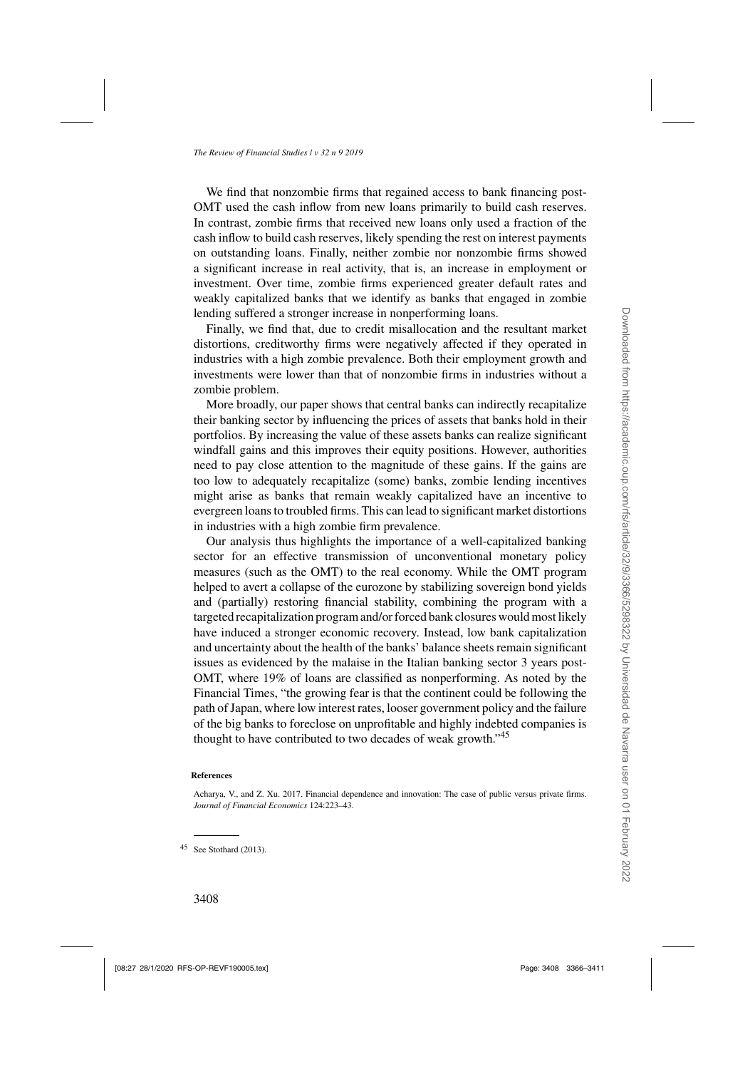We find that nonzombie firms that regained access to bank financing post-OMT used the cash inflow from new loans primarily to build cash reserves. In contrast, zombie firms that received new loans only used a fraction of the cash inflow to build cash reserves, likely spending the rest on interest payments on outstanding loans. Finally, neither zombie nor nonzombie firms showed a significant increase in real activity, that is, an increase in employment or investment. Over time, zombie firms experienced greater default rates and weakly capitalized banks that we identify as banks that engaged in zombie lending suffered a stronger increase in nonperforming loans.

Finally, we find that, due to credit misallocation and the resultant market distortions, creditworthy firms were negatively affected if they operated in industries with a high zombie prevalence. Both their employment growth and investments were lower than that of nonzombie firms in industries without a zombie problem.

More broadly, our paper shows that central banks can indirectly recapitalize their banking sector by influencing the prices of assets that banks hold in their portfolios. By increasing the value of these assets banks can realize significant windfall gains and this improves their equity positions. However, authorities need to pay close attention to the magnitude of these gains. If the gains are too low to adequately recapitalize (some) banks, zombie lending incentives might arise as banks that remain weakly capitalized have an incentive to evergreen loans to troubled firms. This can lead to significant market distortions in industries with a high zombie firm prevalence.

Our analysis thus highlights the importance of a well-capitalized banking sector for an effective transmission of unconventional monetary policy measures (such as the OMT) to the real economy. While the OMT program helped to avert a collapse of the eurozone by stabilizing sovereign bond yields and (partially) restoring financial stability, combining the program with a targeted recapitalization program and/or forced bank closures would most likely have induced a stronger economic recovery. Instead, low bank capitalization and uncertainty about the health of the banks' balance sheets remain significant issues as evidenced by the malaise in the Italian banking sector 3 years post-OMT, where 19% of loans are classified as nonperforming. As noted by the Financial Times, "the growing fear is that the continent could be following the path of Japan, where low interest rates, looser government policy and the failure of the big banks to foreclose on unprofitable and highly indebted companies is thought to have contributed to two decades of weak growth."[45]

#### References

Acharya, V., and Z. Xu. 2017. Financial dependence and innovation: The case of public versus private firms. *Journal of Financial Economics* 124:223–43.

[45] See Stothard (2013).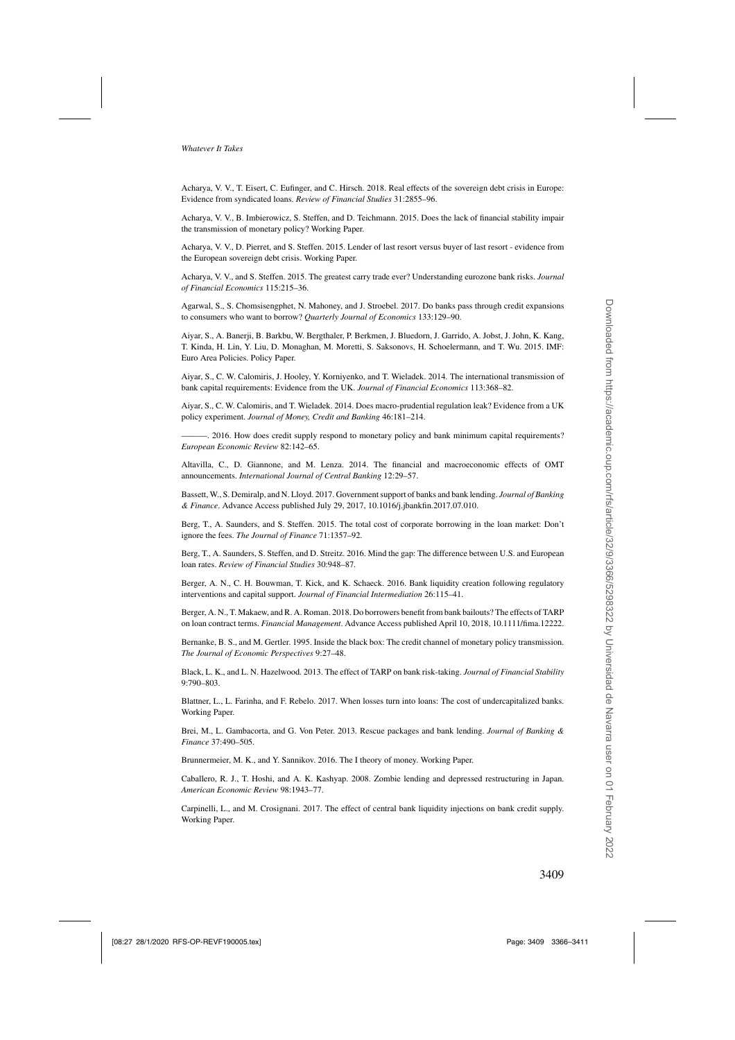Acharya, V. V., T. Eisert, C. Eufinger, and C. Hirsch. 2018. Real effects of the sovereign debt crisis in Europe: Evidence from syndicated loans. *Review of Financial Studies* 31:2855–96.

Acharya, V. V., B. Imbierowicz, S. Steffen, and D. Teichmann. 2015. Does the lack of financial stability impair the transmission of monetary policy? Working Paper.

Acharya, V. V., D. Pierret, and S. Steffen. 2015. Lender of last resort versus buyer of last resort - evidence from the European sovereign debt crisis. Working Paper.

Acharya, V. V., and S. Steffen. 2015. The greatest carry trade ever? Understanding eurozone bank risks. *Journal of Financial Economics* 115:215–36.

Agarwal, S., S. Chomsisengphet, N. Mahoney, and J. Stroebel. 2017. Do banks pass through credit expansions to consumers who want to borrow? *Quarterly Journal of Economics* 133:129–90.

Aiyar, S., A. Banerji, B. Barkbu, W. Bergthaler, P. Berkmen, J. Bluedorn, J. Garrido, A. Jobst, J. John, K. Kang, T. Kinda, H. Lin, Y. Liu, D. Monaghan, M. Moretti, S. Saksonovs, H. Schoelermann, and T. Wu. 2015. IMF: Euro Area Policies. Policy Paper.

Aiyar, S., C. W. Calomiris, J. Hooley, Y. Korniyenko, and T. Wieladek. 2014. The international transmission of bank capital requirements: Evidence from the UK. *Journal of Financial Economics* 113:368–82.

Aiyar, S., C. W. Calomiris, and T. Wieladek. 2014. Does macro-prudential regulation leak? Evidence from a UK policy experiment. *Journal of Money, Credit and Banking* 46:181–214.

———. 2016. How does credit supply respond to monetary policy and bank minimum capital requirements? *European Economic Review* 82:142–65.

Altavilla, C., D. Giannone, and M. Lenza. 2014. The financial and macroeconomic effects of OMT announcements. *International Journal of Central Banking* 12:29–57.

Bassett, W., S. Demiralp, and N. Lloyd. 2017. Government support of banks and bank lending. *Journal of Banking & Finance*. Advance Access published July 29, 2017, 10.1016/j.jbankfin.2017.07.010.

Berg, T., A. Saunders, and S. Steffen. 2015. The total cost of corporate borrowing in the loan market: Don't ignore the fees. *The Journal of Finance* 71:1357–92.

Berg, T., A. Saunders, S. Steffen, and D. Streitz. 2016. Mind the gap: The difference between U.S. and European loan rates. *Review of Financial Studies* 30:948–87.

Berger, A. N., C. H. Bouwman, T. Kick, and K. Schaeck. 2016. Bank liquidity creation following regulatory interventions and capital support. *Journal of Financial Intermediation* 26:115–41.

Berger, A. N., T. Makaew, and R. A. Roman. 2018. Do borrowers benefit from bank bailouts? The effects of TARP on loan contract terms. *Financial Management*. Advance Access published April 10, 2018, 10.1111/fima.12222.

Bernanke, B. S., and M. Gertler. 1995. Inside the black box: The credit channel of monetary policy transmission. *The Journal of Economic Perspectives* 9:27–48.

Black, L. K., and L. N. Hazelwood. 2013. The effect of TARP on bank risk-taking. *Journal of Financial Stability* 9:790–803.

Blattner, L., L. Farinha, and F. Rebelo. 2017. When losses turn into loans: The cost of undercapitalized banks. Working Paper.

Brei, M., L. Gambacorta, and G. Von Peter. 2013. Rescue packages and bank lending. *Journal of Banking & Finance* 37:490–505.

Brunnermeier, M. K., and Y. Sannikov. 2016. The I theory of money. Working Paper.

Caballero, R. J., T. Hoshi, and A. K. Kashyap. 2008. Zombie lending and depressed restructuring in Japan. *American Economic Review* 98:1943–77.

Carpinelli, L., and M. Crosignani. 2017. The effect of central bank liquidity injections on bank credit supply. Working Paper.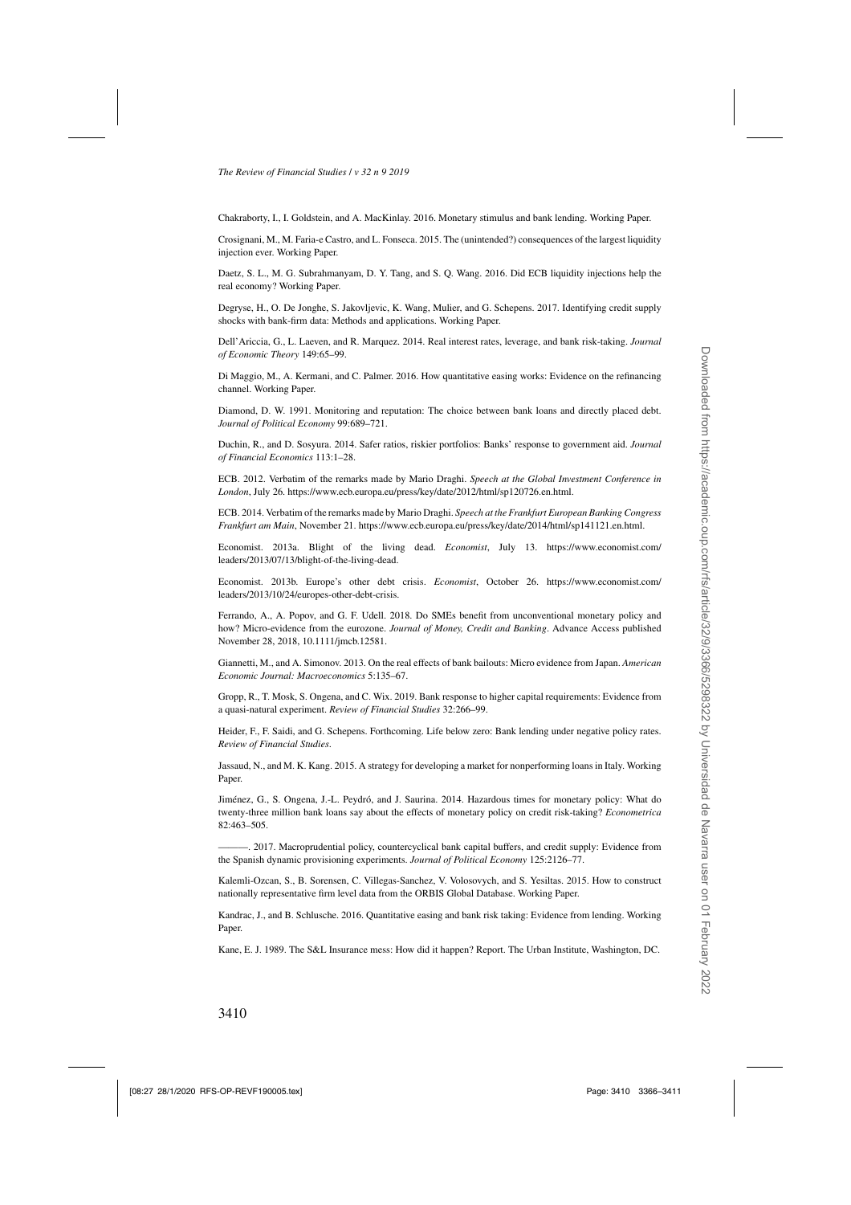Chakraborty, I., I. Goldstein, and A. MacKinlay. 2016. Monetary stimulus and bank lending. Working Paper.

Crosignani, M., M. Faria-e Castro, and L. Fonseca. 2015. The (unintended?) consequences of the largest liquidity injection ever. Working Paper.

Daetz, S. L., M. G. Subrahmanyam, D. Y. Tang, and S. Q. Wang. 2016. Did ECB liquidity injections help the real economy? Working Paper.

Degryse, H., O. De Jonghe, S. Jakovljevic, K. Wang, Mulier, and G. Schepens. 2017. Identifying credit supply shocks with bank-firm data: Methods and applications. Working Paper.

Dell'Ariccia, G., L. Laeven, and R. Marquez. 2014. Real interest rates, leverage, and bank risk-taking. *Journal of Economic Theory* 149:65–99.

Di Maggio, M., A. Kermani, and C. Palmer. 2016. How quantitative easing works: Evidence on the refinancing channel. Working Paper.

Diamond, D. W. 1991. Monitoring and reputation: The choice between bank loans and directly placed debt. *Journal of Political Economy* 99:689–721.

Duchin, R., and D. Sosyura. 2014. Safer ratios, riskier portfolios: Banks' response to government aid. *Journal of Financial Economics* 113:1–28.

ECB. 2012. Verbatim of the remarks made by Mario Draghi. *Speech at the Global Investment Conference in London*, July 26. https://www.ecb.europa.eu/press/key/date/2012/html/sp120726.en.html.

ECB. 2014. Verbatim of the remarks made by Mario Draghi. *Speech at the Frankfurt European Banking Congress Frankfurt am Main*, November 21. https://www.ecb.europa.eu/press/key/date/2014/html/sp141121.en.html.

Economist. 2013a. Blight of the living dead. *Economist*, July 13. https://www.economist.com/leaders/2013/07/13/blight-of-the-living-dead.

Economist. 2013b. Europe's other debt crisis. *Economist*, October 26. https://www.economist.com/leaders/2013/10/24/europes-other-debt-crisis.

Ferrando, A., A. Popov, and G. F. Udell. 2018. Do SMEs benefit from unconventional monetary policy and how? Micro-evidence from the eurozone. *Journal of Money, Credit and Banking*. Advance Access published November 28, 2018, 10.1111/jmcb.12581.

Giannetti, M., and A. Simonov. 2013. On the real effects of bank bailouts: Micro evidence from Japan. *American Economic Journal: Macroeconomics* 5:135–67.

Gropp, R., T. Mosk, S. Ongena, and C. Wix. 2019. Bank response to higher capital requirements: Evidence from a quasi-natural experiment. *Review of Financial Studies* 32:266–99.

Heider, F., F. Saidi, and G. Schepens. Forthcoming. Life below zero: Bank lending under negative policy rates. *Review of Financial Studies*.

Jassaud, N., and M. K. Kang. 2015. A strategy for developing a market for nonperforming loans in Italy. Working Paper.

Jiménez, G., S. Ongena, J.-L. Peydró, and J. Saurina. 2014. Hazardous times for monetary policy: What do twenty-three million bank loans say about the effects of monetary policy on credit risk-taking? *Econometrica* 82:463–505.

———. 2017. Macroprudential policy, countercyclical bank capital buffers, and credit supply: Evidence from the Spanish dynamic provisioning experiments. *Journal of Political Economy* 125:2126–77.

Kalemli-Ozcan, S., B. Sorensen, C. Villegas-Sanchez, V. Volosovych, and S. Yesiltas. 2015. How to construct nationally representative firm level data from the ORBIS Global Database. Working Paper.

Kandrac, J., and B. Schlusche. 2016. Quantitative easing and bank risk taking: Evidence from lending. Working Paper.

Kane, E. J. 1989. The S&L Insurance mess: How did it happen? Report. The Urban Institute, Washington, DC.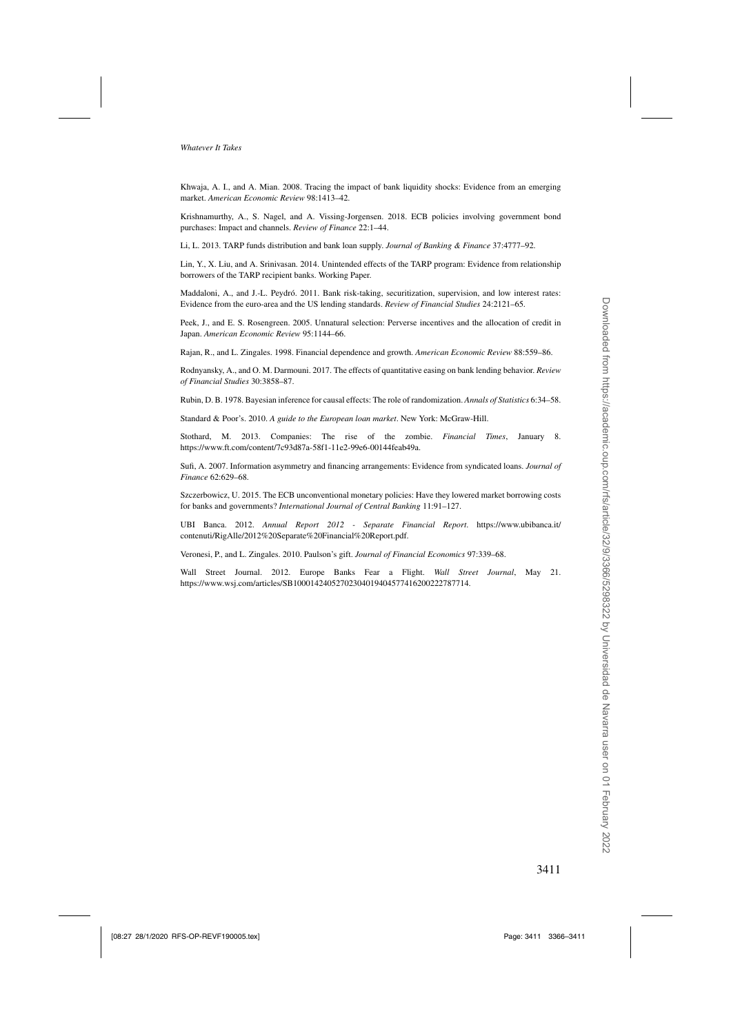Khwaja, A. I., and A. Mian. 2008. Tracing the impact of bank liquidity shocks: Evidence from an emerging market. *American Economic Review* 98:1413–42.

Krishnamurthy, A., S. Nagel, and A. Vissing-Jorgensen. 2018. ECB policies involving government bond purchases: Impact and channels. *Review of Finance* 22:1–44.

Li, L. 2013. TARP funds distribution and bank loan supply. *Journal of Banking & Finance* 37:4777–92.

Lin, Y., X. Liu, and A. Srinivasan. 2014. Unintended effects of the TARP program: Evidence from relationship borrowers of the TARP recipient banks. Working Paper.

Maddaloni, A., and J.-L. Peydró. 2011. Bank risk-taking, securitization, supervision, and low interest rates: Evidence from the euro-area and the US lending standards. *Review of Financial Studies* 24:2121–65.

Peek, J., and E. S. Rosengreen. 2005. Unnatural selection: Perverse incentives and the allocation of credit in Japan. *American Economic Review* 95:1144–66.

Rajan, R., and L. Zingales. 1998. Financial dependence and growth. *American Economic Review* 88:559–86.

Rodnyansky, A., and O. M. Darmouni. 2017. The effects of quantitative easing on bank lending behavior. *Review of Financial Studies* 30:3858–87.

Rubin, D. B. 1978. Bayesian inference for causal effects: The role of randomization. *Annals of Statistics* 6:34–58.

Standard & Poor's. 2010. *A guide to the European loan market*. New York: McGraw-Hill.

Stothard, M. 2013. Companies: The rise of the zombie. *Financial Times*, January 8. https://www.ft.com/content/7c93d87a-58f1-11e2-99e6-00144feab49a.

Sufi, A. 2007. Information asymmetry and financing arrangements: Evidence from syndicated loans. *Journal of Finance* 62:629–68.

Szczerbowicz, U. 2015. The ECB unconventional monetary policies: Have they lowered market borrowing costs for banks and governments? *International Journal of Central Banking* 11:91–127.

UBI Banca. 2012. *Annual Report 2012 - Separate Financial Report*. https://www.ubibanca.it/contenuti/RigAlle/2012%20Separate%20Financial%20Report.pdf.

Veronesi, P., and L. Zingales. 2010. Paulson's gift. *Journal of Financial Economics* 97:339–68.

Wall Street Journal. 2012. Europe Banks Fear a Flight. *Wall Street Journal*, May 21. https://www.wsj.com/articles/SB10001424052702304019404577416200222787714.